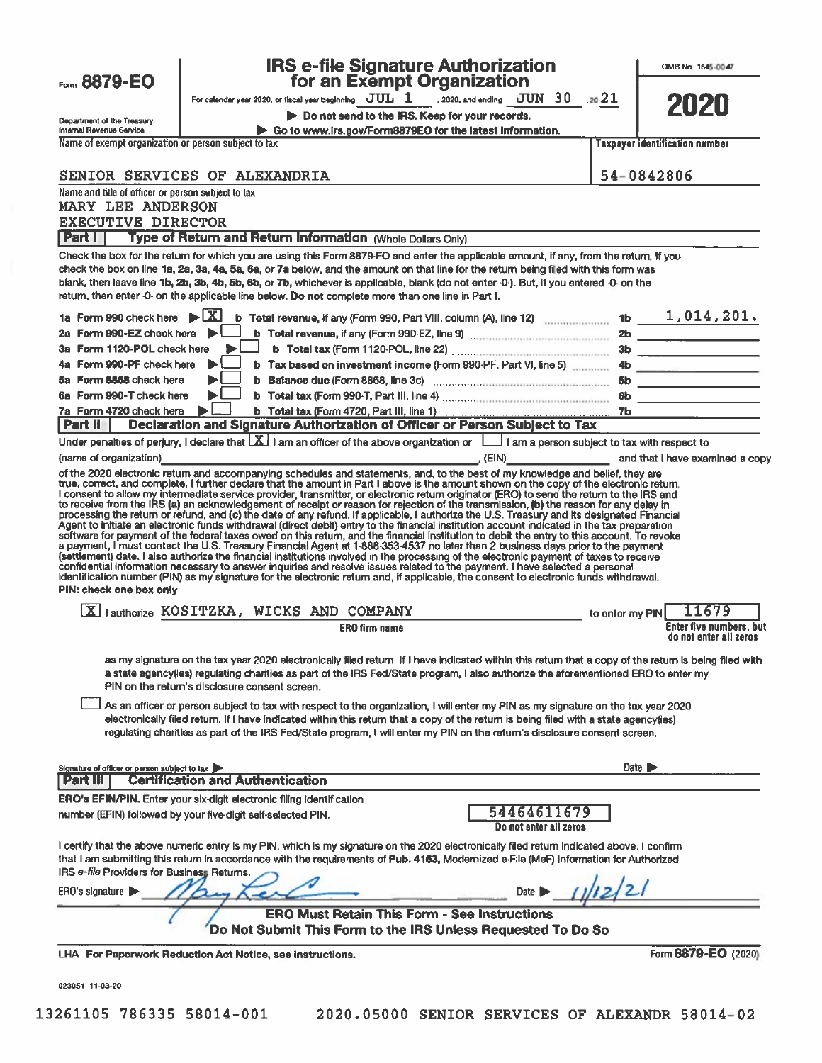Form **8879-EO**

Department of the Treasury
Internal Revenue Service

# IRS e-file Signature Authorization for an Exempt Organization

For calendar year 2020, or fiscal year beginning JUL 1, 2020, and ending JUN 30, 20 21

▶ Do not send to the IRS. Keep for your records.

▶ Go to www.irs.gov/Form8879EO for the latest information.

OMB No. 1545-0047

**2020**

Name of exempt organization or person subject to tax: SENIOR SERVICES OF ALEXANDRIA

Taxpayer identification number: 54-0842806

Name and title of officer or person subject to tax:
MARY LEE ANDERSON
EXECUTIVE DIRECTOR

## Part I — Type of Return and Return Information (Whole Dollars Only)

Check the box for the return for which you are using this Form 8879-EO and enter the applicable amount, if any, from the return. If you check the box on line 1a, 2a, 3a, 4a, 5a, 6a, or 7a below, and the amount on that line for the return being filed with this form was blank, then leave line 1b, 2b, 3b, 4b, 5b, 6b, or 7b, whichever is applicable, blank (do not enter -0-). But, if you entered -0- on the return, then enter -0- on the applicable line below. **Do not** complete more than one line in Part I.

| Line | Form | Check | Line | Description | Amount |
|---|---|---|---|---|---|
| 1a | Form 990 check here | ▶ [X] | 1b | Total revenue, if any (Form 990, Part VIII, column (A), line 12) | 1,014,201. |
| 2a | Form 990-EZ check here | ▶ [ ] | 2b | Total revenue, if any (Form 990-EZ, line 9) | |
| 3a | Form 1120-POL check here | ▶ [ ] | 3b | Total tax (Form 1120-POL, line 22) | |
| 4a | Form 990-PF check here | ▶ [ ] | 4b | Tax based on investment income (Form 990-PF, Part VI, line 5) | |
| 5a | Form 8868 check here | ▶ [ ] | 5b | Balance due (Form 8868, line 3c) | |
| 6a | Form 990-T check here | ▶ [ ] | 6b | Total tax (Form 990-T, Part III, line 4) | |
| 7a | Form 4720 check here | ▶ [ ] | 7b | Total tax (Form 4720, Part III, line 1) | |

## Part II — Declaration and Signature Authorization of Officer or Person Subject to Tax

Under penalties of perjury, I declare that [X] I am an officer of the above organization or [ ] I am a person subject to tax with respect to (name of organization) ________________, (EIN) ________ and that I have examined a copy of the 2020 electronic return and accompanying schedules and statements, and, to the best of my knowledge and belief, they are true, correct, and complete. I further declare that the amount in Part I above is the amount shown on the copy of the electronic return. I consent to allow my intermediate service provider, transmitter, or electronic return originator (ERO) to send the return to the IRS and to receive from the IRS (a) an acknowledgement of receipt or reason for rejection of the transmission, (b) the reason for any delay in processing the return or refund, and (c) the date of any refund. If applicable, I authorize the U.S. Treasury and its designated Financial Agent to initiate an electronic funds withdrawal (direct debit) entry to the financial institution account indicated in the tax preparation software for payment of the federal taxes owed on this return, and the financial institution to debit the entry to this account. To revoke a payment, I must contact the U.S. Treasury Financial Agent at 1-888-353-4537 no later than 2 business days prior to the payment (settlement) date. I also authorize the financial institutions involved in the processing of the electronic payment of taxes to receive confidential information necessary to answer inquiries and resolve issues related to the payment. I have selected a personal identification number (PIN) as my signature for the electronic return and, if applicable, the consent to electronic funds withdrawal.

**PIN: check one box only**

[X] I authorize KOSITZKA, WICKS AND COMPANY (ERO firm name) to enter my PIN 11679 (Enter five numbers, but do not enter all zeros) as my signature on the tax year 2020 electronically filed return. If I have indicated within this return that a copy of the return is being filed with a state agency(ies) regulating charities as part of the IRS Fed/State program, I also authorize the aforementioned ERO to enter my PIN on the return's disclosure consent screen.

[ ] As an officer or person subject to tax with respect to the organization, I will enter my PIN as my signature on the tax year 2020 electronically filed return. If I have indicated within this return that a copy of the return is being filed with a state agency(ies) regulating charities as part of the IRS Fed/State program, I will enter my PIN on the return's disclosure consent screen.

Signature of officer or person subject to tax ▶ ________________ Date ▶ ________

## Part III — Certification and Authentication

**ERO's EFIN/PIN.** Enter your six-digit electronic filing identification number (EFIN) followed by your five-digit self-selected PIN.

54464611679
Do not enter all zeros

I certify that the above numeric entry is my PIN, which is my signature on the 2020 electronically filed return indicated above. I confirm that I am submitting this return in accordance with the requirements of **Pub. 4163,** Modernized e-File (MeF) Information for Authorized IRS *e-file* Providers for Business Returns.

ERO's signature ▶ [signature] Date ▶ 11/12/21

**ERO Must Retain This Form - See Instructions**
**Do Not Submit This Form to the IRS Unless Requested To Do So**

LHA For Paperwork Reduction Act Notice, see instructions. Form **8879-EO** (2020)

023051 11-03-20

13261105 786335 58014-001 2020.05000 SENIOR SERVICES OF ALEXANDR 58014-02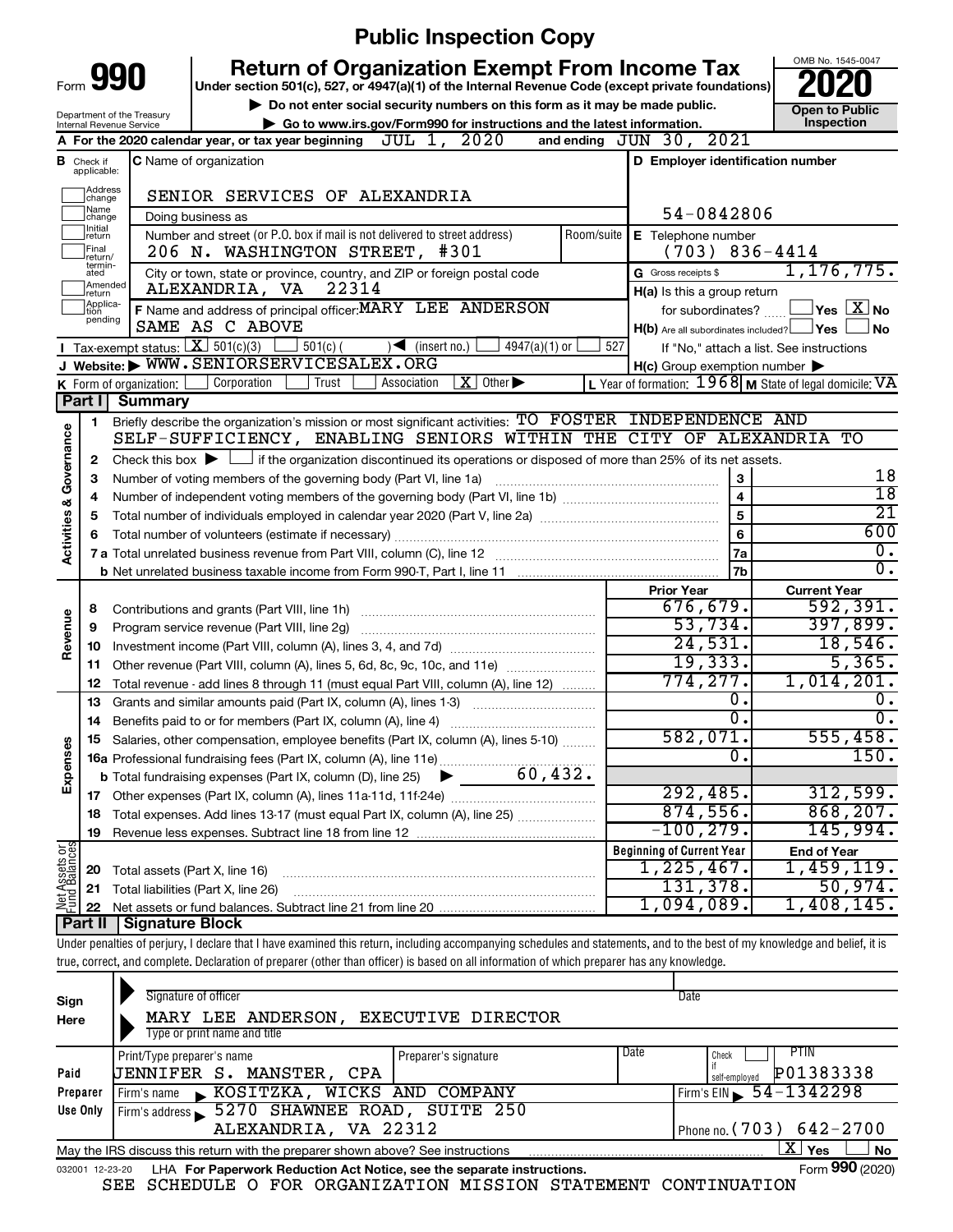# Public Inspection Copy

Form **990**

**Return of Organization Exempt From Income Tax**

Under section 501(c), 527, or 4947(a)(1) of the Internal Revenue Code (except private foundations)

▶ Do not enter social security numbers on this form as it may be made public.

▶ Go to www.irs.gov/Form990 for instructions and the latest information.

Department of the Treasury
Internal Revenue Service

OMB No. 1545-0047

**2020**

**Open to Public Inspection**

**A** For the 2020 calendar year, or tax year beginning JUL 1, 2020 and ending JUN 30, 2021

**B** Check if applicable: Address change, Name change, Initial return, Final return/terminated, Amended return, Application pending

**C** Name of organization: SENIOR SERVICES OF ALEXANDRIA

Doing business as

Number and street (or P.O. box if mail is not delivered to street address): 206 N. WASHINGTON STREET, #301 | Room/suite

City or town, state or province, country, and ZIP or foreign postal code: ALEXANDRIA, VA 22314

**D** Employer identification number: 54-0842806

**E** Telephone number: (703) 836-4414

**G** Gross receipts $ 1,176,775.

**F** Name and address of principal officer: MARY LEE ANDERSON, SAME AS C ABOVE

**H(a)** Is this a group return for subordinates? ☐ Yes ☒ No

**H(b)** Are all subordinates included? ☐ Yes ☐ No

If "No," attach a list. See instructions

**H(c)** Group exemption number ▶

**I** Tax-exempt status: ☒ 501(c)(3) ☐ 501(c) ( ) ◀ (insert no.) ☐ 4947(a)(1) or ☐ 527

**J** Website: ▶ WWW.SENIORSERVICESALEX.ORG

**K** Form of organization: ☐ Corporation ☐ Trust ☐ Association ☒ Other ▶

**L** Year of formation: 1968 **M** State of legal domicile: VA

## Part I Summary

**Activities & Governance**

1 Briefly describe the organization's mission or most significant activities: TO FOSTER INDEPENDENCE AND SELF-SUFFICIENCY, ENABLING SENIORS WITHIN THE CITY OF ALEXANDRIA TO

2 Check this box ▶ ☐ if the organization discontinued its operations or disposed of more than 25% of its net assets.

| | | | |
|---|---|---|---|
| 3 | Number of voting members of the governing body (Part VI, line 1a) | 3 | 18 |
| 4 | Number of independent voting members of the governing body (Part VI, line 1b) | 4 | 18 |
| 5 | Total number of individuals employed in calendar year 2020 (Part V, line 2a) | 5 | 21 |
| 6 | Total number of volunteers (estimate if necessary) | 6 | 600 |
| 7a | Total unrelated business revenue from Part VIII, column (C), line 12 | 7a | 0. |
| b | Net unrelated business taxable income from Form 990-T, Part I, line 11 | 7b | 0. |

| | | | Prior Year | Current Year |
|---|---|---|---|---|
| **Revenue** | 8 | Contributions and grants (Part VIII, line 1h) | 676,679. | 592,391. |
| | 9 | Program service revenue (Part VIII, line 2g) | 53,734. | 397,899. |
| | 10 | Investment income (Part VIII, column (A), lines 3, 4, and 7d) | 24,531. | 18,546. |
| | 11 | Other revenue (Part VIII, column (A), lines 5, 6d, 8c, 9c, 10c, and 11e) | 19,333. | 5,365. |
| | 12 | Total revenue - add lines 8 through 11 (must equal Part VIII, column (A), line 12) | 774,277. | 1,014,201. |
| **Expenses** | 13 | Grants and similar amounts paid (Part IX, column (A), lines 1-3) | 0. | 0. |
| | 14 | Benefits paid to or for members (Part IX, column (A), line 4) | 0. | 0. |
| | 15 | Salaries, other compensation, employee benefits (Part IX, column (A), lines 5-10) | 582,071. | 555,458. |
| | 16a | Professional fundraising fees (Part IX, column (A), line 11e) | 0. | 150. |
| | b | Total fundraising expenses (Part IX, column (D), line 25) ▶ 60,432. | | |
| | 17 | Other expenses (Part IX, column (A), lines 11a-11d, 11f-24e) | 292,485. | 312,599. |
| | 18 | Total expenses. Add lines 13-17 (must equal Part IX, column (A), line 25) | 874,556. | 868,207. |
| | 19 | Revenue less expenses. Subtract line 18 from line 12 | -100,279. | 145,994. |

| | | | Beginning of Current Year | End of Year |
|---|---|---|---|---|
| **Net Assets or Fund Balances** | 20 | Total assets (Part X, line 16) | 1,225,467. | 1,459,119. |
| | 21 | Total liabilities (Part X, line 26) | 131,378. | 50,974. |
| | 22 | Net assets or fund balances. Subtract line 21 from line 20 | 1,094,089. | 1,408,145. |

## Part II Signature Block

Under penalties of perjury, I declare that I have examined this return, including accompanying schedules and statements, and to the best of my knowledge and belief, it is true, correct, and complete. Declaration of preparer (other than officer) is based on all information of which preparer has any knowledge.

**Sign Here**

Signature of officer | Date

MARY LEE ANDERSON, EXECUTIVE DIRECTOR

Type or print name and title

**Paid Preparer Use Only**

| Print/Type preparer's name | Preparer's signature | Date | Check ☐ if self-employed | PTIN |
|---|---|---|---|---|
| JENNIFER S. MANSTER, CPA | | | | P01383338 |

Firm's name ▶ KOSITZKA, WICKS AND COMPANY | Firm's EIN ▶ 54-1342298

Firm's address ▶ 5270 SHAWNEE ROAD, SUITE 250, ALEXANDRIA, VA 22312 | Phone no. (703) 642-2700

May the IRS discuss this return with the preparer shown above? See instructions ☒ Yes ☐ No

032001 12-23-20 LHA For Paperwork Reduction Act Notice, see the separate instructions. Form **990** (2020)

SEE SCHEDULE O FOR ORGANIZATION MISSION STATEMENT CONTINUATION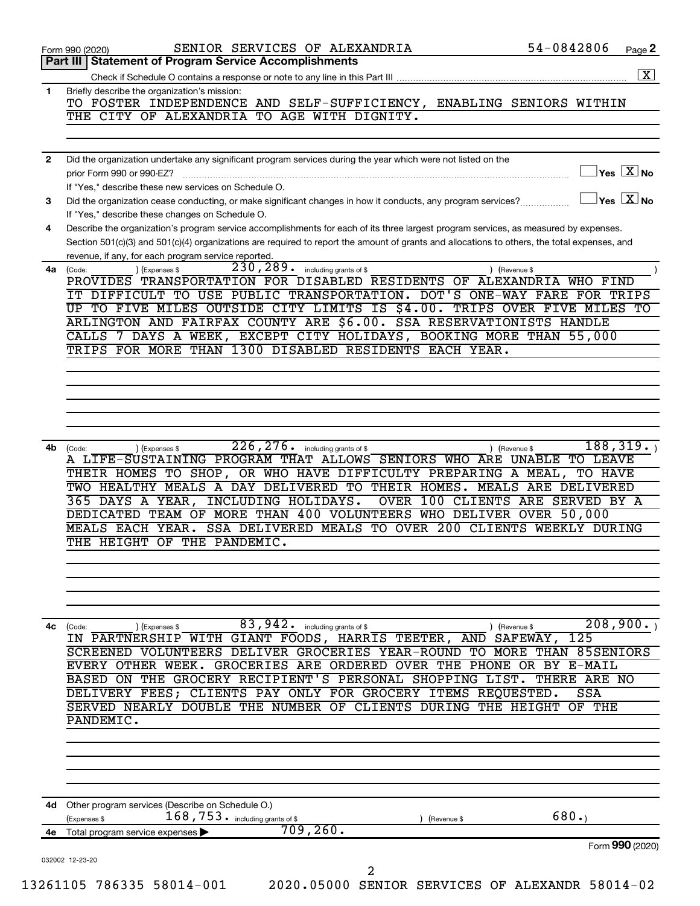Form 990 (2020) SENIOR SERVICES OF ALEXANDRIA 54-0842806 Page 2

## Part III Statement of Program Service Accomplishments

Check if Schedule O contains a response or note to any line in this Part III ..... [X]

**1** Briefly describe the organization's mission:

TO FOSTER INDEPENDENCE AND SELF-SUFFICIENCY, ENABLING SENIORS WITHIN THE CITY OF ALEXANDRIA TO AGE WITH DIGNITY.

**2** Did the organization undertake any significant program services during the year which were not listed on the prior Form 990 or 990-EZ? ..... [ ] Yes [X] No

If "Yes," describe these new services on Schedule O.

**3** Did the organization cease conducting, or make significant changes in how it conducts, any program services? ..... [ ] Yes [X] No

If "Yes," describe these changes on Schedule O.

**4** Describe the organization's program service accomplishments for each of its three largest program services, as measured by expenses. Section 501(c)(3) and 501(c)(4) organizations are required to report the amount of grants and allocations to others, the total expenses, and revenue, if any, for each program service reported.

**4a** (Code: ) (Expenses $ 230,289. including grants of $ ) (Revenue $ )

PROVIDES TRANSPORTATION FOR DISABLED RESIDENTS OF ALEXANDRIA WHO FIND IT DIFFICULT TO USE PUBLIC TRANSPORTATION. DOT'S ONE-WAY FARE FOR TRIPS UP TO FIVE MILES OUTSIDE CITY LIMITS IS $4.00. TRIPS OVER FIVE MILES TO ARLINGTON AND FAIRFAX COUNTY ARE $6.00. SSA RESERVATIONISTS HANDLE CALLS 7 DAYS A WEEK, EXCEPT CITY HOLIDAYS, BOOKING MORE THAN 55,000 TRIPS FOR MORE THAN 1300 DISABLED RESIDENTS EACH YEAR.

**4b** (Code: ) (Expenses $ 226,276. including grants of $ ) (Revenue $ 188,319. )

A LIFE-SUSTAINING PROGRAM THAT ALLOWS SENIORS WHO ARE UNABLE TO LEAVE THEIR HOMES TO SHOP, OR WHO HAVE DIFFICULTY PREPARING A MEAL, TO HAVE TWO HEALTHY MEALS A DAY DELIVERED TO THEIR HOMES. MEALS ARE DELIVERED 365 DAYS A YEAR, INCLUDING HOLIDAYS. OVER 100 CLIENTS ARE SERVED BY A DEDICATED TEAM OF MORE THAN 400 VOLUNTEERS WHO DELIVER OVER 50,000 MEALS EACH YEAR. SSA DELIVERED MEALS TO OVER 200 CLIENTS WEEKLY DURING THE HEIGHT OF THE PANDEMIC.

**4c** (Code: ) (Expenses $ 83,942. including grants of $ ) (Revenue $ 208,900. )

IN PARTNERSHIP WITH GIANT FOODS, HARRIS TEETER, AND SAFEWAY, 125 SCREENED VOLUNTEERS DELIVER GROCERIES YEAR-ROUND TO MORE THAN 85SENIORS EVERY OTHER WEEK. GROCERIES ARE ORDERED OVER THE PHONE OR BY E-MAIL BASED ON THE GROCERY RECIPIENT'S PERSONAL SHOPPING LIST. THERE ARE NO DELIVERY FEES; CLIENTS PAY ONLY FOR GROCERY ITEMS REQUESTED. SSA SERVED NEARLY DOUBLE THE NUMBER OF CLIENTS DURING THE HEIGHT OF THE PANDEMIC.

**4d** Other program services (Describe on Schedule O.)

(Expenses $ 168,753. including grants of $ ) (Revenue $ 680.)

**4e** Total program service expenses ▶ 709,260.

Form **990** (2020)

032002 12-23-20

13261105 786335 58014-001 2020.05000 SENIOR SERVICES OF ALEXANDR 58014-02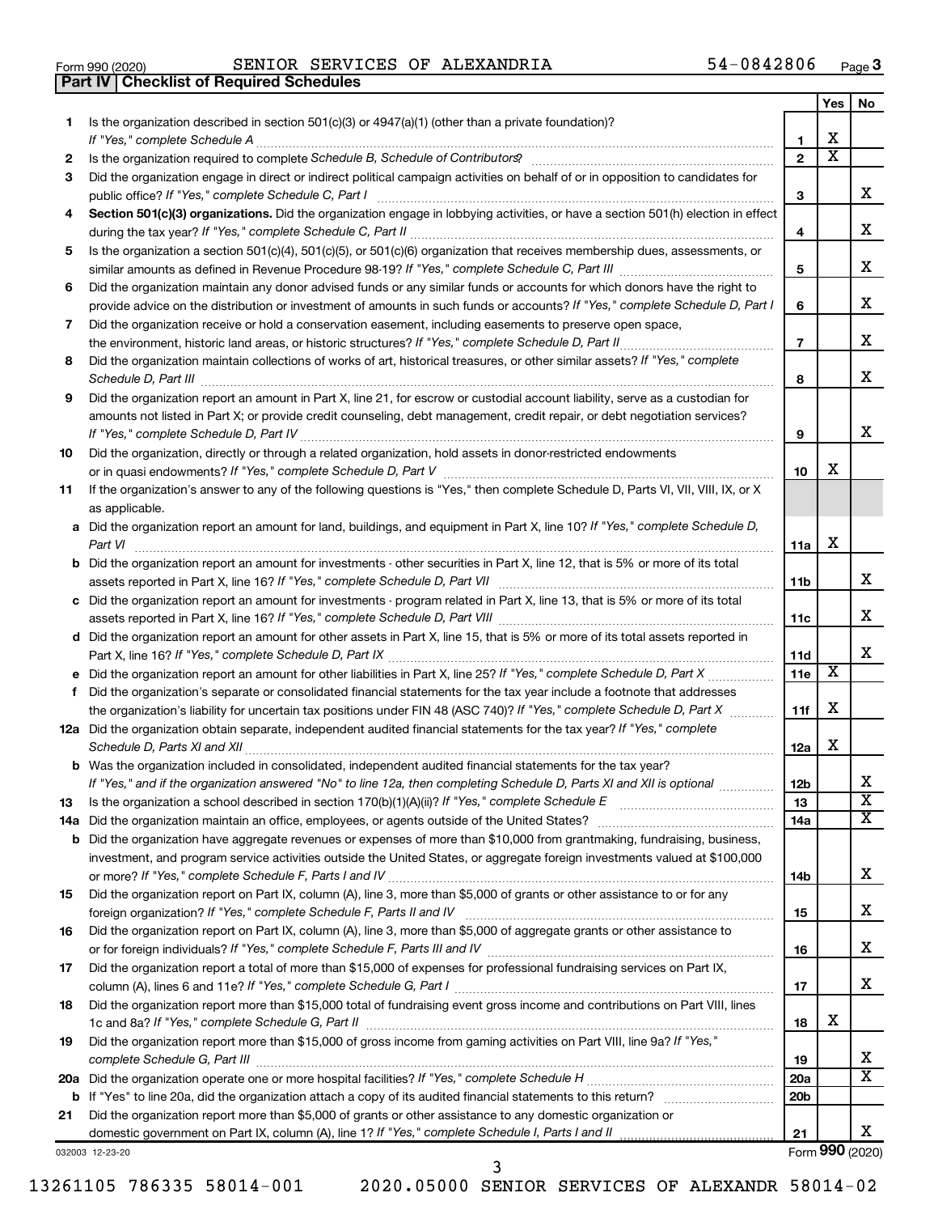Form 990 (2020) SENIOR SERVICES OF ALEXANDRIA 54-0842806 Page **3**

## Part IV | Checklist of Required Schedules

| | | | Yes | No |
|---|---|---|---|---|
| **1** | Is the organization described in section 501(c)(3) or 4947(a)(1) (other than a private foundation)? *If "Yes," complete Schedule A* | **1** | X | |
| **2** | Is the organization required to complete *Schedule B, Schedule of Contributors*? | **2** | X | |
| **3** | Did the organization engage in direct or indirect political campaign activities on behalf of or in opposition to candidates for public office? *If "Yes," complete Schedule C, Part I* | **3** | | X |
| **4** | **Section 501(c)(3) organizations.** Did the organization engage in lobbying activities, or have a section 501(h) election in effect during the tax year? *If "Yes," complete Schedule C, Part II* | **4** | | X |
| **5** | Is the organization a section 501(c)(4), 501(c)(5), or 501(c)(6) organization that receives membership dues, assessments, or similar amounts as defined in Revenue Procedure 98-19? *If "Yes," complete Schedule C, Part III* | **5** | | X |
| **6** | Did the organization maintain any donor advised funds or any similar funds or accounts for which donors have the right to provide advice on the distribution or investment of amounts in such funds or accounts? *If "Yes," complete Schedule D, Part I* | **6** | | X |
| **7** | Did the organization receive or hold a conservation easement, including easements to preserve open space, the environment, historic land areas, or historic structures? *If "Yes," complete Schedule D, Part II* | **7** | | X |
| **8** | Did the organization maintain collections of works of art, historical treasures, or other similar assets? *If "Yes," complete Schedule D, Part III* | **8** | | X |
| **9** | Did the organization report an amount in Part X, line 21, for escrow or custodial account liability, serve as a custodian for amounts not listed in Part X; or provide credit counseling, debt management, credit repair, or debt negotiation services? *If "Yes," complete Schedule D, Part IV* | **9** | | X |
| **10** | Did the organization, directly or through a related organization, hold assets in donor-restricted endowments or in quasi endowments? *If "Yes," complete Schedule D, Part V* | **10** | X | |
| **11** | If the organization's answer to any of the following questions is "Yes," then complete Schedule D, Parts VI, VII, VIII, IX, or X as applicable. | | | |
| **a** | Did the organization report an amount for land, buildings, and equipment in Part X, line 10? *If "Yes," complete Schedule D, Part VI* | **11a** | X | |
| **b** | Did the organization report an amount for investments - other securities in Part X, line 12, that is 5% or more of its total assets reported in Part X, line 16? *If "Yes," complete Schedule D, Part VII* | **11b** | | X |
| **c** | Did the organization report an amount for investments - program related in Part X, line 13, that is 5% or more of its total assets reported in Part X, line 16? *If "Yes," complete Schedule D, Part VIII* | **11c** | | X |
| **d** | Did the organization report an amount for other assets in Part X, line 15, that is 5% or more of its total assets reported in Part X, line 16? *If "Yes," complete Schedule D, Part IX* | **11d** | | X |
| **e** | Did the organization report an amount for other liabilities in Part X, line 25? *If "Yes," complete Schedule D, Part X* | **11e** | X | |
| **f** | Did the organization's separate or consolidated financial statements for the tax year include a footnote that addresses the organization's liability for uncertain tax positions under FIN 48 (ASC 740)? *If "Yes," complete Schedule D, Part X* | **11f** | X | |
| **12a** | Did the organization obtain separate, independent audited financial statements for the tax year? *If "Yes," complete Schedule D, Parts XI and XII* | **12a** | X | |
| **b** | Was the organization included in consolidated, independent audited financial statements for the tax year? *If "Yes," and if the organization answered "No" to line 12a, then completing Schedule D, Parts XI and XII is optional* | **12b** | | X |
| **13** | Is the organization a school described in section 170(b)(1)(A)(ii)? *If "Yes," complete Schedule E* | **13** | | X |
| **14a** | Did the organization maintain an office, employees, or agents outside of the United States? | **14a** | | X |
| **b** | Did the organization have aggregate revenues or expenses of more than $10,000 from grantmaking, fundraising, business, investment, and program service activities outside the United States, or aggregate foreign investments valued at $100,000 or more? *If "Yes," complete Schedule F, Parts I and IV* | **14b** | | X |
| **15** | Did the organization report on Part IX, column (A), line 3, more than $5,000 of grants or other assistance to or for any foreign organization? *If "Yes," complete Schedule F, Parts II and IV* | **15** | | X |
| **16** | Did the organization report on Part IX, column (A), line 3, more than $5,000 of aggregate grants or other assistance to or for foreign individuals? *If "Yes," complete Schedule F, Parts III and IV* | **16** | | X |
| **17** | Did the organization report a total of more than $15,000 of expenses for professional fundraising services on Part IX, column (A), lines 6 and 11e? *If "Yes," complete Schedule G, Part I* | **17** | | X |
| **18** | Did the organization report more than $15,000 total of fundraising event gross income and contributions on Part VIII, lines 1c and 8a? *If "Yes," complete Schedule G, Part II* | **18** | X | |
| **19** | Did the organization report more than $15,000 of gross income from gaming activities on Part VIII, line 9a? *If "Yes," complete Schedule G, Part III* | **19** | | X |
| **20a** | Did the organization operate one or more hospital facilities? *If "Yes," complete Schedule H* | **20a** | | X |
| **b** | If "Yes" to line 20a, did the organization attach a copy of its audited financial statements to this return? | **20b** | | |
| **21** | Did the organization report more than $5,000 of grants or other assistance to any domestic organization or domestic government on Part IX, column (A), line 1? *If "Yes," complete Schedule I, Parts I and II* | **21** | | X |

032003 12-23-20 Form **990** (2020)

13261105 786335 58014-001 2020.05000 SENIOR SERVICES OF ALEXANDR 58014-02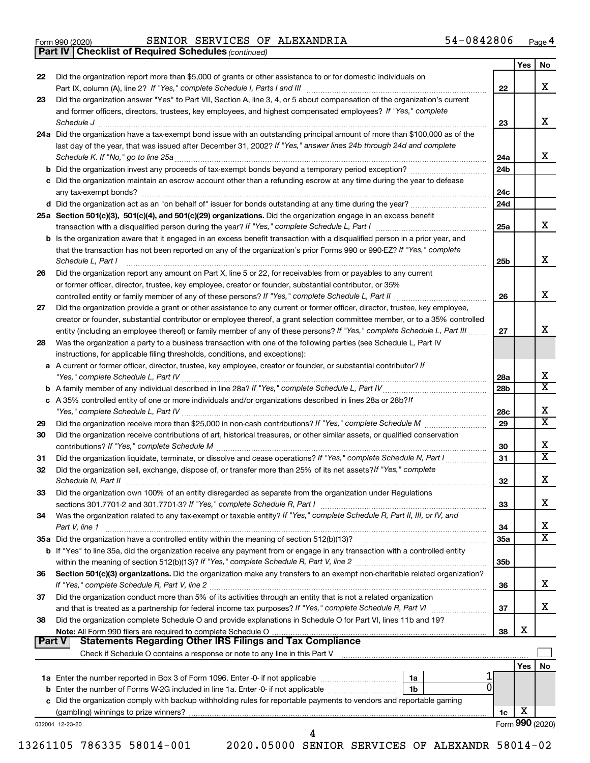Form 990 (2020) SENIOR SERVICES OF ALEXANDRIA 54-0842806

**Part IV | Checklist of Required Schedules** *(continued)*

| | | | Yes | No |
|---|---|---|---|---|
| 22 | Did the organization report more than $5,000 of grants or other assistance to or for domestic individuals on Part IX, column (A), line 2? *If "Yes," complete Schedule I, Parts I and III* | 22 | | X |
| 23 | Did the organization answer "Yes" to Part VII, Section A, line 3, 4, or 5 about compensation of the organization's current and former officers, directors, trustees, key employees, and highest compensated employees? *If "Yes," complete Schedule J* | 23 | | X |
| 24a | Did the organization have a tax-exempt bond issue with an outstanding principal amount of more than $100,000 as of the last day of the year, that was issued after December 31, 2002? *If "Yes," answer lines 24b through 24d and complete Schedule K. If "No," go to line 25a* | 24a | | X |
| b | Did the organization invest any proceeds of tax-exempt bonds beyond a temporary period exception? | 24b | | |
| c | Did the organization maintain an escrow account other than a refunding escrow at any time during the year to defease any tax-exempt bonds? | 24c | | |
| d | Did the organization act as an "on behalf of" issuer for bonds outstanding at any time during the year? | 24d | | |
| 25a | **Section 501(c)(3), 501(c)(4), and 501(c)(29) organizations.** Did the organization engage in an excess benefit transaction with a disqualified person during the year? *If "Yes," complete Schedule L, Part I* | 25a | | X |
| b | Is the organization aware that it engaged in an excess benefit transaction with a disqualified person in a prior year, and that the transaction has not been reported on any of the organization's prior Forms 990 or 990-EZ? *If "Yes," complete Schedule L, Part I* | 25b | | X |
| 26 | Did the organization report any amount on Part X, line 5 or 22, for receivables from or payables to any current or former officer, director, trustee, key employee, creator or founder, substantial contributor, or 35% controlled entity or family member of any of these persons? *If "Yes," complete Schedule L, Part II* | 26 | | X |
| 27 | Did the organization provide a grant or other assistance to any current or former officer, director, trustee, key employee, creator or founder, substantial contributor or employee thereof, a grant selection committee member, or to a 35% controlled entity (including an employee thereof) or family member of any of these persons? *If "Yes," complete Schedule L, Part III* | 27 | | X |
| 28 | Was the organization a party to a business transaction with one of the following parties (see Schedule L, Part IV instructions, for applicable filing thresholds, conditions, and exceptions): | | | |
| a | A current or former officer, director, trustee, key employee, creator or founder, or substantial contributor? *If "Yes," complete Schedule L, Part IV* | 28a | | X |
| b | A family member of any individual described in line 28a? *If "Yes," complete Schedule L, Part IV* | 28b | | X |
| c | A 35% controlled entity of one or more individuals and/or organizations described in lines 28a or 28b? *If "Yes," complete Schedule L, Part IV* | 28c | | X |
| 29 | Did the organization receive more than $25,000 in non-cash contributions? *If "Yes," complete Schedule M* | 29 | | X |
| 30 | Did the organization receive contributions of art, historical treasures, or other similar assets, or qualified conservation contributions? *If "Yes," complete Schedule M* | 30 | | X |
| 31 | Did the organization liquidate, terminate, or dissolve and cease operations? *If "Yes," complete Schedule N, Part I* | 31 | | X |
| 32 | Did the organization sell, exchange, dispose of, or transfer more than 25% of its net assets? *If "Yes," complete Schedule N, Part II* | 32 | | X |
| 33 | Did the organization own 100% of an entity disregarded as separate from the organization under Regulations sections 301.7701-2 and 301.7701-3? *If "Yes," complete Schedule R, Part I* | 33 | | X |
| 34 | Was the organization related to any tax-exempt or taxable entity? *If "Yes," complete Schedule R, Part II, III, or IV, and Part V, line 1* | 34 | | X |
| 35a | Did the organization have a controlled entity within the meaning of section 512(b)(13)? | 35a | | X |
| b | If "Yes" to line 35a, did the organization receive any payment from or engage in any transaction with a controlled entity within the meaning of section 512(b)(13)? *If "Yes," complete Schedule R, Part V, line 2* | 35b | | |
| 36 | **Section 501(c)(3) organizations.** Did the organization make any transfers to an exempt non-charitable related organization? *If "Yes," complete Schedule R, Part V, line 2* | 36 | | X |
| 37 | Did the organization conduct more than 5% of its activities through an entity that is not a related organization and that is treated as a partnership for federal income tax purposes? *If "Yes," complete Schedule R, Part VI* | 37 | | X |
| 38 | Did the organization complete Schedule O and provide explanations in Schedule O for Part VI, lines 11b and 19? **Note:** All Form 990 filers are required to complete Schedule O | 38 | X | |

**Part V | Statements Regarding Other IRS Filings and Tax Compliance**

Check if Schedule O contains a response or note to any line in this Part V ☐

| | | | | | Yes | No |
|---|---|---|---|---|---|---|
| 1a | Enter the number reported in Box 3 of Form 1096. Enter -0- if not applicable | 1a | 1 | | | |
| b | Enter the number of Forms W-2G included in line 1a. Enter -0- if not applicable | 1b | 0 | | | |
| c | Did the organization comply with backup withholding rules for reportable payments to vendors and reportable gaming (gambling) winnings to prize winners? | | | 1c | X | |

032004 12-23-20 Form **990** (2020)

13261105 786335 58014-001 2020.05000 SENIOR SERVICES OF ALEXANDR 58014-02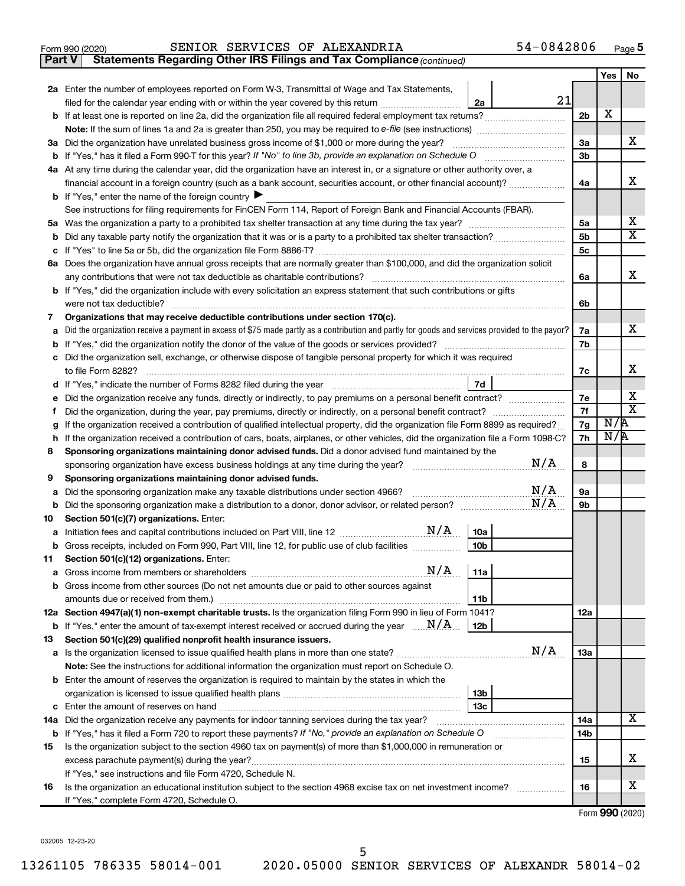Form 990 (2020) SENIOR SERVICES OF ALEXANDRIA 54-0842806

**Part V | Statements Regarding Other IRS Filings and Tax Compliance** *(continued)*

| | | | | Yes | No |
|---|---|---|---|---|---|
| **2a** | Enter the number of employees reported on Form W-3, Transmittal of Wage and Tax Statements, filed for the calendar year ending with or within the year covered by this return | 2a | 21 | | |
| **b** | If at least one is reported on line 2a, did the organization file all required federal employment tax returns? | | 2b | X | |
| | **Note:** If the sum of lines 1a and 2a is greater than 250, you may be required to *e-file* (see instructions) | | | | |
| **3a** | Did the organization have unrelated business gross income of $1,000 or more during the year? | | 3a | | X |
| **b** | If "Yes," has it filed a Form 990-T for this year? *If "No" to line 3b, provide an explanation on Schedule O* | | 3b | | |
| **4a** | At any time during the calendar year, did the organization have an interest in, or a signature or other authority over, a financial account in a foreign country (such as a bank account, securities account, or other financial account)? | | 4a | | X |
| **b** | If "Yes," enter the name of the foreign country ▶ | | | | |
| | See instructions for filing requirements for FinCEN Form 114, Report of Foreign Bank and Financial Accounts (FBAR). | | | | |
| **5a** | Was the organization a party to a prohibited tax shelter transaction at any time during the tax year? | | 5a | | X |
| **b** | Did any taxable party notify the organization that it was or is a party to a prohibited tax shelter transaction? | | 5b | | X |
| **c** | If "Yes" to line 5a or 5b, did the organization file Form 8886-T? | | 5c | | |
| **6a** | Does the organization have annual gross receipts that are normally greater than $100,000, and did the organization solicit any contributions that were not tax deductible as charitable contributions? | | 6a | | X |
| **b** | If "Yes," did the organization include with every solicitation an express statement that such contributions or gifts were not tax deductible? | | 6b | | |
| **7** | **Organizations that may receive deductible contributions under section 170(c).** | | | | |
| **a** | Did the organization receive a payment in excess of $75 made partly as a contribution and partly for goods and services provided to the payor? | | 7a | | X |
| **b** | If "Yes," did the organization notify the donor of the value of the goods or services provided? | | 7b | | |
| **c** | Did the organization sell, exchange, or otherwise dispose of tangible personal property for which it was required to file Form 8282? | | 7c | | X |
| **d** | If "Yes," indicate the number of Forms 8282 filed during the year | 7d | | | |
| **e** | Did the organization receive any funds, directly or indirectly, to pay premiums on a personal benefit contract? | | 7e | | X |
| **f** | Did the organization, during the year, pay premiums, directly or indirectly, on a personal benefit contract? | | 7f | | X |
| **g** | If the organization received a contribution of qualified intellectual property, did the organization file Form 8899 as required? | | 7g | N/A | |
| **h** | If the organization received a contribution of cars, boats, airplanes, or other vehicles, did the organization file a Form 1098-C? | | 7h | N/A | |
| **8** | **Sponsoring organizations maintaining donor advised funds.** Did a donor advised fund maintained by the sponsoring organization have excess business holdings at any time during the year? N/A | | 8 | | |
| **9** | **Sponsoring organizations maintaining donor advised funds.** | | | | |
| **a** | Did the sponsoring organization make any taxable distributions under section 4966? N/A | | 9a | | |
| **b** | Did the sponsoring organization make a distribution to a donor, donor advisor, or related person? N/A | | 9b | | |
| **10** | **Section 501(c)(7) organizations.** Enter: | | | | |
| **a** | Initiation fees and capital contributions included on Part VIII, line 12 N/A | 10a | | | |
| **b** | Gross receipts, included on Form 990, Part VIII, line 12, for public use of club facilities | 10b | | | |
| **11** | **Section 501(c)(12) organizations.** Enter: | | | | |
| **a** | Gross income from members or shareholders N/A | 11a | | | |
| **b** | Gross income from other sources (Do not net amounts due or paid to other sources against amounts due or received from them.) | 11b | | | |
| **12a** | **Section 4947(a)(1) non-exempt charitable trusts.** Is the organization filing Form 990 in lieu of Form 1041? | | 12a | | |
| **b** | If "Yes," enter the amount of tax-exempt interest received or accrued during the year N/A | 12b | | | |
| **13** | **Section 501(c)(29) qualified nonprofit health insurance issuers.** | | | | |
| **a** | Is the organization licensed to issue qualified health plans in more than one state? N/A | | 13a | | |
| | **Note:** See the instructions for additional information the organization must report on Schedule O. | | | | |
| **b** | Enter the amount of reserves the organization is required to maintain by the states in which the organization is licensed to issue qualified health plans | 13b | | | |
| **c** | Enter the amount of reserves on hand | 13c | | | |
| **14a** | Did the organization receive any payments for indoor tanning services during the tax year? | | 14a | | X |
| **b** | If "Yes," has it filed a Form 720 to report these payments? *If "No," provide an explanation on Schedule O* | | 14b | | |
| **15** | Is the organization subject to the section 4960 tax on payment(s) of more than $1,000,000 in remuneration or excess parachute payment(s) during the year? | | 15 | | X |
| | If "Yes," see instructions and file Form 4720, Schedule N. | | | | |
| **16** | Is the organization an educational institution subject to the section 4968 excise tax on net investment income? | | 16 | | X |
| | If "Yes," complete Form 4720, Schedule O. | | | | |

Form **990** (2020)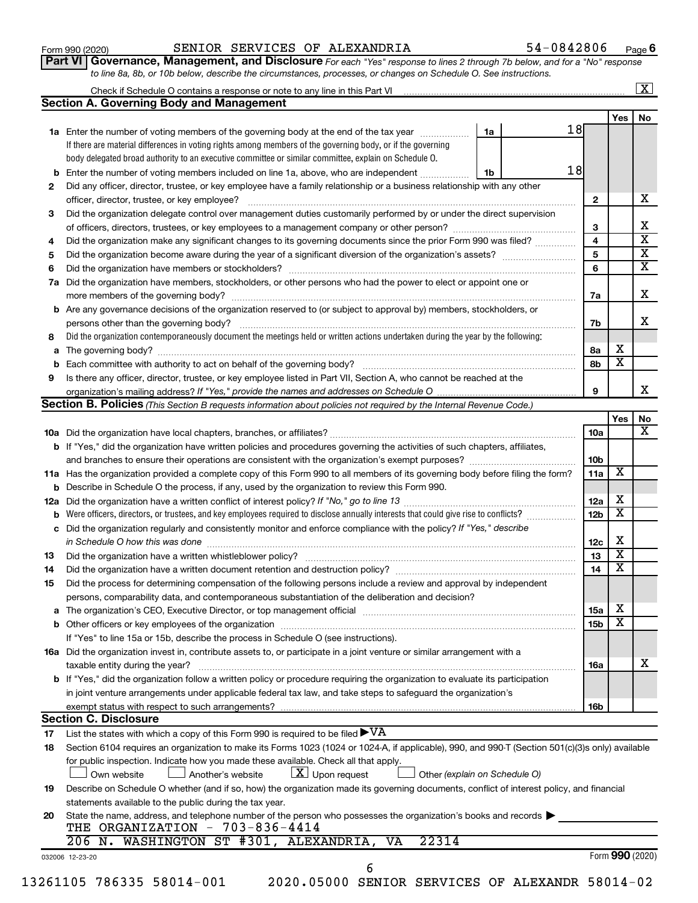Form 990 (2020) SENIOR SERVICES OF ALEXANDRIA 54-0842806 Page 6

**Part VI Governance, Management, and Disclosure** *For each "Yes" response to lines 2 through 7b below, and for a "No" response to line 8a, 8b, or 10b below, describe the circumstances, processes, or changes on Schedule O. See instructions.*

Check if Schedule O contains a response or note to any line in this Part VI ..... [X]

## Section A. Governing Body and Management

| | | | | Yes | No |
|---|---|---|---|---|---|
| **1a** | Enter the number of voting members of the governing body at the end of the tax year ..... If there are material differences in voting rights among members of the governing body, or if the governing body delegated broad authority to an executive committee or similar committee, explain on Schedule O. | 1a 18 | | | |
| **b** | Enter the number of voting members included on line 1a, above, who are independent ..... | 1b 18 | | | |
| **2** | Did any officer, director, trustee, or key employee have a family relationship or a business relationship with any other officer, director, trustee, or key employee? | | 2 | | X |
| **3** | Did the organization delegate control over management duties customarily performed by or under the direct supervision of officers, directors, trustees, or key employees to a management company or other person? | | 3 | | X |
| **4** | Did the organization make any significant changes to its governing documents since the prior Form 990 was filed? | | 4 | | X |
| **5** | Did the organization become aware during the year of a significant diversion of the organization's assets? | | 5 | | X |
| **6** | Did the organization have members or stockholders? | | 6 | | X |
| **7a** | Did the organization have members, stockholders, or other persons who had the power to elect or appoint one or more members of the governing body? | | 7a | | X |
| **b** | Are any governance decisions of the organization reserved to (or subject to approval by) members, stockholders, or persons other than the governing body? | | 7b | | X |
| **8** | Did the organization contemporaneously document the meetings held or written actions undertaken during the year by the following: | | | | |
| **a** | The governing body? | | 8a | X | |
| **b** | Each committee with authority to act on behalf of the governing body? | | 8b | X | |
| **9** | Is there any officer, director, trustee, or key employee listed in Part VII, Section A, who cannot be reached at the organization's mailing address? *If "Yes," provide the names and addresses on Schedule O* | | 9 | | X |

## Section B. Policies *(This Section B requests information about policies not required by the Internal Revenue Code.)*

| | | | Yes | No |
|---|---|---|---|---|
| **10a** | Did the organization have local chapters, branches, or affiliates? | 10a | | X |
| **b** | If "Yes," did the organization have written policies and procedures governing the activities of such chapters, affiliates, and branches to ensure their operations are consistent with the organization's exempt purposes? | 10b | | |
| **11a** | Has the organization provided a complete copy of this Form 990 to all members of its governing body before filing the form? | 11a | X | |
| **b** | Describe in Schedule O the process, if any, used by the organization to review this Form 990. | | | |
| **12a** | Did the organization have a written conflict of interest policy? *If "No," go to line 13* | 12a | X | |
| **b** | Were officers, directors, or trustees, and key employees required to disclose annually interests that could give rise to conflicts? | 12b | X | |
| **c** | Did the organization regularly and consistently monitor and enforce compliance with the policy? *If "Yes," describe in Schedule O how this was done* | 12c | X | |
| **13** | Did the organization have a written whistleblower policy? | 13 | X | |
| **14** | Did the organization have a written document retention and destruction policy? | 14 | X | |
| **15** | Did the process for determining compensation of the following persons include a review and approval by independent persons, comparability data, and contemporaneous substantiation of the deliberation and decision? | | | |
| **a** | The organization's CEO, Executive Director, or top management official | 15a | X | |
| **b** | Other officers or key employees of the organization | 15b | X | |
| | If "Yes" to line 15a or 15b, describe the process in Schedule O (see instructions). | | | |
| **16a** | Did the organization invest in, contribute assets to, or participate in a joint venture or similar arrangement with a taxable entity during the year? | 16a | | X |
| **b** | If "Yes," did the organization follow a written policy or procedure requiring the organization to evaluate its participation in joint venture arrangements under applicable federal tax law, and take steps to safeguard the organization's exempt status with respect to such arrangements? | 16b | | |

## Section C. Disclosure

**17** List the states with which a copy of this Form 990 is required to be filed ▶ VA

**18** Section 6104 requires an organization to make its Forms 1023 (1024 or 1024-A, if applicable), 990, and 990-T (Section 501(c)(3)s only) available for public inspection. Indicate how you made these available. Check all that apply.

[ ] Own website [ ] Another's website [X] Upon request [ ] Other *(explain on Schedule O)*

**19** Describe on Schedule O whether (and if so, how) the organization made its governing documents, conflict of interest policy, and financial statements available to the public during the tax year.

**20** State the name, address, and telephone number of the person who possesses the organization's books and records ▶
THE ORGANIZATION - 703-836-4414
206 N. WASHINGTON ST #301, ALEXANDRIA, VA 22314

032006 12-23-20 Form **990** (2020)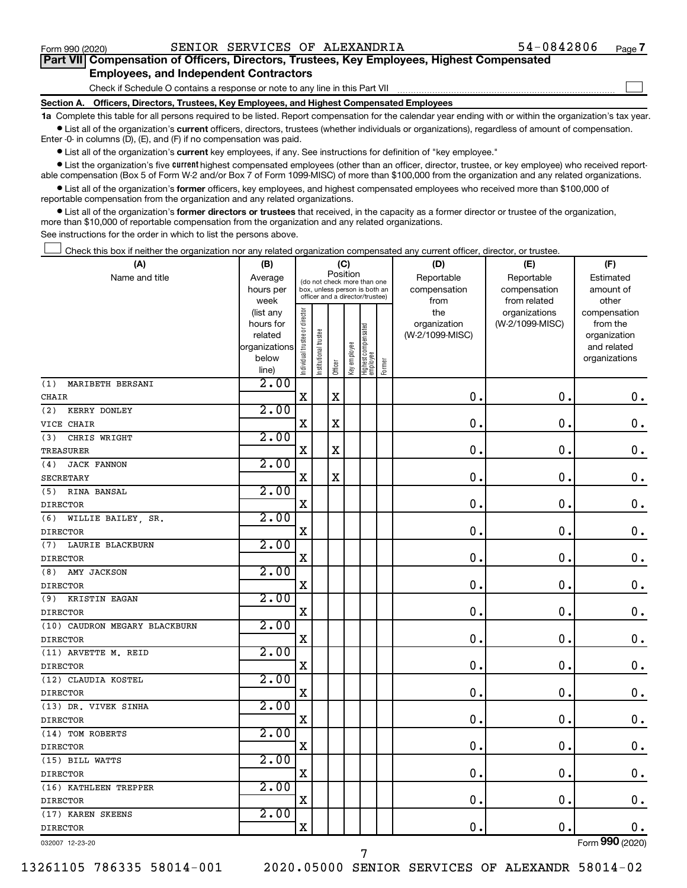Form 990 (2020) SENIOR SERVICES OF ALEXANDRIA 54-0842806

## Part VII Compensation of Officers, Directors, Trustees, Key Employees, Highest Compensated Employees, and Independent Contractors

Check if Schedule O contains a response or note to any line in this Part VII

### Section A. Officers, Directors, Trustees, Key Employees, and Highest Compensated Employees

**1a** Complete this table for all persons required to be listed. Report compensation for the calendar year ending with or within the organization's tax year.

- List all of the organization's **current** officers, directors, trustees (whether individuals or organizations), regardless of amount of compensation. Enter -0- in columns (D), (E), and (F) if no compensation was paid.
- List all of the organization's **current** key employees, if any. See instructions for definition of "key employee."
- List the organization's five **current** highest compensated employees (other than an officer, director, trustee, or key employee) who received reportable compensation (Box 5 of Form W-2 and/or Box 7 of Form 1099-MISC) of more than $100,000 from the organization and any related organizations.
- List all of the organization's **former** officers, key employees, and highest compensated employees who received more than $100,000 of reportable compensation from the organization and any related organizations.
- List all of the organization's **former directors or trustees** that received, in the capacity as a former director or trustee of the organization, more than $10,000 of reportable compensation from the organization and any related organizations.

See instructions for the order in which to list the persons above.

Check this box if neither the organization nor any related organization compensated any current officer, director, or trustee.

| (A) Name and title | (B) Average hours per week (list any hours for related organizations below line) | (C) Position: Individual trustee or director | Institutional trustee | Officer | Key employee | Highest compensated employee | Former | (D) Reportable compensation from the organization (W-2/1099-MISC) | (E) Reportable compensation from related organizations (W-2/1099-MISC) | (F) Estimated amount of other compensation from the organization and related organizations |
|---|---|---|---|---|---|---|---|---|---|---|
| (1) MARIBETH BERSANI<br>CHAIR | 2.00 | X | | X | | | | 0. | 0. | 0. |
| (2) KERRY DONLEY<br>VICE CHAIR | 2.00 | X | | X | | | | 0. | 0. | 0. |
| (3) CHRIS WRIGHT<br>TREASURER | 2.00 | X | | X | | | | 0. | 0. | 0. |
| (4) JACK FANNON<br>SECRETARY | 2.00 | X | | X | | | | 0. | 0. | 0. |
| (5) RINA BANSAL<br>DIRECTOR | 2.00 | X | | | | | | 0. | 0. | 0. |
| (6) WILLIE BAILEY, SR.<br>DIRECTOR | 2.00 | X | | | | | | 0. | 0. | 0. |
| (7) LAURIE BLACKBURN<br>DIRECTOR | 2.00 | X | | | | | | 0. | 0. | 0. |
| (8) AMY JACKSON<br>DIRECTOR | 2.00 | X | | | | | | 0. | 0. | 0. |
| (9) KRISTIN EAGAN<br>DIRECTOR | 2.00 | X | | | | | | 0. | 0. | 0. |
| (10) CAUDRON MEGARY BLACKBURN<br>DIRECTOR | 2.00 | X | | | | | | 0. | 0. | 0. |
| (11) ARVETTE M. REID<br>DIRECTOR | 2.00 | X | | | | | | 0. | 0. | 0. |
| (12) CLAUDIA KOSTEL<br>DIRECTOR | 2.00 | X | | | | | | 0. | 0. | 0. |
| (13) DR. VIVEK SINHA<br>DIRECTOR | 2.00 | X | | | | | | 0. | 0. | 0. |
| (14) TOM ROBERTS<br>DIRECTOR | 2.00 | X | | | | | | 0. | 0. | 0. |
| (15) BILL WATTS<br>DIRECTOR | 2.00 | X | | | | | | 0. | 0. | 0. |
| (16) KATHLEEN TREPPER<br>DIRECTOR | 2.00 | X | | | | | | 0. | 0. | 0. |
| (17) KAREN SKEENS<br>DIRECTOR | 2.00 | X | | | | | | 0. | 0. | 0. |

032007 12-23-20 Form 990 (2020)

13261105 786335 58014-001 2020.05000 SENIOR SERVICES OF ALEXANDR 58014-02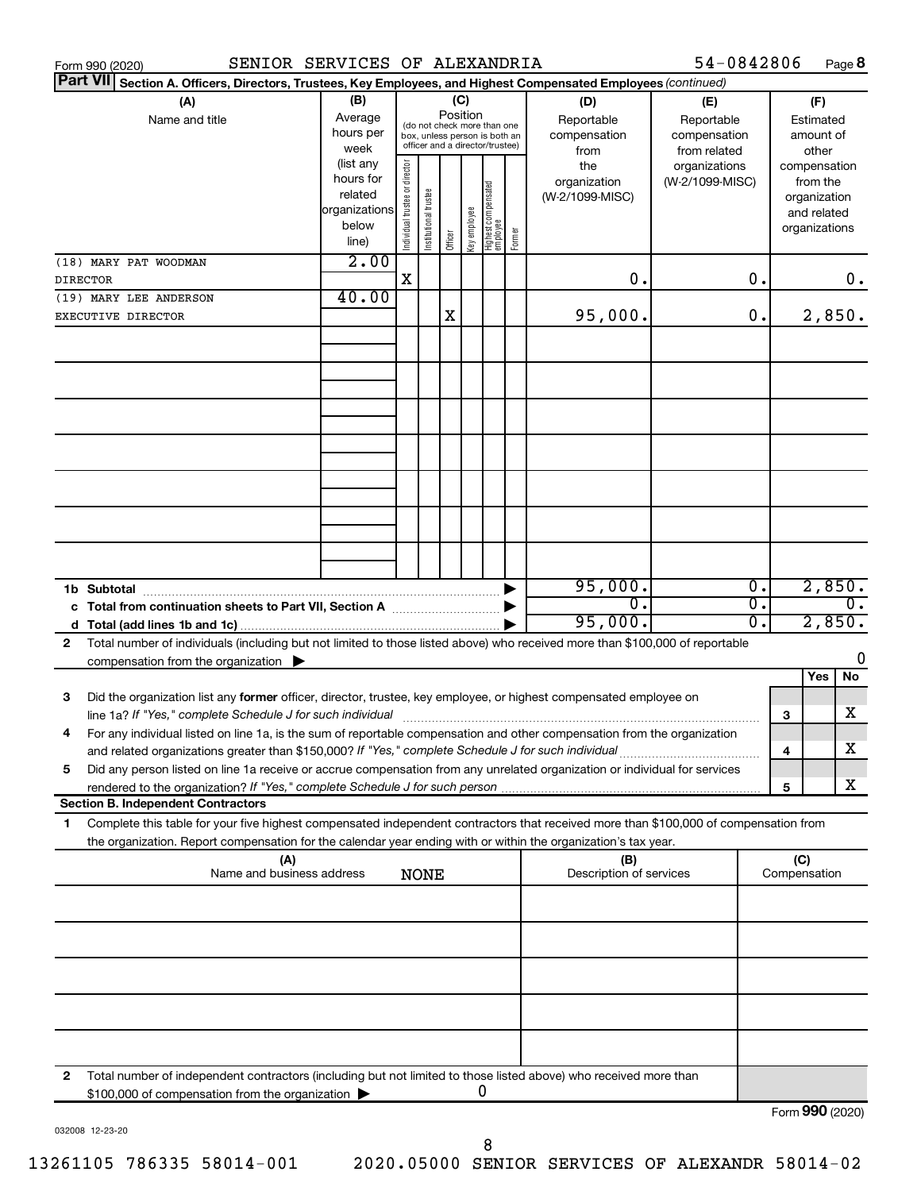Form 990 (2020) SENIOR SERVICES OF ALEXANDRIA 54-0842806

## Part VII Section A. Officers, Directors, Trustees, Key Employees, and Highest Compensated Employees *(continued)*

| (A) Name and title | (B) Average hours per week (list any hours for related organizations below line) | (C) Position: Individual trustee or director | Institutional trustee | Officer | Key employee | Highest compensated employee | Former | (D) Reportable compensation from the organization (W-2/1099-MISC) | (E) Reportable compensation from related organizations (W-2/1099-MISC) | (F) Estimated amount of other compensation from the organization and related organizations |
|---|---|---|---|---|---|---|---|---|---|---|
| (18) MARY PAT WOODMAN<br>DIRECTOR | 2.00 | X | | | | | | 0. | 0. | 0. |
| (19) MARY LEE ANDERSON<br>EXECUTIVE DIRECTOR | 40.00 | | | X | | | | 95,000. | 0. | 2,850. |
| 1b Subtotal | | | | | | | | 95,000. | 0. | 2,850. |
| c Total from continuation sheets to Part VII, Section A | | | | | | | | 0. | 0. | 0. |
| d Total (add lines 1b and 1c) | | | | | | | | 95,000. | 0. | 2,850. |

2 Total number of individuals (including but not limited to those listed above) who received more than $100,000 of reportable compensation from the organization ▶ 0

| | | | Yes | No |
|---|---|---|---|---|
| 3 | Did the organization list any **former** officer, director, trustee, key employee, or highest compensated employee on line 1a? *If "Yes," complete Schedule J for such individual* | 3 | | X |
| 4 | For any individual listed on line 1a, is the sum of reportable compensation and other compensation from the organization and related organizations greater than $150,000? *If "Yes," complete Schedule J for such individual* | 4 | | X |
| 5 | Did any person listed on line 1a receive or accrue compensation from any unrelated organization or individual for services rendered to the organization? *If "Yes," complete Schedule J for such person* | 5 | | X |

### Section B. Independent Contractors

1 Complete this table for your five highest compensated independent contractors that received more than $100,000 of compensation from the organization. Report compensation for the calendar year ending with or within the organization's tax year.

| (A) Name and business address | (B) Description of services | (C) Compensation |
|---|---|---|
| NONE | | |

2 Total number of independent contractors (including but not limited to those listed above) who received more than $100,000 of compensation from the organization ▶ 0

Form **990** (2020)

032008 12-23-20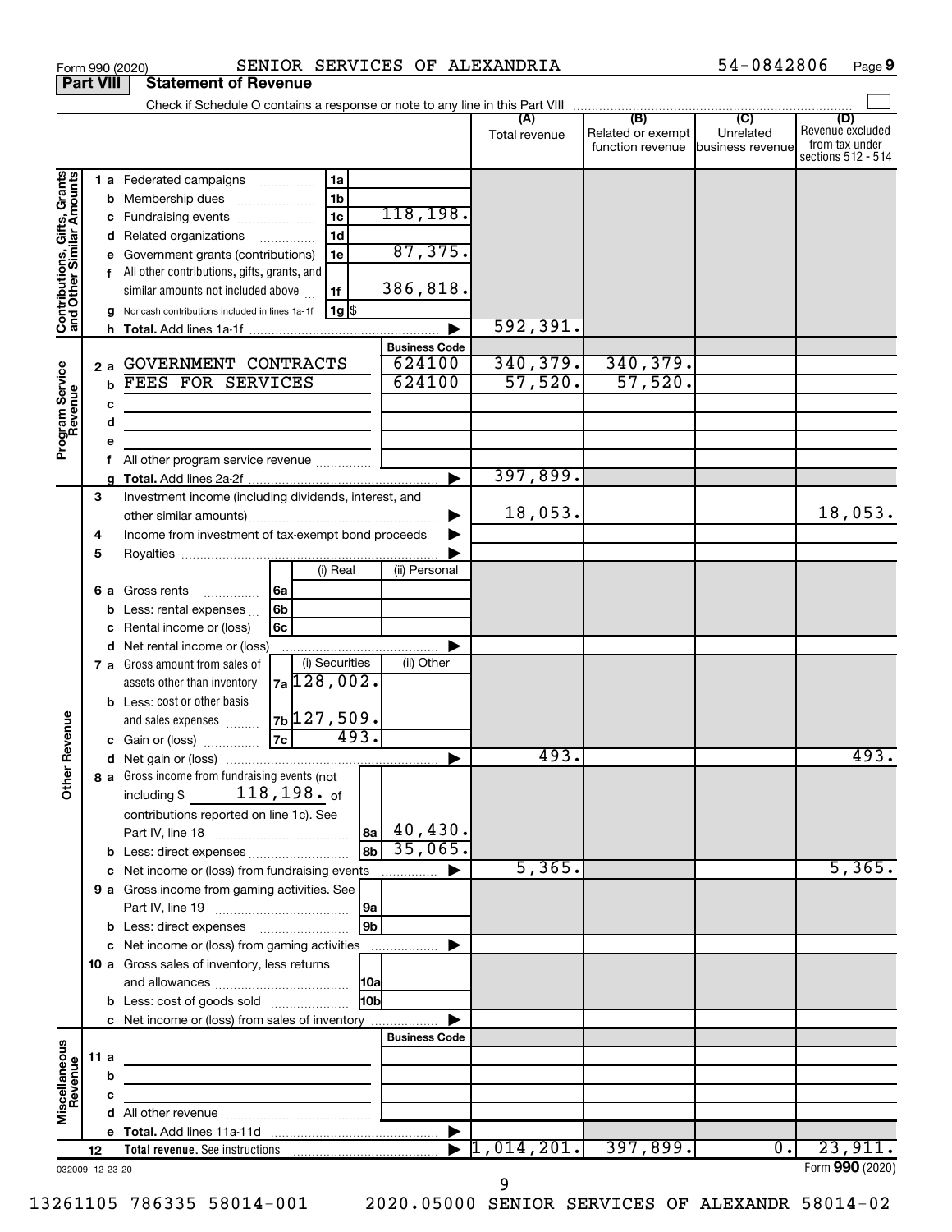Form 990 (2020) SENIOR SERVICES OF ALEXANDRIA 54-0842806

## Part VIII Statement of Revenue

Check if Schedule O contains a response or note to any line in this Part VIII

| | | | | (A) Total revenue | (B) Related or exempt function revenue | (C) Unrelated business revenue | (D) Revenue excluded from tax under sections 512 - 514 |
|---|---|---|---|---|---|---|---|
| **Contributions, Gifts, Grants and Other Similar Amounts** | 1 a Federated campaigns | 1a | | | | | |
| | b Membership dues | 1b | | | | | |
| | c Fundraising events | 1c | 118,198. | | | | |
| | d Related organizations | 1d | | | | | |
| | e Government grants (contributions) | 1e | 87,375. | | | | |
| | f All other contributions, gifts, grants, and similar amounts not included above | 1f | 386,818. | | | | |
| | g Noncash contributions included in lines 1a-1f | 1g | $ | | | | |
| | h Total. Add lines 1a-1f | | | 592,391. | | | |
| **Program Service Revenue** | | | Business Code | | | | |
| | 2 a GOVERNMENT CONTRACTS | | 624100 | 340,379. | 340,379. | | |
| | b FEES FOR SERVICES | | 624100 | 57,520. | 57,520. | | |
| | c | | | | | | |
| | d | | | | | | |
| | e | | | | | | |
| | f All other program service revenue | | | | | | |
| | g Total. Add lines 2a-2f | | | 397,899. | | | |
| **Other Revenue** | 3 Investment income (including dividends, interest, and other similar amounts) | | | 18,053. | | | 18,053. |
| | 4 Income from investment of tax-exempt bond proceeds | | | | | | |
| | 5 Royalties | | | | | | |
| | | (i) Real | (ii) Personal | | | | |
| | 6 a Gross rents 6a | | | | | | |
| | b Less: rental expenses 6b | | | | | | |
| | c Rental income or (loss) 6c | | | | | | |
| | d Net rental income or (loss) | | | | | | |
| | | (i) Securities | (ii) Other | | | | |
| | 7 a Gross amount from sales of assets other than inventory 7a | 128,002. | | | | | |
| | b Less: cost or other basis and sales expenses 7b | 127,509. | | | | | |
| | c Gain or (loss) 7c | 493. | | | | | |
| | d Net gain or (loss) | | | 493. | | | 493. |
| | 8 a Gross income from fundraising events (not including $ 118,198. of contributions reported on line 1c). See Part IV, line 18 | 8a | 40,430. | | | | |
| | b Less: direct expenses | 8b | 35,065. | | | | |
| | c Net income or (loss) from fundraising events | | | 5,365. | | | 5,365. |
| | 9 a Gross income from gaming activities. See Part IV, line 19 | 9a | | | | | |
| | b Less: direct expenses | 9b | | | | | |
| | c Net income or (loss) from gaming activities | | | | | | |
| | 10 a Gross sales of inventory, less returns and allowances | 10a | | | | | |
| | b Less: cost of goods sold | 10b | | | | | |
| | c Net income or (loss) from sales of inventory | | | | | | |
| **Miscellaneous Revenue** | | | Business Code | | | | |
| | 11 a | | | | | | |
| | b | | | | | | |
| | c | | | | | | |
| | d All other revenue | | | | | | |
| | e Total. Add lines 11a-11d | | | | | | |
| | 12 Total revenue. See instructions | | | 1,014,201. | 397,899. | 0. | 23,911. |

032009 12-23-20 Form **990** (2020)

13261105 786335 58014-001 2020.05000 SENIOR SERVICES OF ALEXANDR 58014-02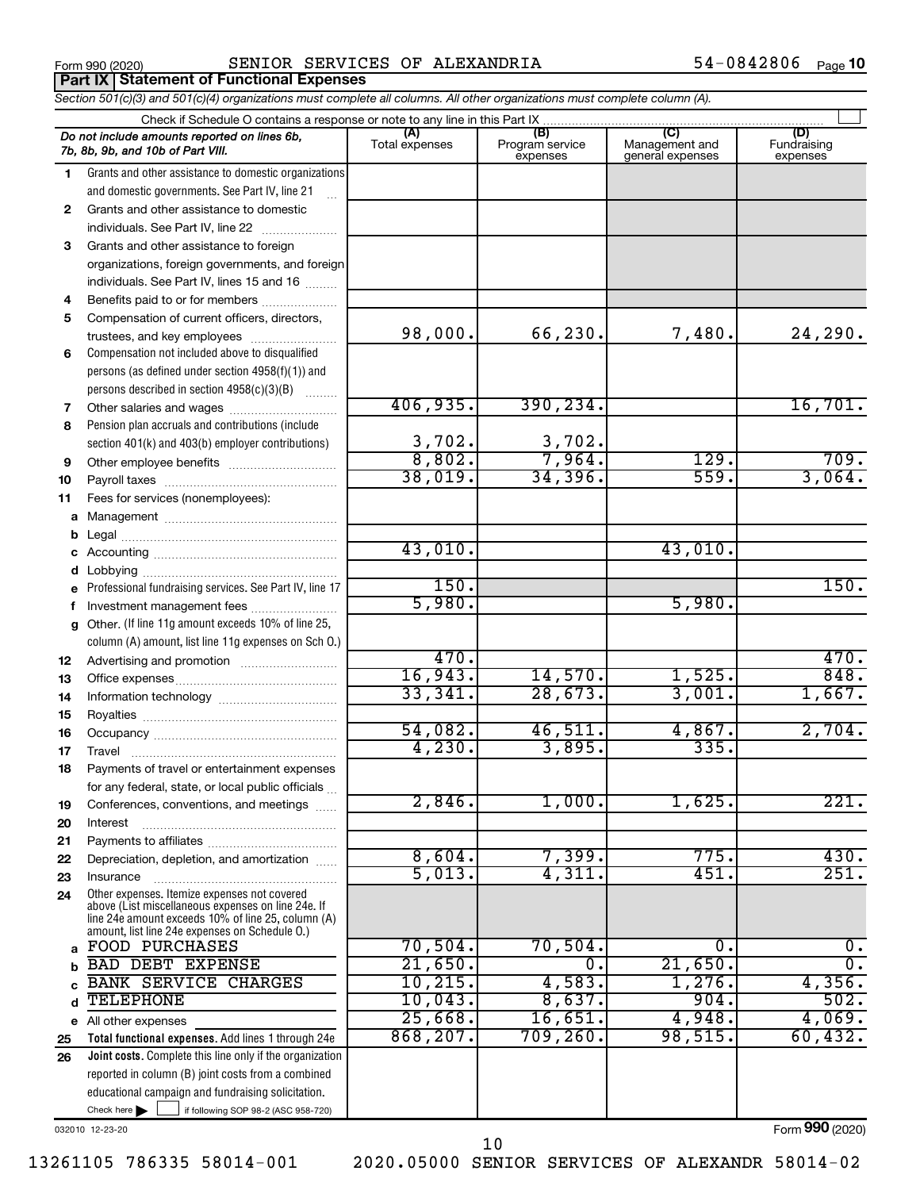Form 990 (2020) SENIOR SERVICES OF ALEXANDRIA 54-0842806

**Part IX | Statement of Functional Expenses**

*Section 501(c)(3) and 501(c)(4) organizations must complete all columns. All other organizations must complete column (A).*

Check if Schedule O contains a response or note to any line in this Part IX

| | *Do not include amounts reported on lines 6b, 7b, 8b, 9b, and 10b of Part VIII.* | (A) Total expenses | (B) Program service expenses | (C) Management and general expenses | (D) Fundraising expenses |
|---|---|---|---|---|---|
| 1 | Grants and other assistance to domestic organizations and domestic governments. See Part IV, line 21 | | | | |
| 2 | Grants and other assistance to domestic individuals. See Part IV, line 22 | | | | |
| 3 | Grants and other assistance to foreign organizations, foreign governments, and foreign individuals. See Part IV, lines 15 and 16 | | | | |
| 4 | Benefits paid to or for members | | | | |
| 5 | Compensation of current officers, directors, trustees, and key employees | 98,000. | 66,230. | 7,480. | 24,290. |
| 6 | Compensation not included above to disqualified persons (as defined under section 4958(f)(1)) and persons described in section 4958(c)(3)(B) | | | | |
| 7 | Other salaries and wages | 406,935. | 390,234. | | 16,701. |
| 8 | Pension plan accruals and contributions (include section 401(k) and 403(b) employer contributions) | 3,702. | 3,702. | | |
| 9 | Other employee benefits | 8,802. | 7,964. | 129. | 709. |
| 10 | Payroll taxes | 38,019. | 34,396. | 559. | 3,064. |
| 11 | Fees for services (nonemployees): | | | | |
| a | Management | | | | |
| b | Legal | | | | |
| c | Accounting | 43,010. | | 43,010. | |
| d | Lobbying | | | | |
| e | Professional fundraising services. See Part IV, line 17 | 150. | | | 150. |
| f | Investment management fees | 5,980. | | 5,980. | |
| g | Other. (If line 11g amount exceeds 10% of line 25, column (A) amount, list line 11g expenses on Sch O.) | | | | |
| 12 | Advertising and promotion | 470. | | | 470. |
| 13 | Office expenses | 16,943. | 14,570. | 1,525. | 848. |
| 14 | Information technology | 33,341. | 28,673. | 3,001. | 1,667. |
| 15 | Royalties | | | | |
| 16 | Occupancy | 54,082. | 46,511. | 4,867. | 2,704. |
| 17 | Travel | 4,230. | 3,895. | 335. | |
| 18 | Payments of travel or entertainment expenses for any federal, state, or local public officials | | | | |
| 19 | Conferences, conventions, and meetings | 2,846. | 1,000. | 1,625. | 221. |
| 20 | Interest | | | | |
| 21 | Payments to affiliates | | | | |
| 22 | Depreciation, depletion, and amortization | 8,604. | 7,399. | 775. | 430. |
| 23 | Insurance | 5,013. | 4,311. | 451. | 251. |
| 24 | Other expenses. Itemize expenses not covered above (List miscellaneous expenses on line 24e. If line 24e amount exceeds 10% of line 25, column (A) amount, list line 24e expenses on Schedule O.) | | | | |
| a | FOOD PURCHASES | 70,504. | 70,504. | 0. | 0. |
| b | BAD DEBT EXPENSE | 21,650. | 0. | 21,650. | 0. |
| c | BANK SERVICE CHARGES | 10,215. | 4,583. | 1,276. | 4,356. |
| d | TELEPHONE | 10,043. | 8,637. | 904. | 502. |
| e | All other expenses | 25,668. | 16,651. | 4,948. | 4,069. |
| 25 | **Total functional expenses.** Add lines 1 through 24e | 868,207. | 709,260. | 98,515. | 60,432. |
| 26 | **Joint costs.** Complete this line only if the organization reported in column (B) joint costs from a combined educational campaign and fundraising solicitation. Check here ☐ if following SOP 98-2 (ASC 958-720) | | | | |

032010 12-23-20

Form **990** (2020)

13261105 786335 58014-001 2020.05000 SENIOR SERVICES OF ALEXANDR 58014-02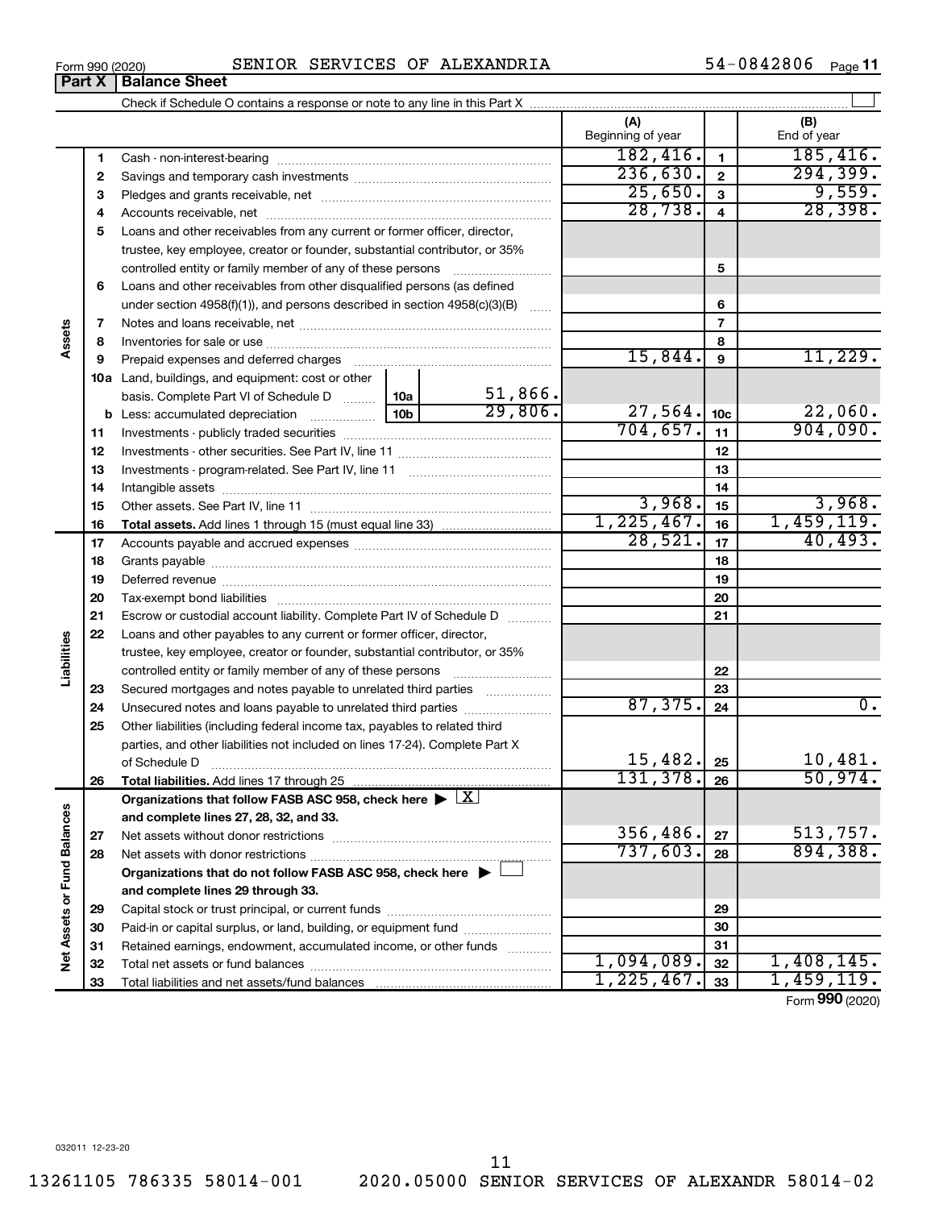Form 990 (2020) SENIOR SERVICES OF ALEXANDRIA 54-0842806

## Part X | Balance Sheet

Check if Schedule O contains a response or note to any line in this Part X ☐

| | | | | (A) Beginning of year | | (B) End of year |
|---|---|---|---|---|---|---|
| **Assets** | 1 | Cash - non-interest-bearing | | 182,416. | 1 | 185,416. |
| | 2 | Savings and temporary cash investments | | 236,630. | 2 | 294,399. |
| | 3 | Pledges and grants receivable, net | | 25,650. | 3 | 9,559. |
| | 4 | Accounts receivable, net | | 28,738. | 4 | 28,398. |
| | 5 | Loans and other receivables from any current or former officer, director, trustee, key employee, creator or founder, substantial contributor, or 35% controlled entity or family member of any of these persons | | | 5 | |
| | 6 | Loans and other receivables from other disqualified persons (as defined under section 4958(f)(1)), and persons described in section 4958(c)(3)(B) | | | 6 | |
| | 7 | Notes and loans receivable, net | | | 7 | |
| | 8 | Inventories for sale or use | | | 8 | |
| | 9 | Prepaid expenses and deferred charges | | 15,844. | 9 | 11,229. |
| | 10a | Land, buildings, and equipment: cost or other basis. Complete Part VI of Schedule D | 10a 51,866. | | | |
| | b | Less: accumulated depreciation | 10b 29,806. | 27,564. | 10c | 22,060. |
| | 11 | Investments - publicly traded securities | | 704,657. | 11 | 904,090. |
| | 12 | Investments - other securities. See Part IV, line 11 | | | 12 | |
| | 13 | Investments - program-related. See Part IV, line 11 | | | 13 | |
| | 14 | Intangible assets | | | 14 | |
| | 15 | Other assets. See Part IV, line 11 | | 3,968. | 15 | 3,968. |
| | 16 | **Total assets.** Add lines 1 through 15 (must equal line 33) | | 1,225,467. | 16 | 1,459,119. |
| **Liabilities** | 17 | Accounts payable and accrued expenses | | 28,521. | 17 | 40,493. |
| | 18 | Grants payable | | | 18 | |
| | 19 | Deferred revenue | | | 19 | |
| | 20 | Tax-exempt bond liabilities | | | 20 | |
| | 21 | Escrow or custodial account liability. Complete Part IV of Schedule D | | | 21 | |
| | 22 | Loans and other payables to any current or former officer, director, trustee, key employee, creator or founder, substantial contributor, or 35% controlled entity or family member of any of these persons | | | 22 | |
| | 23 | Secured mortgages and notes payable to unrelated third parties | | | 23 | |
| | 24 | Unsecured notes and loans payable to unrelated third parties | | 87,375. | 24 | 0. |
| | 25 | Other liabilities (including federal income tax, payables to related third parties, and other liabilities not included on lines 17-24). Complete Part X of Schedule D | | 15,482. | 25 | 10,481. |
| | 26 | **Total liabilities.** Add lines 17 through 25 | | 131,378. | 26 | 50,974. |
| **Net Assets or Fund Balances** | | **Organizations that follow FASB ASC 958, check here** ▶ ☒ **and complete lines 27, 28, 32, and 33.** | | | | |
| | 27 | Net assets without donor restrictions | | 356,486. | 27 | 513,757. |
| | 28 | Net assets with donor restrictions | | 737,603. | 28 | 894,388. |
| | | **Organizations that do not follow FASB ASC 958, check here** ▶ ☐ **and complete lines 29 through 33.** | | | | |
| | 29 | Capital stock or trust principal, or current funds | | | 29 | |
| | 30 | Paid-in or capital surplus, or land, building, or equipment fund | | | 30 | |
| | 31 | Retained earnings, endowment, accumulated income, or other funds | | | 31 | |
| | 32 | Total net assets or fund balances | | 1,094,089. | 32 | 1,408,145. |
| | 33 | Total liabilities and net assets/fund balances | | 1,225,467. | 33 | 1,459,119. |

Form **990** (2020)

032011 12-23-20

13261105 786335 58014-001 2020.05000 SENIOR SERVICES OF ALEXANDR 58014-02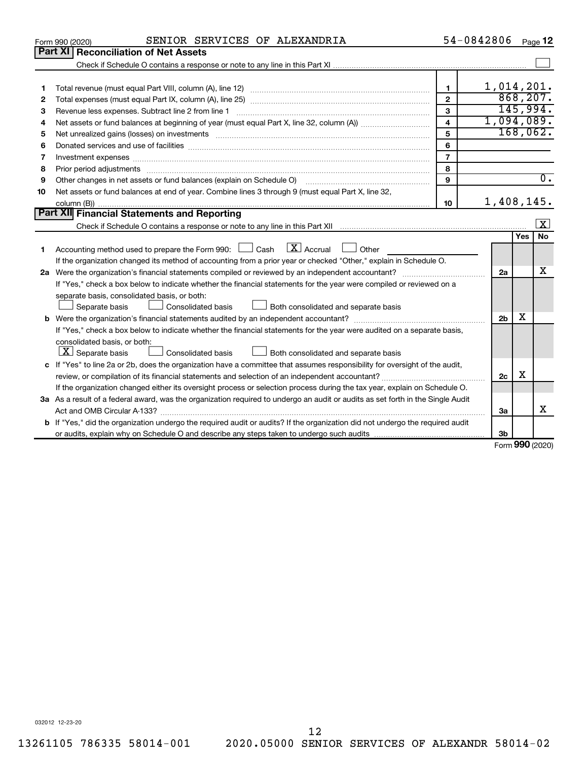Form 990 (2020) SENIOR SERVICES OF ALEXANDRIA 54-0842806 Page 12

## Part XI Reconciliation of Net Assets

Check if Schedule O contains a response or note to any line in this Part XI [ ]

| | | | |
|---|---|---|---|
| 1 | Total revenue (must equal Part VIII, column (A), line 12) | 1 | 1,014,201. |
| 2 | Total expenses (must equal Part IX, column (A), line 25) | 2 | 868,207. |
| 3 | Revenue less expenses. Subtract line 2 from line 1 | 3 | 145,994. |
| 4 | Net assets or fund balances at beginning of year (must equal Part X, line 32, column (A)) | 4 | 1,094,089. |
| 5 | Net unrealized gains (losses) on investments | 5 | 168,062. |
| 6 | Donated services and use of facilities | 6 | |
| 7 | Investment expenses | 7 | |
| 8 | Prior period adjustments | 8 | |
| 9 | Other changes in net assets or fund balances (explain on Schedule O) | 9 | 0. |
| 10 | Net assets or fund balances at end of year. Combine lines 3 through 9 (must equal Part X, line 32, column (B)) | 10 | 1,408,145. |

## Part XII Financial Statements and Reporting

Check if Schedule O contains a response or note to any line in this Part XII [X]

| | | | Yes | No |
|---|---|---|---|---|
| 1 | Accounting method used to prepare the Form 990: [ ] Cash [X] Accrual [ ] Other<br>If the organization changed its method of accounting from a prior year or checked "Other," explain in Schedule O. | | | |
| 2a | Were the organization's financial statements compiled or reviewed by an independent accountant?<br>If "Yes," check a box below to indicate whether the financial statements for the year were compiled or reviewed on a separate basis, consolidated basis, or both:<br>[ ] Separate basis [ ] Consolidated basis [ ] Both consolidated and separate basis | 2a | | X |
| b | Were the organization's financial statements audited by an independent accountant?<br>If "Yes," check a box below to indicate whether the financial statements for the year were audited on a separate basis, consolidated basis, or both:<br>[X] Separate basis [ ] Consolidated basis [ ] Both consolidated and separate basis | 2b | X | |
| c | If "Yes" to line 2a or 2b, does the organization have a committee that assumes responsibility for oversight of the audit, review, or compilation of its financial statements and selection of an independent accountant?<br>If the organization changed either its oversight process or selection process during the tax year, explain on Schedule O. | 2c | X | |
| 3a | As a result of a federal award, was the organization required to undergo an audit or audits as set forth in the Single Audit Act and OMB Circular A-133? | 3a | | X |
| b | If "Yes," did the organization undergo the required audit or audits? If the organization did not undergo the required audit or audits, explain why on Schedule O and describe any steps taken to undergo such audits | 3b | | |

Form 990 (2020)

032012 12-23-20

13261105 786335 58014-001 2020.05000 SENIOR SERVICES OF ALEXANDR 58014-02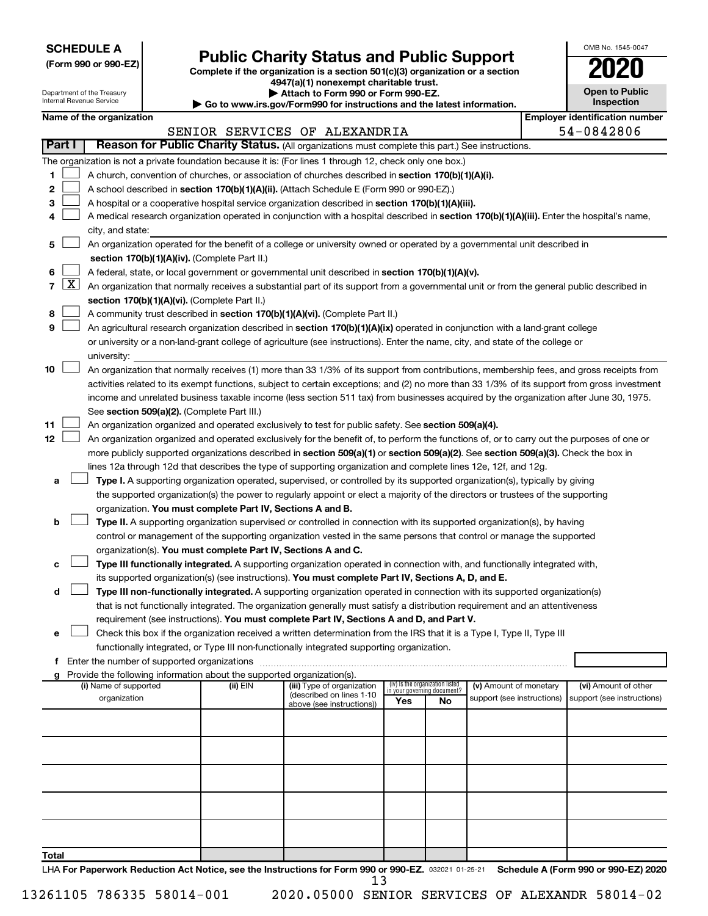**SCHEDULE A**
**(Form 990 or 990-EZ)**

Department of the Treasury
Internal Revenue Service

# Public Charity Status and Public Support

**Complete if the organization is a section 501(c)(3) organization or a section 4947(a)(1) nonexempt charitable trust.**
**▶ Attach to Form 990 or Form 990-EZ.**
**▶ Go to www.irs.gov/Form990 for instructions and the latest information.**

OMB No. 1545-0047
**2020**
**Open to Public Inspection**

**Name of the organization**
SENIOR SERVICES OF ALEXANDRIA

**Employer identification number**
54-0842806

## Part I — Reason for Public Charity Status. (All organizations must complete this part.) See instructions.

The organization is not a private foundation because it is: (For lines 1 through 12, check only one box.)

1 ☐ A church, convention of churches, or association of churches described in **section 170(b)(1)(A)(i).**

2 ☐ A school described in **section 170(b)(1)(A)(ii).** (Attach Schedule E (Form 990 or 990-EZ).)

3 ☐ A hospital or a cooperative hospital service organization described in **section 170(b)(1)(A)(iii).**

4 ☐ A medical research organization operated in conjunction with a hospital described in **section 170(b)(1)(A)(iii).** Enter the hospital's name, city, and state:

5 ☐ An organization operated for the benefit of a college or university owned or operated by a governmental unit described in **section 170(b)(1)(A)(iv).** (Complete Part II.)

6 ☐ A federal, state, or local government or governmental unit described in **section 170(b)(1)(A)(v).**

7 ☒ An organization that normally receives a substantial part of its support from a governmental unit or from the general public described in **section 170(b)(1)(A)(vi).** (Complete Part II.)

8 ☐ A community trust described in **section 170(b)(1)(A)(vi).** (Complete Part II.)

9 ☐ An agricultural research organization described in **section 170(b)(1)(A)(ix)** operated in conjunction with a land-grant college or university or a non-land-grant college of agriculture (see instructions). Enter the name, city, and state of the college or university:

10 ☐ An organization that normally receives (1) more than 33 1/3% of its support from contributions, membership fees, and gross receipts from activities related to its exempt functions, subject to certain exceptions; and (2) no more than 33 1/3% of its support from gross investment income and unrelated business taxable income (less section 511 tax) from businesses acquired by the organization after June 30, 1975. See **section 509(a)(2).** (Complete Part III.)

11 ☐ An organization organized and operated exclusively to test for public safety. See **section 509(a)(4).**

12 ☐ An organization organized and operated exclusively for the benefit of, to perform the functions of, or to carry out the purposes of one or more publicly supported organizations described in **section 509(a)(1)** or **section 509(a)(2)**. See **section 509(a)(3).** Check the box in lines 12a through 12d that describes the type of supporting organization and complete lines 12e, 12f, and 12g.

a ☐ **Type I.** A supporting organization operated, supervised, or controlled by its supported organization(s), typically by giving the supported organization(s) the power to regularly appoint or elect a majority of the directors or trustees of the supporting organization. **You must complete Part IV, Sections A and B.**

b ☐ **Type II.** A supporting organization supervised or controlled in connection with its supported organization(s), by having control or management of the supporting organization vested in the same persons that control or manage the supported organization(s). **You must complete Part IV, Sections A and C.**

c ☐ **Type III functionally integrated.** A supporting organization operated in connection with, and functionally integrated with, its supported organization(s) (see instructions). **You must complete Part IV, Sections A, D, and E.**

d ☐ **Type III non-functionally integrated.** A supporting organization operated in connection with its supported organization(s) that is not functionally integrated. The organization generally must satisfy a distribution requirement and an attentiveness requirement (see instructions). **You must complete Part IV, Sections A and D, and Part V.**

e ☐ Check this box if the organization received a written determination from the IRS that it is a Type I, Type II, Type III functionally integrated, or Type III non-functionally integrated supporting organization.

f Enter the number of supported organizations

g Provide the following information about the supported organization(s).

| (i) Name of supported organization | (ii) EIN | (iii) Type of organization (described on lines 1-10 above (see instructions)) | (iv) Is the organization listed in your governing document? Yes | No | (v) Amount of monetary support (see instructions) | (vi) Amount of other support (see instructions) |
|---|---|---|---|---|---|---|
| | | | | | | |
| | | | | | | |
| | | | | | | |
| | | | | | | |
| | | | | | | |
| **Total** | | | | | | |

LHA **For Paperwork Reduction Act Notice, see the Instructions for Form 990 or 990-EZ.** 032021 01-25-21 **Schedule A (Form 990 or 990-EZ) 2020**

13261105 786335 58014-001 2020.05000 SENIOR SERVICES OF ALEXANDR 58014-02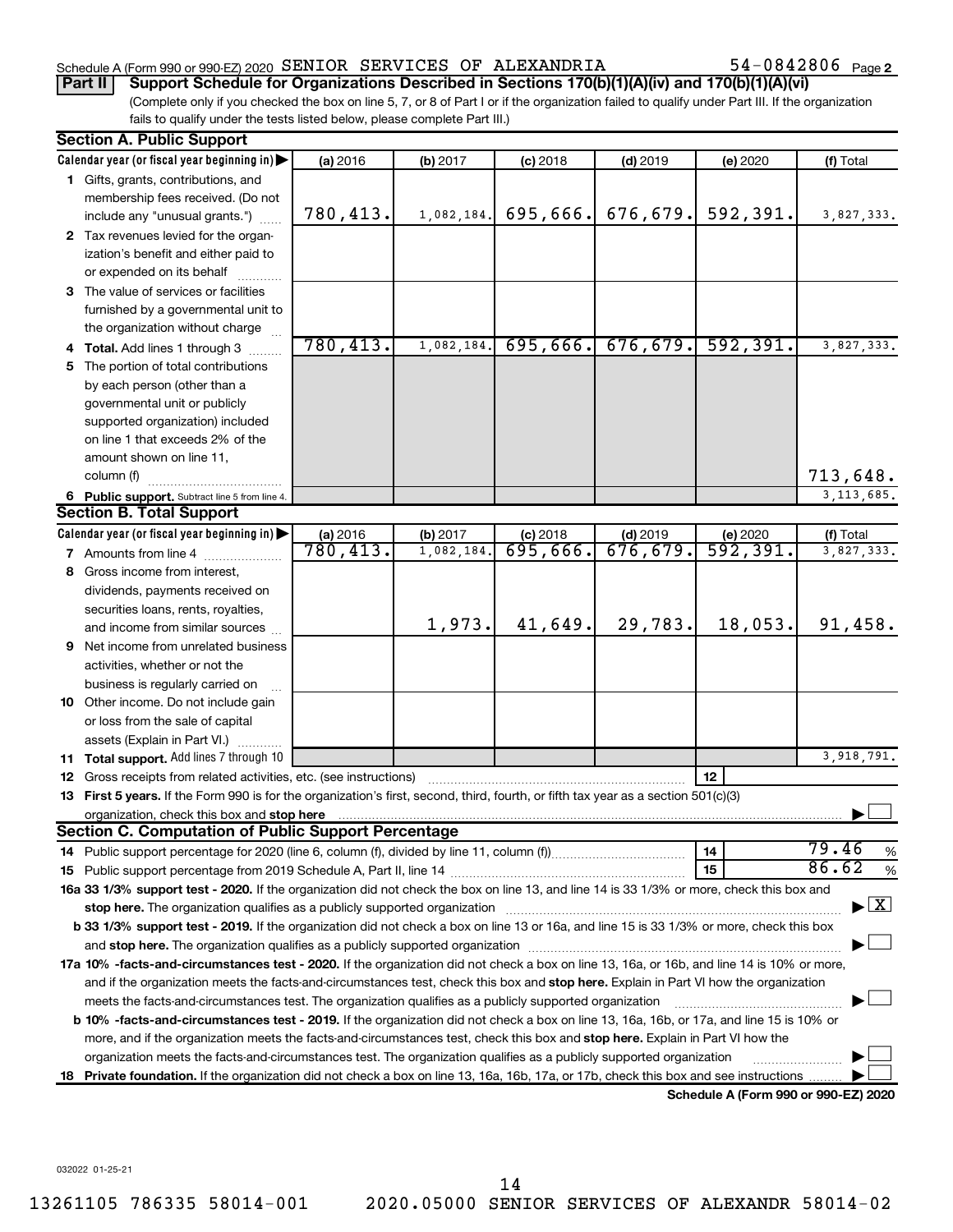Schedule A (Form 990 or 990-EZ) 2020 SENIOR SERVICES OF ALEXANDRIA 54-0842806 Page 2

**Part II — Support Schedule for Organizations Described in Sections 170(b)(1)(A)(iv) and 170(b)(1)(A)(vi)**

(Complete only if you checked the box on line 5, 7, or 8 of Part I or if the organization failed to qualify under Part III. If the organization fails to qualify under the tests listed below, please complete Part III.)

**Section A. Public Support**

| Calendar year (or fiscal year beginning in) | (a) 2016 | (b) 2017 | (c) 2018 | (d) 2019 | (e) 2020 | (f) Total |
|---|---|---|---|---|---|---|
| 1 Gifts, grants, contributions, and membership fees received. (Do not include any "unusual grants.") | 780,413. | 1,082,184. | 695,666. | 676,679. | 592,391. | 3,827,333. |
| 2 Tax revenues levied for the organization's benefit and either paid to or expended on its behalf | | | | | | |
| 3 The value of services or facilities furnished by a governmental unit to the organization without charge | | | | | | |
| 4 Total. Add lines 1 through 3 | 780,413. | 1,082,184. | 695,666. | 676,679. | 592,391. | 3,827,333. |
| 5 The portion of total contributions by each person (other than a governmental unit or publicly supported organization) included on line 1 that exceeds 2% of the amount shown on line 11, column (f) | | | | | | 713,648. |
| 6 Public support. Subtract line 5 from line 4. | | | | | | 3,113,685. |

**Section B. Total Support**

| Calendar year (or fiscal year beginning in) | (a) 2016 | (b) 2017 | (c) 2018 | (d) 2019 | (e) 2020 | (f) Total |
|---|---|---|---|---|---|---|
| 7 Amounts from line 4 | 780,413. | 1,082,184. | 695,666. | 676,679. | 592,391. | 3,827,333. |
| 8 Gross income from interest, dividends, payments received on securities loans, rents, royalties, and income from similar sources | | 1,973. | 41,649. | 29,783. | 18,053. | 91,458. |
| 9 Net income from unrelated business activities, whether or not the business is regularly carried on | | | | | | |
| 10 Other income. Do not include gain or loss from the sale of capital assets (Explain in Part VI.) | | | | | | |
| 11 Total support. Add lines 7 through 10 | | | | | | 3,918,791. |

12 Gross receipts from related activities, etc. (see instructions) | 12 |

13 **First 5 years.** If the Form 990 is for the organization's first, second, third, fourth, or fifth tax year as a section 501(c)(3) organization, check this box and **stop here** ☐

**Section C. Computation of Public Support Percentage**

14 Public support percentage for 2020 (line 6, column (f), divided by line 11, column (f)) | 14 | 79.46 %

15 Public support percentage from 2019 Schedule A, Part II, line 14 | 15 | 86.62 %

16a **33 1/3% support test - 2020.** If the organization did not check the box on line 13, and line 14 is 33 1/3% or more, check this box and **stop here.** The organization qualifies as a publicly supported organization ☒

b **33 1/3% support test - 2019.** If the organization did not check a box on line 13 or 16a, and line 15 is 33 1/3% or more, check this box and **stop here.** The organization qualifies as a publicly supported organization ☐

17a **10% -facts-and-circumstances test - 2020.** If the organization did not check a box on line 13, 16a, or 16b, and line 14 is 10% or more, and if the organization meets the facts-and-circumstances test, check this box and **stop here.** Explain in Part VI how the organization meets the facts-and-circumstances test. The organization qualifies as a publicly supported organization ☐

b **10% -facts-and-circumstances test - 2019.** If the organization did not check a box on line 13, 16a, 16b, or 17a, and line 15 is 10% or more, and if the organization meets the facts-and-circumstances test, check this box and **stop here.** Explain in Part VI how the organization meets the facts-and-circumstances test. The organization qualifies as a publicly supported organization ☐

18 **Private foundation.** If the organization did not check a box on line 13, 16a, 16b, 17a, or 17b, check this box and see instructions ☐

**Schedule A (Form 990 or 990-EZ) 2020**

032022 01-25-21

13261105 786335 58014-001 2020.05000 SENIOR SERVICES OF ALEXANDR 58014-02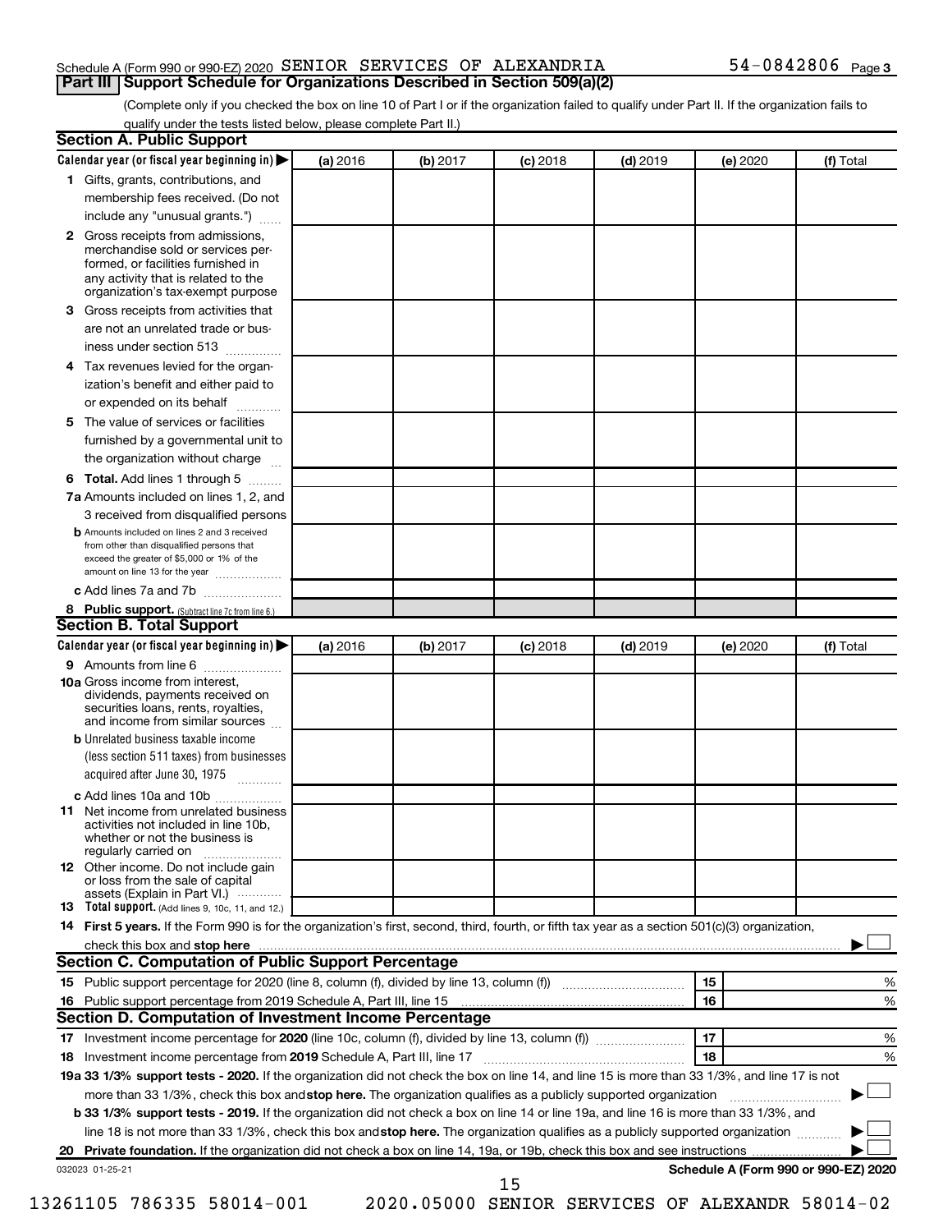Schedule A (Form 990 or 990-EZ) 2020 SENIOR SERVICES OF ALEXANDRIA 54-0842806 Page 3

## Part III Support Schedule for Organizations Described in Section 509(a)(2)

(Complete only if you checked the box on line 10 of Part I or if the organization failed to qualify under Part II. If the organization fails to qualify under the tests listed below, please complete Part II.)

### Section A. Public Support

| Calendar year (or fiscal year beginning in) ▶ | (a) 2016 | (b) 2017 | (c) 2018 | (d) 2019 | (e) 2020 | (f) Total |
|---|---|---|---|---|---|---|
| 1 Gifts, grants, contributions, and membership fees received. (Do not include any "unusual grants.") | | | | | | |
| 2 Gross receipts from admissions, merchandise sold or services performed, or facilities furnished in any activity that is related to the organization's tax-exempt purpose | | | | | | |
| 3 Gross receipts from activities that are not an unrelated trade or business under section 513 | | | | | | |
| 4 Tax revenues levied for the organization's benefit and either paid to or expended on its behalf | | | | | | |
| 5 The value of services or facilities furnished by a governmental unit to the organization without charge | | | | | | |
| 6 **Total.** Add lines 1 through 5 | | | | | | |
| 7a Amounts included on lines 1, 2, and 3 received from disqualified persons | | | | | | |
| b Amounts included on lines 2 and 3 received from other than disqualified persons that exceed the greater of $5,000 or 1% of the amount on line 13 for the year | | | | | | |
| c Add lines 7a and 7b | | | | | | |
| 8 **Public support.** (Subtract line 7c from line 6.) | | | | | | |

### Section B. Total Support

| Calendar year (or fiscal year beginning in) ▶ | (a) 2016 | (b) 2017 | (c) 2018 | (d) 2019 | (e) 2020 | (f) Total |
|---|---|---|---|---|---|---|
| 9 Amounts from line 6 | | | | | | |
| 10a Gross income from interest, dividends, payments received on securities loans, rents, royalties, and income from similar sources | | | | | | |
| b Unrelated business taxable income (less section 511 taxes) from businesses acquired after June 30, 1975 | | | | | | |
| c Add lines 10a and 10b | | | | | | |
| 11 Net income from unrelated business activities not included in line 10b, whether or not the business is regularly carried on | | | | | | |
| 12 Other income. Do not include gain or loss from the sale of capital assets (Explain in Part VI.) | | | | | | |
| 13 **Total support.** (Add lines 9, 10c, 11, and 12.) | | | | | | |

14 **First 5 years.** If the Form 990 is for the organization's first, second, third, fourth, or fifth tax year as a section 501(c)(3) organization, check this box and **stop here** ▶ ☐

### Section C. Computation of Public Support Percentage

| | | | |
|---|---|---|---|
| 15 | Public support percentage for 2020 (line 8, column (f), divided by line 13, column (f)) | 15 | % |
| 16 | Public support percentage from 2019 Schedule A, Part III, line 15 | 16 | % |

### Section D. Computation of Investment Income Percentage

| | | | |
|---|---|---|---|
| 17 | Investment income percentage for **2020** (line 10c, column (f), divided by line 13, column (f)) | 17 | % |
| 18 | Investment income percentage from **2019** Schedule A, Part III, line 17 | 18 | % |

**19a 33 1/3% support tests - 2020.** If the organization did not check the box on line 14, and line 15 is more than 33 1/3%, and line 17 is not more than 33 1/3%, check this box and **stop here.** The organization qualifies as a publicly supported organization ▶ ☐

**b 33 1/3% support tests - 2019.** If the organization did not check a box on line 14 or line 19a, and line 16 is more than 33 1/3%, and line 18 is not more than 33 1/3%, check this box and **stop here.** The organization qualifies as a publicly supported organization ▶ ☐

**20 Private foundation.** If the organization did not check a box on line 14, 19a, or 19b, check this box and see instructions ▶ ☐

032023 01-25-21 **Schedule A (Form 990 or 990-EZ) 2020**

13261105 786335 58014-001 2020.05000 SENIOR SERVICES OF ALEXANDR 58014-02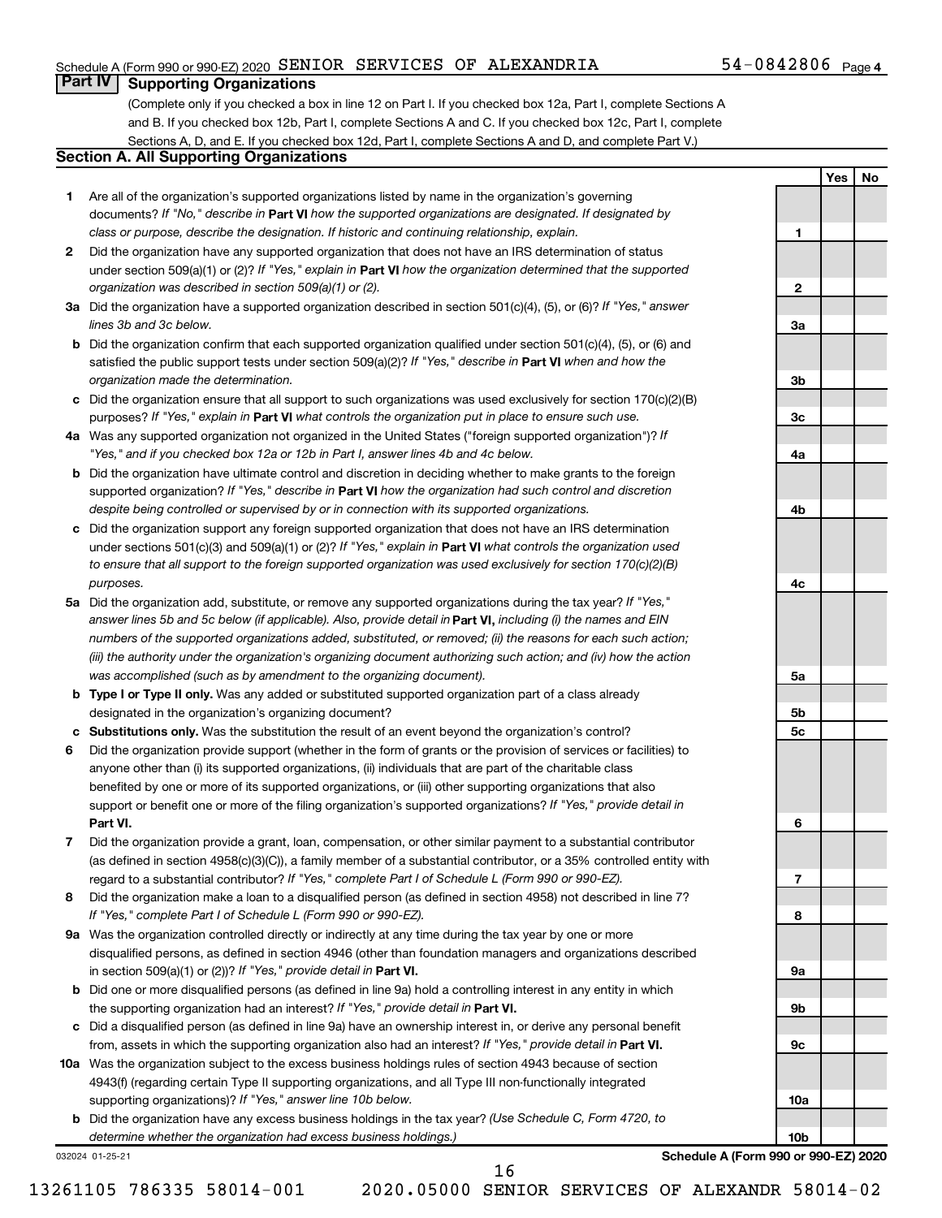Schedule A (Form 990 or 990-EZ) 2020 SENIOR SERVICES OF ALEXANDRIA 54-0842806 Page 4

## Part IV Supporting Organizations

(Complete only if you checked a box in line 12 on Part I. If you checked box 12a, Part I, complete Sections A and B. If you checked box 12b, Part I, complete Sections A and C. If you checked box 12c, Part I, complete Sections A, D, and E. If you checked box 12d, Part I, complete Sections A and D, and complete Part V.)

### Section A. All Supporting Organizations

| | | Line | Yes | No |
|---|---|---|---|---|
| 1 | Are all of the organization's supported organizations listed by name in the organization's governing documents? *If "No," describe in* **Part VI** *how the supported organizations are designated. If designated by class or purpose, describe the designation. If historic and continuing relationship, explain.* | 1 | | |
| 2 | Did the organization have any supported organization that does not have an IRS determination of status under section 509(a)(1) or (2)? *If "Yes," explain in* **Part VI** *how the organization determined that the supported organization was described in section 509(a)(1) or (2).* | 2 | | |
| 3a | Did the organization have a supported organization described in section 501(c)(4), (5), or (6)? *If "Yes," answer lines 3b and 3c below.* | 3a | | |
| b | Did the organization confirm that each supported organization qualified under section 501(c)(4), (5), or (6) and satisfied the public support tests under section 509(a)(2)? *If "Yes," describe in* **Part VI** *when and how the organization made the determination.* | 3b | | |
| c | Did the organization ensure that all support to such organizations was used exclusively for section 170(c)(2)(B) purposes? *If "Yes," explain in* **Part VI** *what controls the organization put in place to ensure such use.* | 3c | | |
| 4a | Was any supported organization not organized in the United States ("foreign supported organization")? *If "Yes," and if you checked box 12a or 12b in Part I, answer lines 4b and 4c below.* | 4a | | |
| b | Did the organization have ultimate control and discretion in deciding whether to make grants to the foreign supported organization? *If "Yes," describe in* **Part VI** *how the organization had such control and discretion despite being controlled or supervised by or in connection with its supported organizations.* | 4b | | |
| c | Did the organization support any foreign supported organization that does not have an IRS determination under sections 501(c)(3) and 509(a)(1) or (2)? *If "Yes," explain in* **Part VI** *what controls the organization used to ensure that all support to the foreign supported organization was used exclusively for section 170(c)(2)(B) purposes.* | 4c | | |
| 5a | Did the organization add, substitute, or remove any supported organizations during the tax year? *If "Yes," answer lines 5b and 5c below (if applicable). Also, provide detail in* **Part VI,** *including (i) the names and EIN numbers of the supported organizations added, substituted, or removed; (ii) the reasons for each such action; (iii) the authority under the organization's organizing document authorizing such action; and (iv) how the action was accomplished (such as by amendment to the organizing document).* | 5a | | |
| b | **Type I or Type II only.** Was any added or substituted supported organization part of a class already designated in the organization's organizing document? | 5b | | |
| c | **Substitutions only.** Was the substitution the result of an event beyond the organization's control? | 5c | | |
| 6 | Did the organization provide support (whether in the form of grants or the provision of services or facilities) to anyone other than (i) its supported organizations, (ii) individuals that are part of the charitable class benefited by one or more of its supported organizations, or (iii) other supporting organizations that also support or benefit one or more of the filing organization's supported organizations? *If "Yes," provide detail in* **Part VI.** | 6 | | |
| 7 | Did the organization provide a grant, loan, compensation, or other similar payment to a substantial contributor (as defined in section 4958(c)(3)(C)), a family member of a substantial contributor, or a 35% controlled entity with regard to a substantial contributor? *If "Yes," complete Part I of Schedule L (Form 990 or 990-EZ).* | 7 | | |
| 8 | Did the organization make a loan to a disqualified person (as defined in section 4958) not described in line 7? *If "Yes," complete Part I of Schedule L (Form 990 or 990-EZ).* | 8 | | |
| 9a | Was the organization controlled directly or indirectly at any time during the tax year by one or more disqualified persons, as defined in section 4946 (other than foundation managers and organizations described in section 509(a)(1) or (2))? *If "Yes," provide detail in* **Part VI.** | 9a | | |
| b | Did one or more disqualified persons (as defined in line 9a) hold a controlling interest in any entity in which the supporting organization had an interest? *If "Yes," provide detail in* **Part VI.** | 9b | | |
| c | Did a disqualified person (as defined in line 9a) have an ownership interest in, or derive any personal benefit from, assets in which the supporting organization also had an interest? *If "Yes," provide detail in* **Part VI.** | 9c | | |
| 10a | Was the organization subject to the excess business holdings rules of section 4943 because of section 4943(f) (regarding certain Type II supporting organizations, and all Type III non-functionally integrated supporting organizations)? *If "Yes," answer line 10b below.* | 10a | | |
| b | Did the organization have any excess business holdings in the tax year? *(Use Schedule C, Form 4720, to determine whether the organization had excess business holdings.)* | 10b | | |

032024 01-25-21

**Schedule A (Form 990 or 990-EZ) 2020**

13261105 786335 58014-001 2020.05000 SENIOR SERVICES OF ALEXANDR 58014-02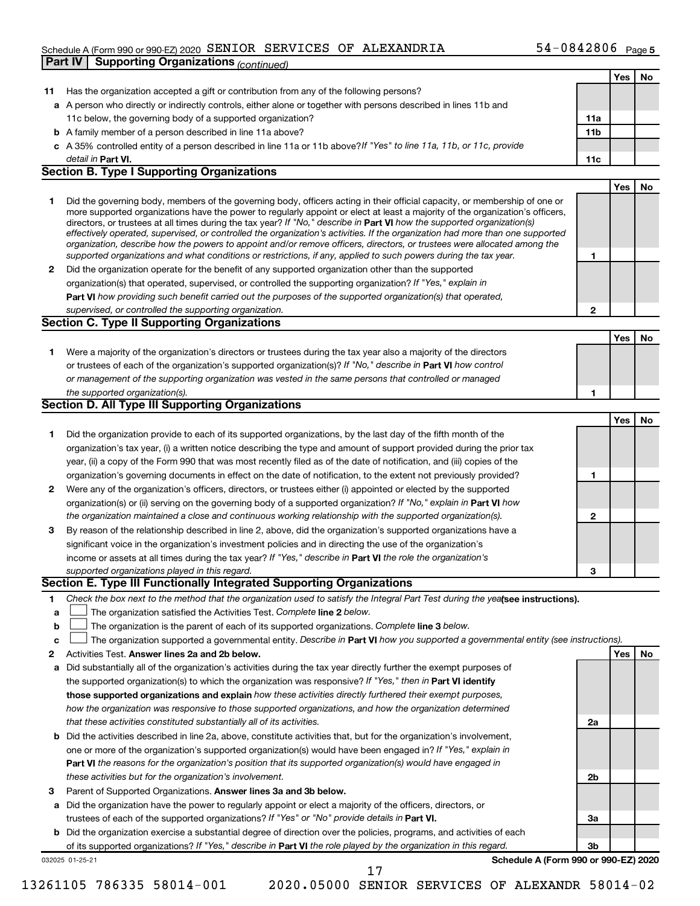Schedule A (Form 990 or 990-EZ) 2020 SENIOR SERVICES OF ALEXANDRIA 54-0842806 Page 5

**Part IV | Supporting Organizations** *(continued)*

| | | | Yes | No |
|---|---|---|---|---|
| **11** | Has the organization accepted a gift or contribution from any of the following persons? | | | |
| **a** | A person who directly or indirectly controls, either alone or together with persons described in lines 11b and 11c below, the governing body of a supported organization? | **11a** | | |
| **b** | A family member of a person described in line 11a above? | **11b** | | |
| **c** | A 35% controlled entity of a person described in line 11a or 11b above? *If "Yes" to line 11a, 11b, or 11c, provide detail in* **Part VI.** | **11c** | | |

## Section B. Type I Supporting Organizations

| | | | Yes | No |
|---|---|---|---|---|
| **1** | Did the governing body, members of the governing body, officers acting in their official capacity, or membership of one or more supported organizations have the power to regularly appoint or elect at least a majority of the organization's officers, directors, or trustees at all times during the tax year? *If "No," describe in* **Part VI** *how the supported organization(s) effectively operated, supervised, or controlled the organization's activities. If the organization had more than one supported organization, describe how the powers to appoint and/or remove officers, directors, or trustees were allocated among the supported organizations and what conditions or restrictions, if any, applied to such powers during the tax year.* | **1** | | |
| **2** | Did the organization operate for the benefit of any supported organization other than the supported organization(s) that operated, supervised, or controlled the supporting organization? *If "Yes," explain in* **Part VI** *how providing such benefit carried out the purposes of the supported organization(s) that operated, supervised, or controlled the supporting organization.* | **2** | | |

## Section C. Type II Supporting Organizations

| | | | Yes | No |
|---|---|---|---|---|
| **1** | Were a majority of the organization's directors or trustees during the tax year also a majority of the directors or trustees of each of the organization's supported organization(s)? *If "No," describe in* **Part VI** *how control or management of the supporting organization was vested in the same persons that controlled or managed the supported organization(s).* | **1** | | |

## Section D. All Type III Supporting Organizations

| | | | Yes | No |
|---|---|---|---|---|
| **1** | Did the organization provide to each of its supported organizations, by the last day of the fifth month of the organization's tax year, (i) a written notice describing the type and amount of support provided during the prior tax year, (ii) a copy of the Form 990 that was most recently filed as of the date of notification, and (iii) copies of the organization's governing documents in effect on the date of notification, to the extent not previously provided? | **1** | | |
| **2** | Were any of the organization's officers, directors, or trustees either (i) appointed or elected by the supported organization(s) or (ii) serving on the governing body of a supported organization? *If "No," explain in* **Part VI** *how the organization maintained a close and continuous working relationship with the supported organization(s).* | **2** | | |
| **3** | By reason of the relationship described in line 2, above, did the organization's supported organizations have a significant voice in the organization's investment policies and in directing the use of the organization's income or assets at all times during the tax year? *If "Yes," describe in* **Part VI** *the role the organization's supported organizations played in this regard.* | **3** | | |

## Section E. Type III Functionally Integrated Supporting Organizations

**1** *Check the box next to the method that the organization used to satisfy the Integral Part Test during the year* **(see instructions).**

**a** ☐ The organization satisfied the Activities Test. *Complete* **line 2** *below.*

**b** ☐ The organization is the parent of each of its supported organizations. *Complete* **line 3** *below.*

**c** ☐ The organization supported a governmental entity. *Describe in* **Part VI** *how you supported a governmental entity (see instructions).*

| | | | Yes | No |
|---|---|---|---|---|
| **2** | Activities Test. **Answer lines 2a and 2b below.** | | | |
| **a** | Did substantially all of the organization's activities during the tax year directly further the exempt purposes of the supported organization(s) to which the organization was responsive? *If "Yes," then in* **Part VI identify those supported organizations and explain** *how these activities directly furthered their exempt purposes, how the organization was responsive to those supported organizations, and how the organization determined that these activities constituted substantially all of its activities.* | **2a** | | |
| **b** | Did the activities described in line 2a, above, constitute activities that, but for the organization's involvement, one or more of the organization's supported organization(s) would have been engaged in? *If "Yes," explain in* **Part VI** *the reasons for the organization's position that its supported organization(s) would have engaged in these activities but for the organization's involvement.* | **2b** | | |
| **3** | Parent of Supported Organizations. **Answer lines 3a and 3b below.** | | | |
| **a** | Did the organization have the power to regularly appoint or elect a majority of the officers, directors, or trustees of each of the supported organizations? *If "Yes" or "No" provide details in* **Part VI.** | **3a** | | |
| **b** | Did the organization exercise a substantial degree of direction over the policies, programs, and activities of each of its supported organizations? *If "Yes," describe in* **Part VI** *the role played by the organization in this regard.* | **3b** | | |

032025 01-25-21 **Schedule A (Form 990 or 990-EZ) 2020**

13261105 786335 58014-001 2020.05000 SENIOR SERVICES OF ALEXANDR 58014-02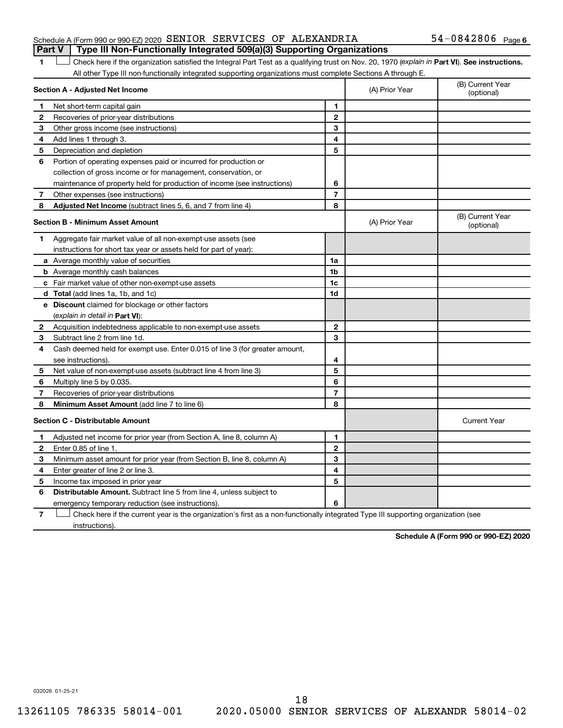Schedule A (Form 990 or 990-EZ) 2020 SENIOR SERVICES OF ALEXANDRIA 54-0842806 Page 6

**Part V | Type III Non-Functionally Integrated 509(a)(3) Supporting Organizations**

1 ☐ Check here if the organization satisfied the Integral Part Test as a qualifying trust on Nov. 20, 1970 (*explain in* **Part VI**). **See instructions.** All other Type III non-functionally integrated supporting organizations must complete Sections A through E.

| **Section A - Adjusted Net Income** | | | (A) Prior Year | (B) Current Year (optional) |
|---|---|---|---|---|
| 1 | Net short-term capital gain | 1 | | |
| 2 | Recoveries of prior-year distributions | 2 | | |
| 3 | Other gross income (see instructions) | 3 | | |
| 4 | Add lines 1 through 3. | 4 | | |
| 5 | Depreciation and depletion | 5 | | |
| 6 | Portion of operating expenses paid or incurred for production or collection of gross income or for management, conservation, or maintenance of property held for production of income (see instructions) | 6 | | |
| 7 | Other expenses (see instructions) | 7 | | |
| 8 | **Adjusted Net Income** (subtract lines 5, 6, and 7 from line 4) | 8 | | |

| **Section B - Minimum Asset Amount** | | | (A) Prior Year | (B) Current Year (optional) |
|---|---|---|---|---|
| 1 | Aggregate fair market value of all non-exempt-use assets (see instructions for short tax year or assets held for part of year): | | | |
| a | Average monthly value of securities | 1a | | |
| b | Average monthly cash balances | 1b | | |
| c | Fair market value of other non-exempt-use assets | 1c | | |
| d | **Total** (add lines 1a, 1b, and 1c) | 1d | | |
| e | **Discount** claimed for blockage or other factors (*explain in detail in* **Part VI**): | | | |
| 2 | Acquisition indebtedness applicable to non-exempt-use assets | 2 | | |
| 3 | Subtract line 2 from line 1d. | 3 | | |
| 4 | Cash deemed held for exempt use. Enter 0.015 of line 3 (for greater amount, see instructions). | 4 | | |
| 5 | Net value of non-exempt-use assets (subtract line 4 from line 3) | 5 | | |
| 6 | Multiply line 5 by 0.035. | 6 | | |
| 7 | Recoveries of prior-year distributions | 7 | | |
| 8 | **Minimum Asset Amount** (add line 7 to line 6) | 8 | | |

| **Section C - Distributable Amount** | | | | Current Year |
|---|---|---|---|---|
| 1 | Adjusted net income for prior year (from Section A, line 8, column A) | 1 | | |
| 2 | Enter 0.85 of line 1. | 2 | | |
| 3 | Minimum asset amount for prior year (from Section B, line 8, column A) | 3 | | |
| 4 | Enter greater of line 2 or line 3. | 4 | | |
| 5 | Income tax imposed in prior year | 5 | | |
| 6 | **Distributable Amount.** Subtract line 5 from line 4, unless subject to emergency temporary reduction (see instructions). | 6 | | |

7 ☐ Check here if the current year is the organization's first as a non-functionally integrated Type III supporting organization (see instructions).

**Schedule A (Form 990 or 990-EZ) 2020**

032026 01-25-21

13261105 786335 58014-001 2020.05000 SENIOR SERVICES OF ALEXANDR 58014-02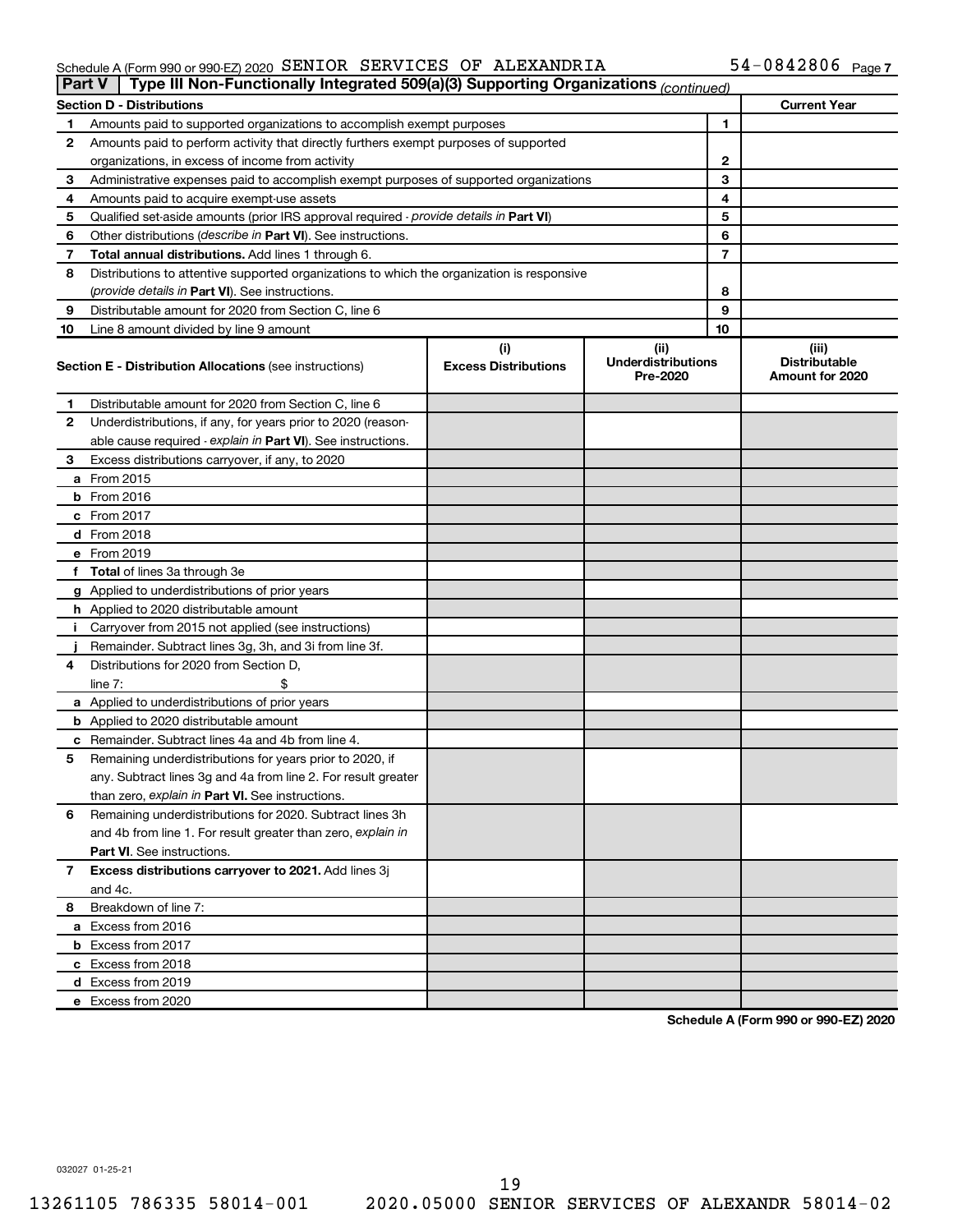Schedule A (Form 990 or 990-EZ) 2020 SENIOR SERVICES OF ALEXANDRIA 54-0842806 Page 7

## Part V | Type III Non-Functionally Integrated 509(a)(3) Supporting Organizations *(continued)*

| Section D - Distributions | | | Current Year |
|---|---|---|---|
| 1 | Amounts paid to supported organizations to accomplish exempt purposes | 1 | |
| 2 | Amounts paid to perform activity that directly furthers exempt purposes of supported organizations, in excess of income from activity | 2 | |
| 3 | Administrative expenses paid to accomplish exempt purposes of supported organizations | 3 | |
| 4 | Amounts paid to acquire exempt-use assets | 4 | |
| 5 | Qualified set-aside amounts (prior IRS approval required - *provide details in* **Part VI**) | 5 | |
| 6 | Other distributions (*describe in* **Part VI**). See instructions. | 6 | |
| 7 | **Total annual distributions.** Add lines 1 through 6. | 7 | |
| 8 | Distributions to attentive supported organizations to which the organization is responsive (*provide details in* **Part VI**). See instructions. | 8 | |
| 9 | Distributable amount for 2020 from Section C, line 6 | 9 | |
| 10 | Line 8 amount divided by line 9 amount | 10 | |

| | **Section E - Distribution Allocations** (see instructions) | (i) Excess Distributions | (ii) Underdistributions Pre-2020 | (iii) Distributable Amount for 2020 |
|---|---|---|---|---|
| 1 | Distributable amount for 2020 from Section C, line 6 | | | |
| 2 | Underdistributions, if any, for years prior to 2020 (reasonable cause required - *explain in* **Part VI**). See instructions. | | | |
| 3 | Excess distributions carryover, if any, to 2020 | | | |
| a | From 2015 | | | |
| b | From 2016 | | | |
| c | From 2017 | | | |
| d | From 2018 | | | |
| e | From 2019 | | | |
| f | **Total** of lines 3a through 3e | | | |
| g | Applied to underdistributions of prior years | | | |
| h | Applied to 2020 distributable amount | | | |
| i | Carryover from 2015 not applied (see instructions) | | | |
| j | Remainder. Subtract lines 3g, 3h, and 3i from line 3f. | | | |
| 4 | Distributions for 2020 from Section D, line 7: $ | | | |
| a | Applied to underdistributions of prior years | | | |
| b | Applied to 2020 distributable amount | | | |
| c | Remainder. Subtract lines 4a and 4b from line 4. | | | |
| 5 | Remaining underdistributions for years prior to 2020, if any. Subtract lines 3g and 4a from line 2. For result greater than zero, *explain in* **Part VI.** See instructions. | | | |
| 6 | Remaining underdistributions for 2020. Subtract lines 3h and 4b from line 1. For result greater than zero, *explain in* **Part VI**. See instructions. | | | |
| 7 | **Excess distributions carryover to 2021.** Add lines 3j and 4c. | | | |
| 8 | Breakdown of line 7: | | | |
| a | Excess from 2016 | | | |
| b | Excess from 2017 | | | |
| c | Excess from 2018 | | | |
| d | Excess from 2019 | | | |
| e | Excess from 2020 | | | |

**Schedule A (Form 990 or 990-EZ) 2020**

032027 01-25-21

13261105 786335 58014-001 2020.05000 SENIOR SERVICES OF ALEXANDR 58014-02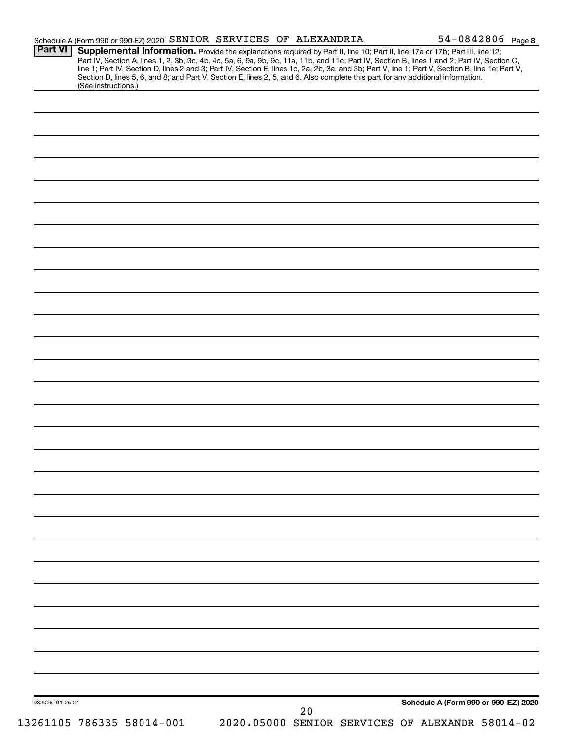Schedule A (Form 990 or 990-EZ) 2020 SENIOR SERVICES OF ALEXANDRIA 54-0842806 Page 8

**Part VI** **Supplemental Information.** Provide the explanations required by Part II, line 10; Part II, line 17a or 17b; Part III, line 12; Part IV, Section A, lines 1, 2, 3b, 3c, 4b, 4c, 5a, 6, 9a, 9b, 9c, 11a, 11b, and 11c; Part IV, Section B, lines 1 and 2; Part IV, Section C, line 1; Part IV, Section D, lines 2 and 3; Part IV, Section E, lines 1c, 2a, 2b, 3a, and 3b; Part V, line 1; Part V, Section B, line 1e; Part V, Section D, lines 5, 6, and 8; and Part V, Section E, lines 2, 5, and 6. Also complete this part for any additional information. (See instructions.)

032028 01-25-21

**Schedule A (Form 990 or 990-EZ) 2020**

13261105 786335 58014-001 2020.05000 SENIOR SERVICES OF ALEXANDR 58014-02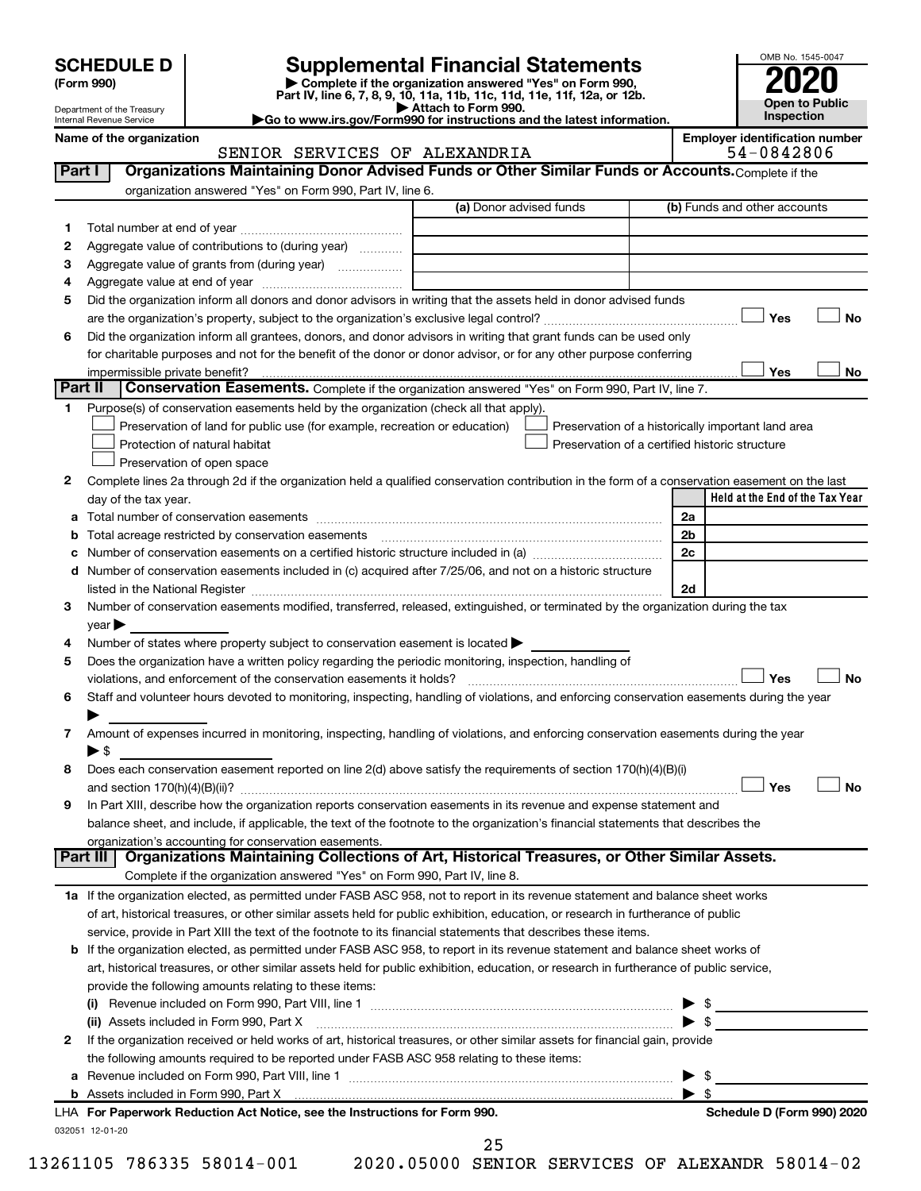**SCHEDULE D**
**(Form 990)**

Department of the Treasury
Internal Revenue Service

# Supplemental Financial Statements

▶ Complete if the organization answered "Yes" on Form 990, Part IV, line 6, 7, 8, 9, 10, 11a, 11b, 11c, 11d, 11e, 11f, 12a, or 12b.
▶ Attach to Form 990.
▶Go to www.irs.gov/Form990 for instructions and the latest information.

OMB No. 1545-0047
**2020**
**Open to Public Inspection**

**Name of the organization:** SENIOR SERVICES OF ALEXANDRIA
**Employer identification number:** 54-0842806

## Part I — Organizations Maintaining Donor Advised Funds or Other Similar Funds or Accounts.
Complete if the organization answered "Yes" on Form 990, Part IV, line 6.

| | | (a) Donor advised funds | (b) Funds and other accounts |
|---|---|---|---|
| 1 | Total number at end of year | | |
| 2 | Aggregate value of contributions to (during year) | | |
| 3 | Aggregate value of grants from (during year) | | |
| 4 | Aggregate value at end of year | | |

5 Did the organization inform all donors and donor advisors in writing that the assets held in donor advised funds are the organization's property, subject to the organization's exclusive legal control? ☐ Yes ☐ No

6 Did the organization inform all grantees, donors, and donor advisors in writing that grant funds can be used only for charitable purposes and not for the benefit of the donor or donor advisor, or for any other purpose conferring impermissible private benefit? ☐ Yes ☐ No

## Part II — Conservation Easements.
Complete if the organization answered "Yes" on Form 990, Part IV, line 7.

1 Purpose(s) of conservation easements held by the organization (check all that apply).
- ☐ Preservation of land for public use (for example, recreation or education)
- ☐ Protection of natural habitat
- ☐ Preservation of open space
- ☐ Preservation of a historically important land area
- ☐ Preservation of a certified historic structure

2 Complete lines 2a through 2d if the organization held a qualified conservation contribution in the form of a conservation easement on the last day of the tax year.

| | | | Held at the End of the Tax Year |
|---|---|---|---|
| a | Total number of conservation easements | 2a | |
| b | Total acreage restricted by conservation easements | 2b | |
| c | Number of conservation easements on a certified historic structure included in (a) | 2c | |
| d | Number of conservation easements included in (c) acquired after 7/25/06, and not on a historic structure listed in the National Register | 2d | |

3 Number of conservation easements modified, transferred, released, extinguished, or terminated by the organization during the tax year ▶

4 Number of states where property subject to conservation easement is located ▶

5 Does the organization have a written policy regarding the periodic monitoring, inspection, handling of violations, and enforcement of the conservation easements it holds? ☐ Yes ☐ No

6 Staff and volunteer hours devoted to monitoring, inspecting, handling of violations, and enforcing conservation easements during the year ▶

7 Amount of expenses incurred in monitoring, inspecting, handling of violations, and enforcing conservation easements during the year ▶ $

8 Does each conservation easement reported on line 2(d) above satisfy the requirements of section 170(h)(4)(B)(i) and section 170(h)(4)(B)(ii)? ☐ Yes ☐ No

9 In Part XIII, describe how the organization reports conservation easements in its revenue and expense statement and balance sheet, and include, if applicable, the text of the footnote to the organization's financial statements that describes the organization's accounting for conservation easements.

## Part III — Organizations Maintaining Collections of Art, Historical Treasures, or Other Similar Assets.
Complete if the organization answered "Yes" on Form 990, Part IV, line 8.

1a If the organization elected, as permitted under FASB ASC 958, not to report in its revenue statement and balance sheet works of art, historical treasures, or other similar assets held for public exhibition, education, or research in furtherance of public service, provide in Part XIII the text of the footnote to its financial statements that describes these items.

b If the organization elected, as permitted under FASB ASC 958, to report in its revenue statement and balance sheet works of art, historical treasures, or other similar assets held for public exhibition, education, or research in furtherance of public service, provide the following amounts relating to these items:

(i) Revenue included on Form 990, Part VIII, line 1 ▶ $

(ii) Assets included in Form 990, Part X ▶ $

2 If the organization received or held works of art, historical treasures, or other similar assets for financial gain, provide the following amounts required to be reported under FASB ASC 958 relating to these items:

a Revenue included on Form 990, Part VIII, line 1 ▶ $

b Assets included in Form 990, Part X ▶ $

LHA For Paperwork Reduction Act Notice, see the Instructions for Form 990. Schedule D (Form 990) 2020

032051 12-01-20

13261105 786335 58014-001 2020.05000 SENIOR SERVICES OF ALEXANDR 58014-02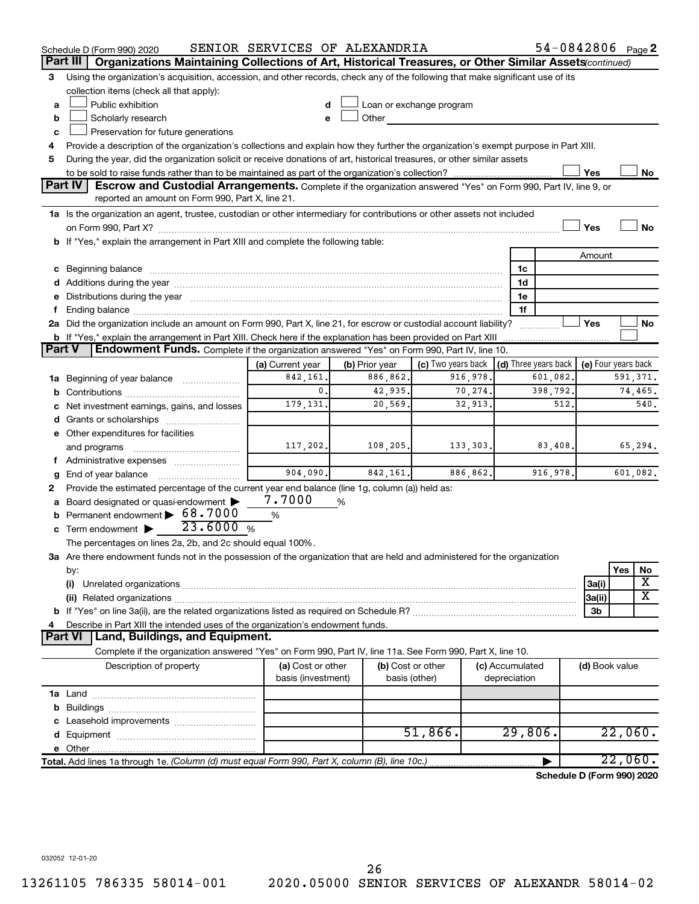Schedule D (Form 990) 2020 SENIOR SERVICES OF ALEXANDRIA 54-0842806 Page 2

## Part III Organizations Maintaining Collections of Art, Historical Treasures, or Other Similar Assets *(continued)*

**3** Using the organization's acquisition, accession, and other records, check any of the following that make significant use of its collection items (check all that apply):

- **a** ☐ Public exhibition
- **b** ☐ Scholarly research
- **c** ☐ Preservation for future generations
- **d** ☐ Loan or exchange program
- **e** ☐ Other

**4** Provide a description of the organization's collections and explain how they further the organization's exempt purpose in Part XIII.

**5** During the year, did the organization solicit or receive donations of art, historical treasures, or other similar assets to be sold to raise funds rather than to be maintained as part of the organization's collection? ☐ Yes ☐ No

## Part IV Escrow and Custodial Arrangements.

Complete if the organization answered "Yes" on Form 990, Part IV, line 9, or reported an amount on Form 990, Part X, line 21.

**1a** Is the organization an agent, trustee, custodian or other intermediary for contributions or other assets not included on Form 990, Part X? ☐ Yes ☐ No

**b** If "Yes," explain the arrangement in Part XIII and complete the following table:

| | | Amount |
|---|---|---|
| **c** Beginning balance | 1c | |
| **d** Additions during the year | 1d | |
| **e** Distributions during the year | 1e | |
| **f** Ending balance | 1f | |

**2a** Did the organization include an amount on Form 990, Part X, line 21, for escrow or custodial account liability? ☐ Yes ☐ No

**b** If "Yes," explain the arrangement in Part XIII. Check here if the explanation has been provided on Part XIII ☐

## Part V Endowment Funds.

Complete if the organization answered "Yes" on Form 990, Part IV, line 10.

| | (a) Current year | (b) Prior year | (c) Two years back | (d) Three years back | (e) Four years back |
|---|---|---|---|---|---|
| **1a** Beginning of year balance | 842,161. | 886,862. | 916,978. | 601,082. | 591,371. |
| **b** Contributions | 0. | 42,935. | 70,274. | 398,792. | 74,465. |
| **c** Net investment earnings, gains, and losses | 179,131. | 20,569. | 32,913. | 512. | 540. |
| **d** Grants or scholarships | | | | | |
| **e** Other expenditures for facilities and programs | 117,202. | 108,205. | 133,303. | 83,408. | 65,294. |
| **f** Administrative expenses | | | | | |
| **g** End of year balance | 904,090. | 842,161. | 886,862. | 916,978. | 601,082. |

**2** Provide the estimated percentage of the current year end balance (line 1g, column (a)) held as:

- **a** Board designated or quasi-endowment ▶ 7.7000 %
- **b** Permanent endowment ▶ 68.7000 %
- **c** Term endowment ▶ 23.6000 %

The percentages on lines 2a, 2b, and 2c should equal 100%.

**3a** Are there endowment funds not in the possession of the organization that are held and administered for the organization by:

| | | Yes | No |
|---|---|---|---|
| **(i)** Unrelated organizations | 3a(i) | | X |
| **(ii)** Related organizations | 3a(ii) | | X |
| **b** If "Yes" on line 3a(ii), are the related organizations listed as required on Schedule R? | 3b | | |

**4** Describe in Part XIII the intended uses of the organization's endowment funds.

## Part VI Land, Buildings, and Equipment.

Complete if the organization answered "Yes" on Form 990, Part IV, line 11a. See Form 990, Part X, line 10.

| Description of property | (a) Cost or other basis (investment) | (b) Cost or other basis (other) | (c) Accumulated depreciation | (d) Book value |
|---|---|---|---|---|
| **1a** Land | | | | |
| **b** Buildings | | | | |
| **c** Leasehold improvements | | | | |
| **d** Equipment | | 51,866. | 29,806. | 22,060. |
| **e** Other | | | | |
| **Total.** Add lines 1a through 1e. *(Column (d) must equal Form 990, Part X, column (B), line 10c.)* ▶ | | | | 22,060. |

**Schedule D (Form 990) 2020**

032052 12-01-20

13261105 786335 58014-001 2020.05000 SENIOR SERVICES OF ALEXANDR 58014-02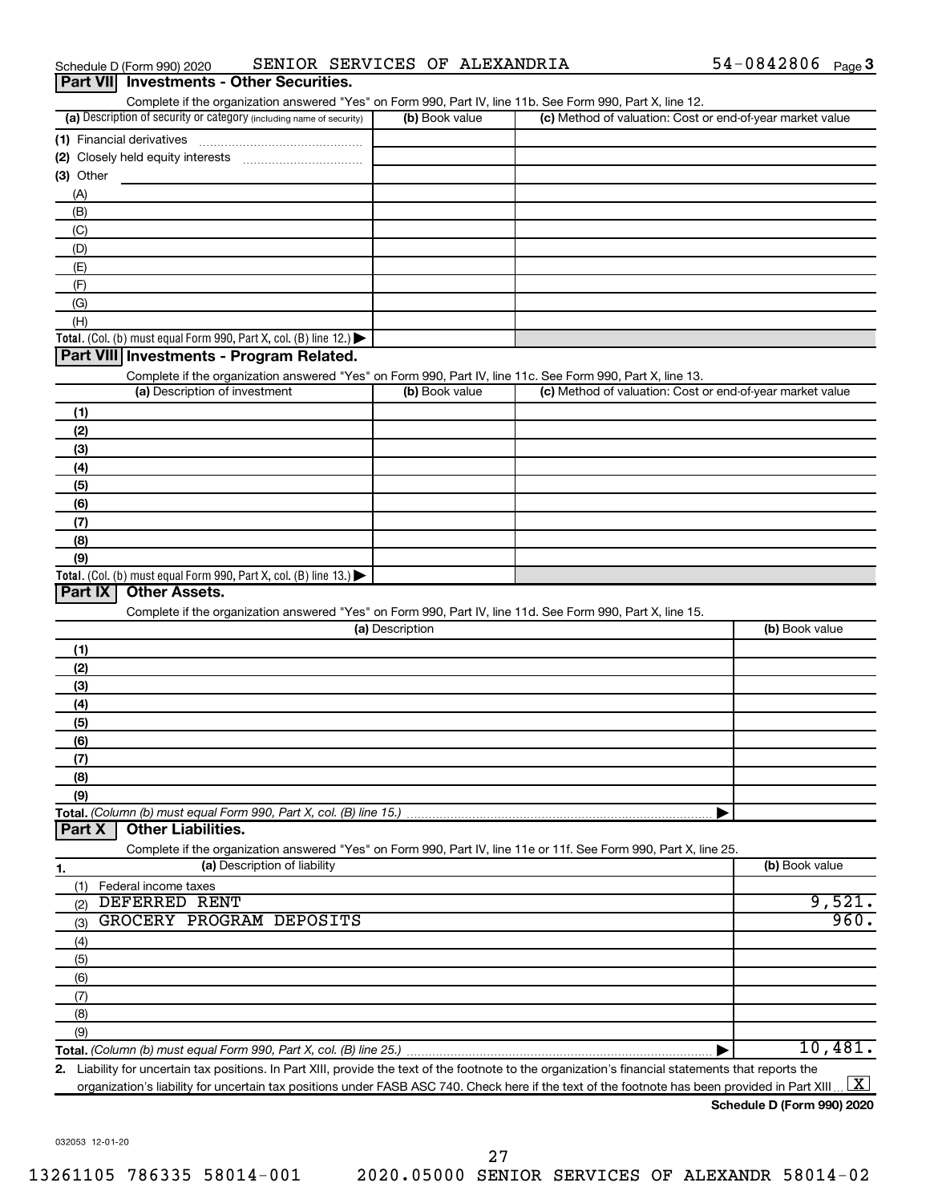Schedule D (Form 990) 2020 SENIOR SERVICES OF ALEXANDRIA 54-0842806 Page 3

## Part VII Investments - Other Securities.

Complete if the organization answered "Yes" on Form 990, Part IV, line 11b. See Form 990, Part X, line 12.

| (a) Description of security or category (including name of security) | (b) Book value | (c) Method of valuation: Cost or end-of-year market value |
|---|---|---|
| (1) Financial derivatives | | |
| (2) Closely held equity interests | | |
| (3) Other | | |
| (A) | | |
| (B) | | |
| (C) | | |
| (D) | | |
| (E) | | |
| (F) | | |
| (G) | | |
| (H) | | |
| **Total.** (Col. (b) must equal Form 990, Part X, col. (B) line 12.) ▶ | | |

## Part VIII Investments - Program Related.

Complete if the organization answered "Yes" on Form 990, Part IV, line 11c. See Form 990, Part X, line 13.

| (a) Description of investment | (b) Book value | (c) Method of valuation: Cost or end-of-year market value |
|---|---|---|
| (1) | | |
| (2) | | |
| (3) | | |
| (4) | | |
| (5) | | |
| (6) | | |
| (7) | | |
| (8) | | |
| (9) | | |
| **Total.** (Col. (b) must equal Form 990, Part X, col. (B) line 13.) ▶ | | |

## Part IX Other Assets.

Complete if the organization answered "Yes" on Form 990, Part IV, line 11d. See Form 990, Part X, line 15.

| (a) Description | (b) Book value |
|---|---|
| (1) | |
| (2) | |
| (3) | |
| (4) | |
| (5) | |
| (6) | |
| (7) | |
| (8) | |
| (9) | |
| **Total.** *(Column (b) must equal Form 990, Part X, col. (B) line 15.)* ▶ | |

## Part X Other Liabilities.

Complete if the organization answered "Yes" on Form 990, Part IV, line 11e or 11f. See Form 990, Part X, line 25.

| 1. (a) Description of liability | (b) Book value |
|---|---|
| (1) Federal income taxes | |
| (2) DEFERRED RENT | 9,521. |
| (3) GROCERY PROGRAM DEPOSITS | 960. |
| (4) | |
| (5) | |
| (6) | |
| (7) | |
| (8) | |
| (9) | |
| **Total.** *(Column (b) must equal Form 990, Part X, col. (B) line 25.)* ▶ | 10,481. |

**2.** Liability for uncertain tax positions. In Part XIII, provide the text of the footnote to the organization's financial statements that reports the organization's liability for uncertain tax positions under FASB ASC 740. Check here if the text of the footnote has been provided in Part XIII [X]

**Schedule D (Form 990) 2020**

032053 12-01-20

13261105 786335 58014-001 2020.05000 SENIOR SERVICES OF ALEXANDR 58014-02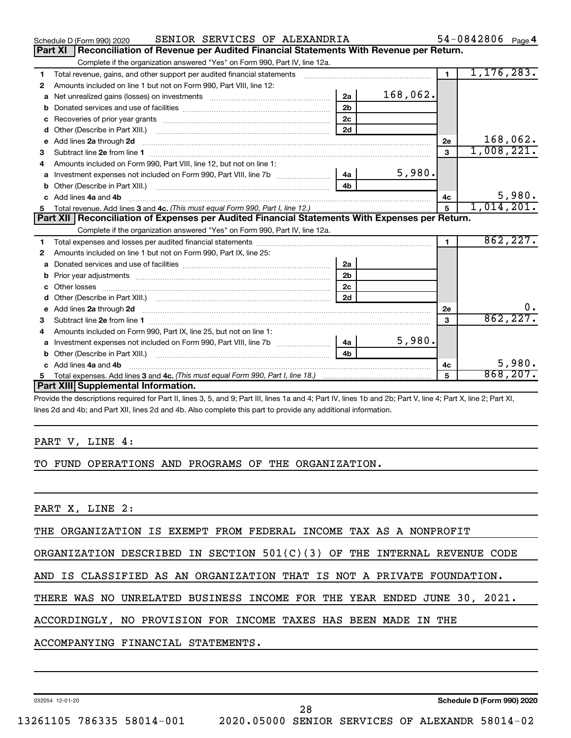Schedule D (Form 990) 2020 SENIOR SERVICES OF ALEXANDRIA 54-0842806 Page 4

## Part XI Reconciliation of Revenue per Audited Financial Statements With Revenue per Return.

Complete if the organization answered "Yes" on Form 990, Part IV, line 12a.

| | | | | | |
|---|---|---|---|---|---|
| 1 | Total revenue, gains, and other support per audited financial statements | | | 1 | 1,176,283. |
| 2 | Amounts included on line 1 but not on Form 990, Part VIII, line 12: | | | | |
| a | Net unrealized gains (losses) on investments | 2a | 168,062. | | |
| b | Donated services and use of facilities | 2b | | | |
| c | Recoveries of prior year grants | 2c | | | |
| d | Other (Describe in Part XIII.) | 2d | | | |
| e | Add lines 2a through 2d | | | 2e | 168,062. |
| 3 | Subtract line 2e from line 1 | | | 3 | 1,008,221. |
| 4 | Amounts included on Form 990, Part VIII, line 12, but not on line 1: | | | | |
| a | Investment expenses not included on Form 990, Part VIII, line 7b | 4a | 5,980. | | |
| b | Other (Describe in Part XIII.) | 4b | | | |
| c | Add lines 4a and 4b | | | 4c | 5,980. |
| 5 | Total revenue. Add lines 3 and 4c. *(This must equal Form 990, Part I, line 12.)* | | | 5 | 1,014,201. |

## Part XII Reconciliation of Expenses per Audited Financial Statements With Expenses per Return.

Complete if the organization answered "Yes" on Form 990, Part IV, line 12a.

| | | | | | |
|---|---|---|---|---|---|
| 1 | Total expenses and losses per audited financial statements | | | 1 | 862,227. |
| 2 | Amounts included on line 1 but not on Form 990, Part IX, line 25: | | | | |
| a | Donated services and use of facilities | 2a | | | |
| b | Prior year adjustments | 2b | | | |
| c | Other losses | 2c | | | |
| d | Other (Describe in Part XIII.) | 2d | | | |
| e | Add lines 2a through 2d | | | 2e | 0. |
| 3 | Subtract line 2e from line 1 | | | 3 | 862,227. |
| 4 | Amounts included on Form 990, Part IX, line 25, but not on line 1: | | | | |
| a | Investment expenses not included on Form 990, Part VIII, line 7b | 4a | 5,980. | | |
| b | Other (Describe in Part XIII.) | 4b | | | |
| c | Add lines 4a and 4b | | | 4c | 5,980. |
| 5 | Total expenses. Add lines 3 and 4c. *(This must equal Form 990, Part I, line 18.)* | | | 5 | 868,207. |

## Part XIII Supplemental Information.

Provide the descriptions required for Part II, lines 3, 5, and 9; Part III, lines 1a and 4; Part IV, lines 1b and 2b; Part V, line 4; Part X, line 2; Part XI, lines 2d and 4b; and Part XII, lines 2d and 4b. Also complete this part to provide any additional information.

PART V, LINE 4:

TO FUND OPERATIONS AND PROGRAMS OF THE ORGANIZATION.

PART X, LINE 2:

THE ORGANIZATION IS EXEMPT FROM FEDERAL INCOME TAX AS A NONPROFIT ORGANIZATION DESCRIBED IN SECTION 501(C)(3) OF THE INTERNAL REVENUE CODE AND IS CLASSIFIED AS AN ORGANIZATION THAT IS NOT A PRIVATE FOUNDATION. THERE WAS NO UNRELATED BUSINESS INCOME FOR THE YEAR ENDED JUNE 30, 2021. ACCORDINGLY, NO PROVISION FOR INCOME TAXES HAS BEEN MADE IN THE ACCOMPANYING FINANCIAL STATEMENTS.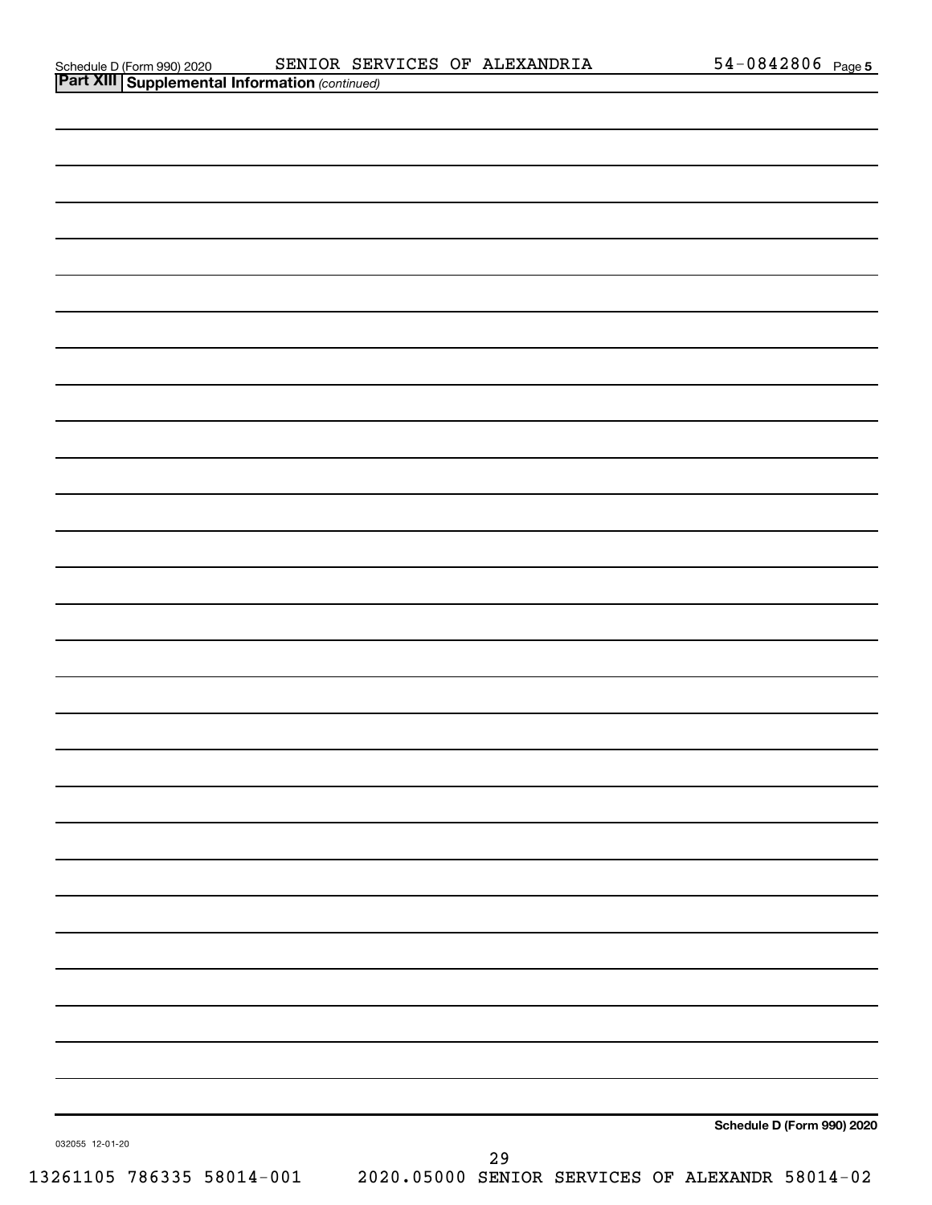Schedule D (Form 990) 2020 SENIOR SERVICES OF ALEXANDRIA 54-0842806 Page **5**

**Part XIII | Supplemental Information** *(continued)*

**Schedule D (Form 990) 2020**

032055 12-01-20

13261105 786335 58014-001 2020.05000 SENIOR SERVICES OF ALEXANDR 58014-02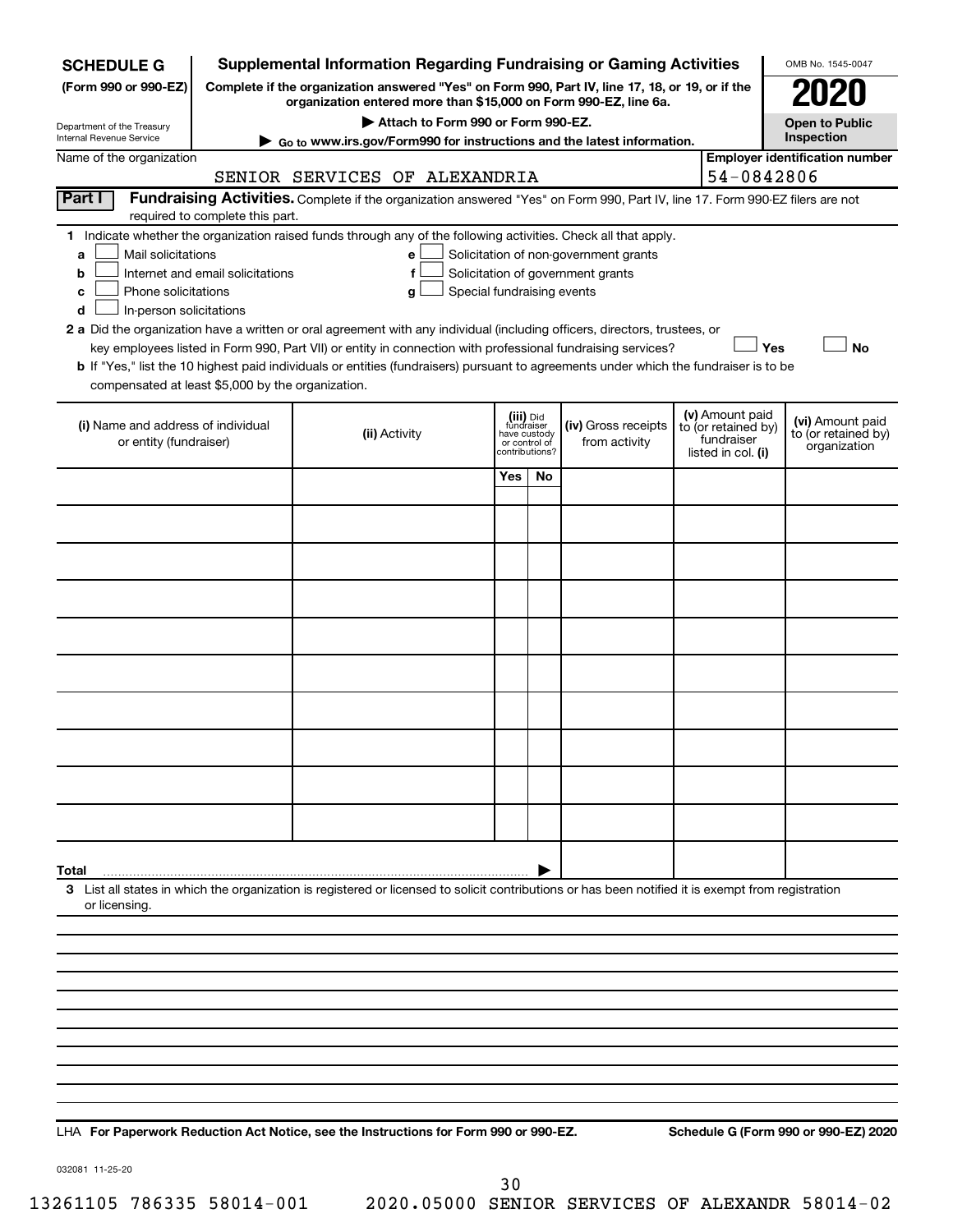**SCHEDULE G**
**(Form 990 or 990-EZ)**

Department of the Treasury
Internal Revenue Service

# Supplemental Information Regarding Fundraising or Gaming Activities

**Complete if the organization answered "Yes" on Form 990, Part IV, line 17, 18, or 19, or if the organization entered more than $15,000 on Form 990-EZ, line 6a.**

**▶ Attach to Form 990 or Form 990-EZ.**

**▶ Go to www.irs.gov/Form990 for instructions and the latest information.**

OMB No. 1545-0047

**2020**

**Open to Public Inspection**

Name of the organization: SENIOR SERVICES OF ALEXANDRIA

**Employer identification number**: 54-0842806

**Part I** **Fundraising Activities.** Complete if the organization answered "Yes" on Form 990, Part IV, line 17. Form 990-EZ filers are not required to complete this part.

**1** Indicate whether the organization raised funds through any of the following activities. Check all that apply.

- **a** ☐ Mail solicitations
- **b** ☐ Internet and email solicitations
- **c** ☐ Phone solicitations
- **d** ☐ In-person solicitations
- **e** ☐ Solicitation of non-government grants
- **f** ☐ Solicitation of government grants
- **g** ☐ Special fundraising events

**2 a** Did the organization have a written or oral agreement with any individual (including officers, directors, trustees, or key employees listed in Form 990, Part VII) or entity in connection with professional fundraising services? ☐ **Yes** ☐ **No**

**b** If "Yes," list the 10 highest paid individuals or entities (fundraisers) pursuant to agreements under which the fundraiser is to be compensated at least $5,000 by the organization.

| (i) Name and address of individual or entity (fundraiser) | (ii) Activity | (iii) Did fundraiser have custody or control of contributions? | | (iv) Gross receipts from activity | (v) Amount paid to (or retained by) fundraiser listed in col. (i) | (vi) Amount paid to (or retained by) organization |
|---|---|---|---|---|---|---|
| | | Yes | No | | | |
| | | | | | | |
| | | | | | | |
| | | | | | | |
| | | | | | | |
| | | | | | | |
| | | | | | | |
| | | | | | | |
| | | | | | | |
| | | | | | | |
| | | | | | | |
| **Total** ▶ | | | | | | |

**3** List all states in which the organization is registered or licensed to solicit contributions or has been notified it is exempt from registration or licensing.

LHA **For Paperwork Reduction Act Notice, see the Instructions for Form 990 or 990-EZ.** **Schedule G (Form 990 or 990-EZ) 2020**

032081 11-25-20

13261105 786335 58014-001 2020.05000 SENIOR SERVICES OF ALEXANDR 58014-02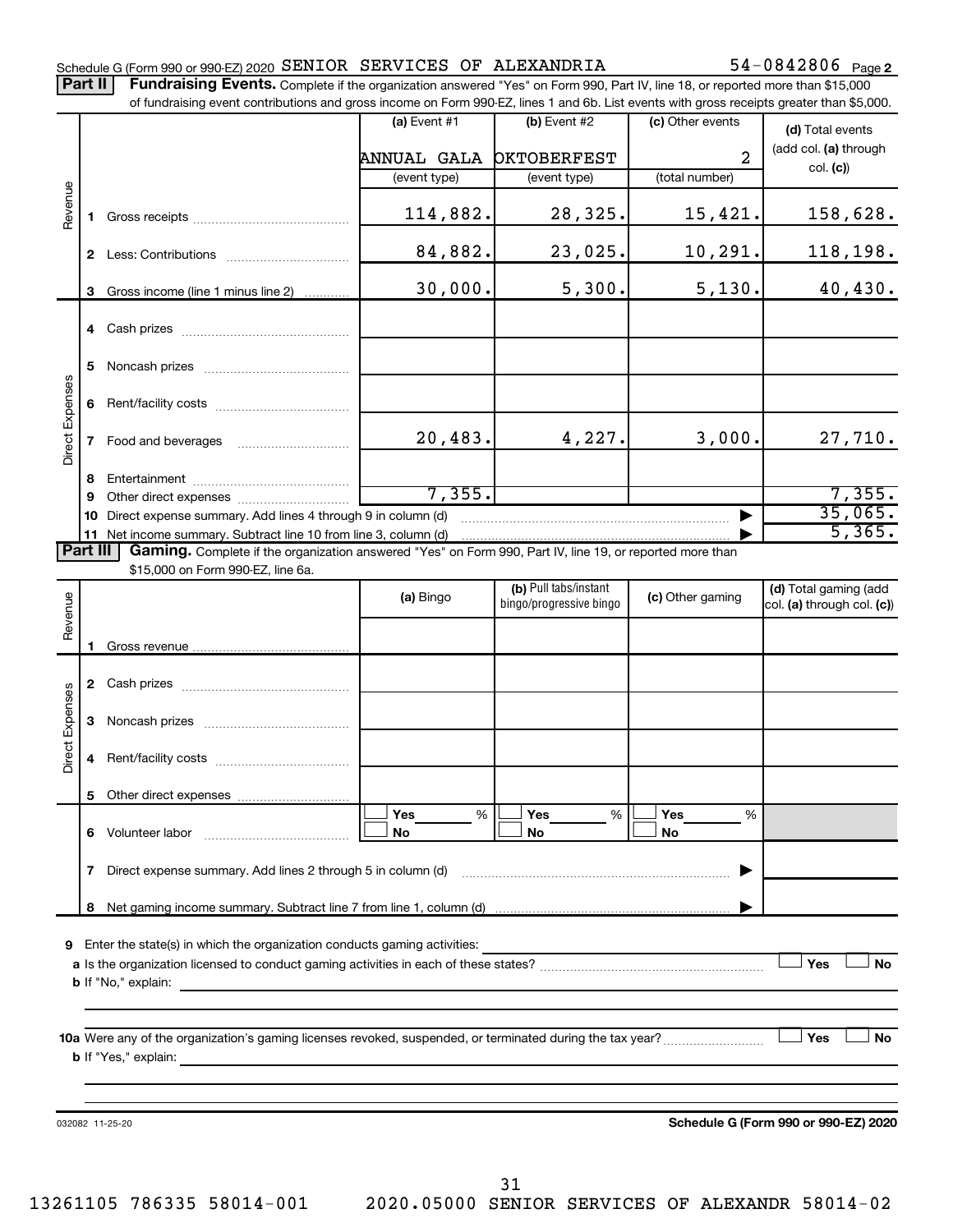Schedule G (Form 990 or 990-EZ) 2020 SENIOR SERVICES OF ALEXANDRIA 54-0842806 Page 2

**Part II** **Fundraising Events.** Complete if the organization answered "Yes" on Form 990, Part IV, line 18, or reported more than $15,000 of fundraising event contributions and gross income on Form 990-EZ, lines 1 and 6b. List events with gross receipts greater than $5,000.

| | | (a) Event #1 | (b) Event #2 | (c) Other events | (d) Total events (add col. (a) through col. (c)) |
|---|---|---|---|---|---|
| | | ANNUAL GALA | OKTOBERFEST | 2 | |
| | | (event type) | (event type) | (total number) | |
| Revenue | 1 Gross receipts | 114,882. | 28,325. | 15,421. | 158,628. |
| | 2 Less: Contributions | 84,882. | 23,025. | 10,291. | 118,198. |
| | 3 Gross income (line 1 minus line 2) | 30,000. | 5,300. | 5,130. | 40,430. |
| Direct Expenses | 4 Cash prizes | | | | |
| | 5 Noncash prizes | | | | |
| | 6 Rent/facility costs | | | | |
| | 7 Food and beverages | 20,483. | 4,227. | 3,000. | 27,710. |
| | 8 Entertainment | | | | |
| | 9 Other direct expenses | 7,355. | | | 7,355. |
| | 10 Direct expense summary. Add lines 4 through 9 in column (d) | | | ▶ | 35,065. |
| | 11 Net income summary. Subtract line 10 from line 3, column (d) | | | ▶ | 5,365. |

**Part III** **Gaming.** Complete if the organization answered "Yes" on Form 990, Part IV, line 19, or reported more than $15,000 on Form 990-EZ, line 6a.

| | | (a) Bingo | (b) Pull tabs/instant bingo/progressive bingo | (c) Other gaming | (d) Total gaming (add col. (a) through col. (c)) |
|---|---|---|---|---|---|
| Revenue | 1 Gross revenue | | | | |
| Direct Expenses | 2 Cash prizes | | | | |
| | 3 Noncash prizes | | | | |
| | 4 Rent/facility costs | | | | |
| | 5 Other direct expenses | | | | |
| | 6 Volunteer labor | ☐ Yes ___ % ☐ No | ☐ Yes ___ % ☐ No | ☐ Yes ___ % ☐ No | |
| | 7 Direct expense summary. Add lines 2 through 5 in column (d) | | | ▶ | |
| | 8 Net gaming income summary. Subtract line 7 from line 1, column (d) | | | ▶ | |

9 Enter the state(s) in which the organization conducts gaming activities:

a Is the organization licensed to conduct gaming activities in each of these states? ☐ Yes ☐ No

b If "No," explain:

10a Were any of the organization's gaming licenses revoked, suspended, or terminated during the tax year? ☐ Yes ☐ No

b If "Yes," explain:

032082 11-25-20 **Schedule G (Form 990 or 990-EZ) 2020**

13261105 786335 58014-001 2020.05000 SENIOR SERVICES OF ALEXANDR 58014-02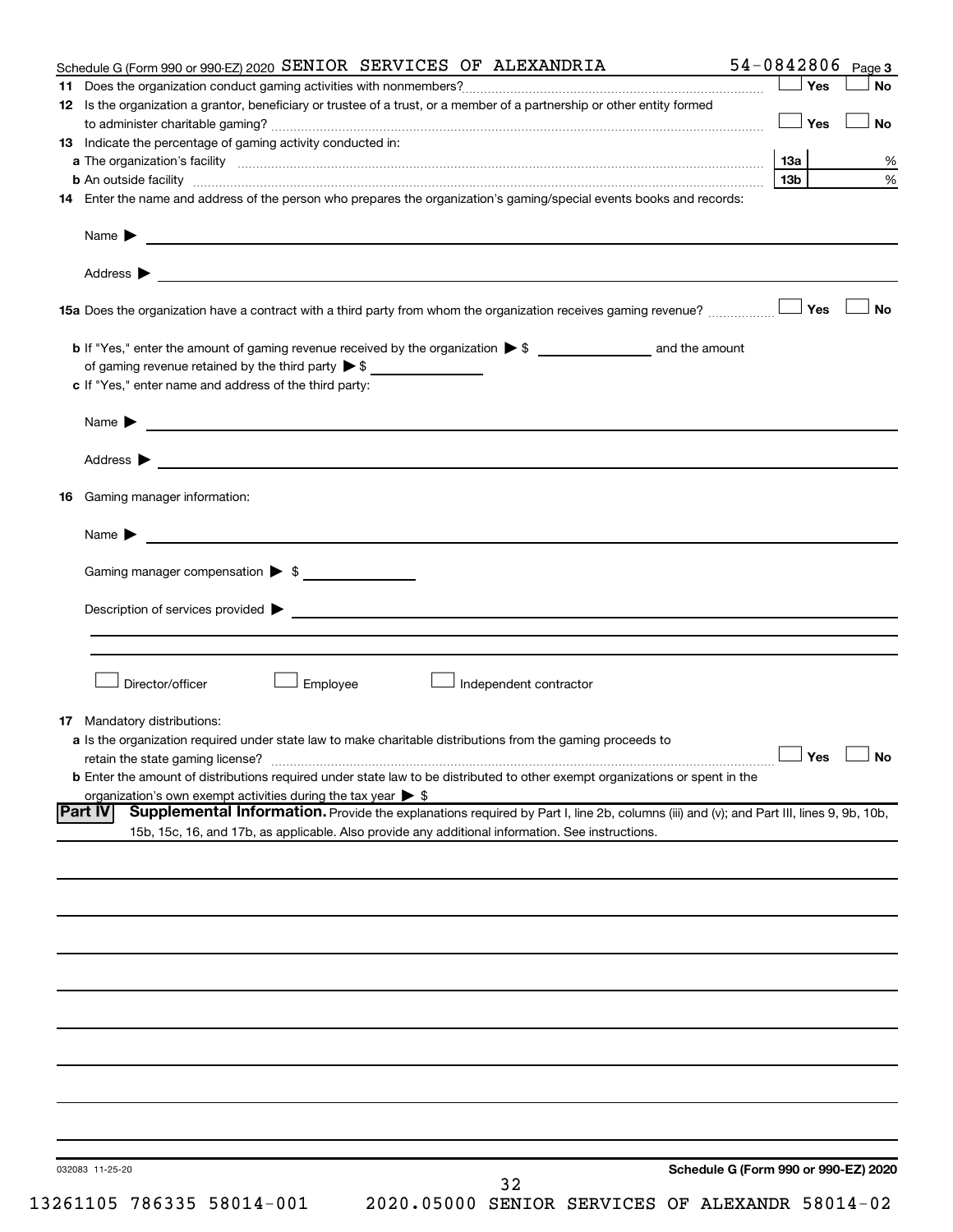Schedule G (Form 990 or 990-EZ) 2020 SENIOR SERVICES OF ALEXANDRIA 54-0842806 Page 3

**11** Does the organization conduct gaming activities with nonmembers? ☐ Yes ☐ No

**12** Is the organization a grantor, beneficiary or trustee of a trust, or a member of a partnership or other entity formed to administer charitable gaming? ☐ Yes ☐ No

**13** Indicate the percentage of gaming activity conducted in:

**a** The organization's facility **13a** %

**b** An outside facility **13b** %

**14** Enter the name and address of the person who prepares the organization's gaming/special events books and records:

Name ▶

Address ▶

**15a** Does the organization have a contract with a third party from whom the organization receives gaming revenue? ☐ Yes ☐ No

**b** If "Yes," enter the amount of gaming revenue received by the organization ▶ $ ______ and the amount of gaming revenue retained by the third party ▶ $ ______

**c** If "Yes," enter name and address of the third party:

Name ▶

Address ▶

**16** Gaming manager information:

Name ▶

Gaming manager compensation ▶ $

Description of services provided ▶

☐ Director/officer ☐ Employee ☐ Independent contractor

**17** Mandatory distributions:

**a** Is the organization required under state law to make charitable distributions from the gaming proceeds to retain the state gaming license? ☐ Yes ☐ No

**b** Enter the amount of distributions required under state law to be distributed to other exempt organizations or spent in the organization's own exempt activities during the tax year ▶ $

## Part IV Supplemental Information.

Provide the explanations required by Part I, line 2b, columns (iii) and (v); and Part III, lines 9, 9b, 10b, 15b, 15c, 16, and 17b, as applicable. Also provide any additional information. See instructions.

032083 11-25-20

Schedule G (Form 990 or 990-EZ) 2020

13261105 786335 58014-001 2020.05000 SENIOR SERVICES OF ALEXANDR 58014-02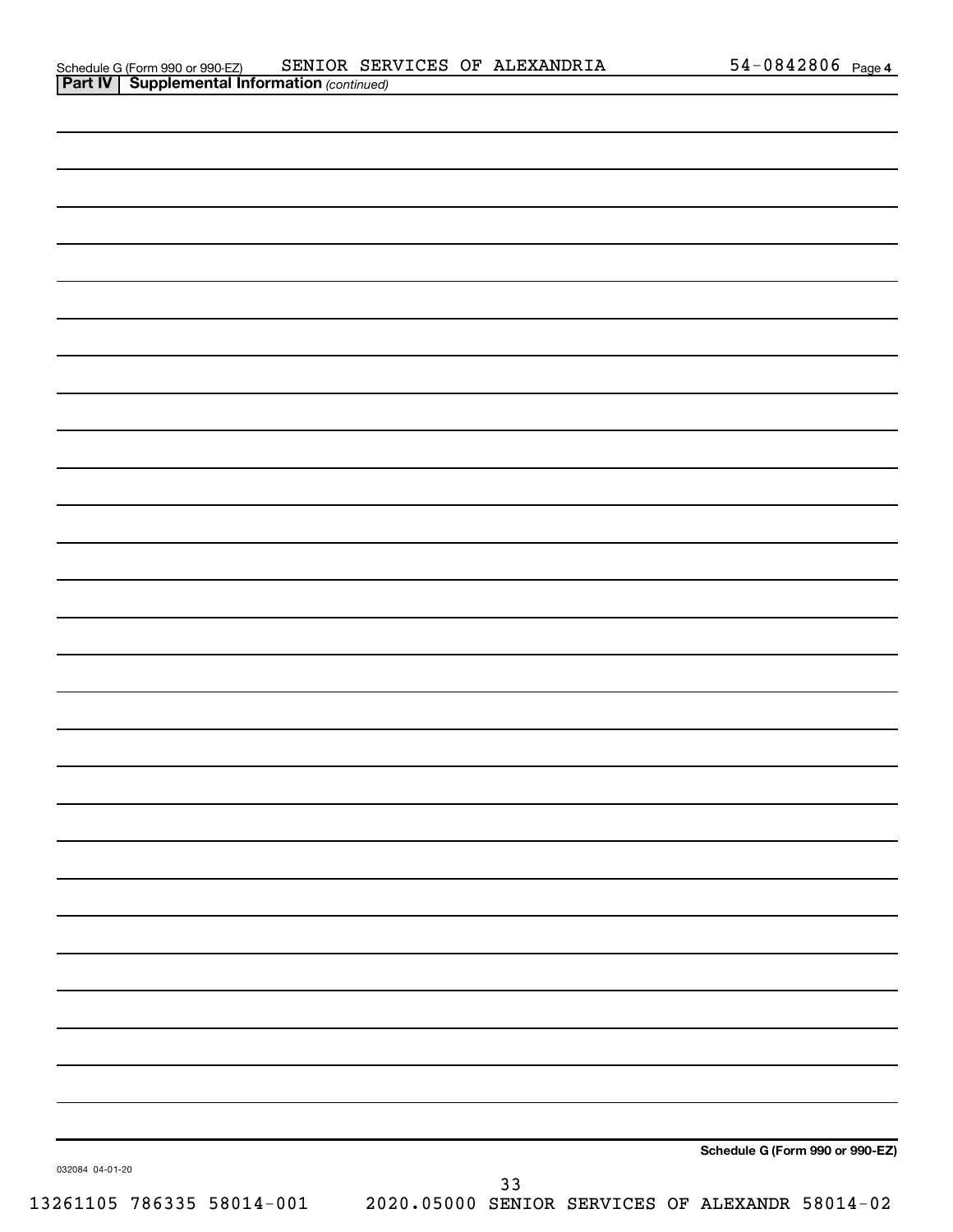Schedule G (Form 990 or 990-EZ) SENIOR SERVICES OF ALEXANDRIA 54-0842806 Page 4

**Part IV | Supplemental Information** *(continued)*

**Schedule G (Form 990 or 990-EZ)**

032084 04-01-20

13261105 786335 58014-001 2020.05000 SENIOR SERVICES OF ALEXANDR 58014-02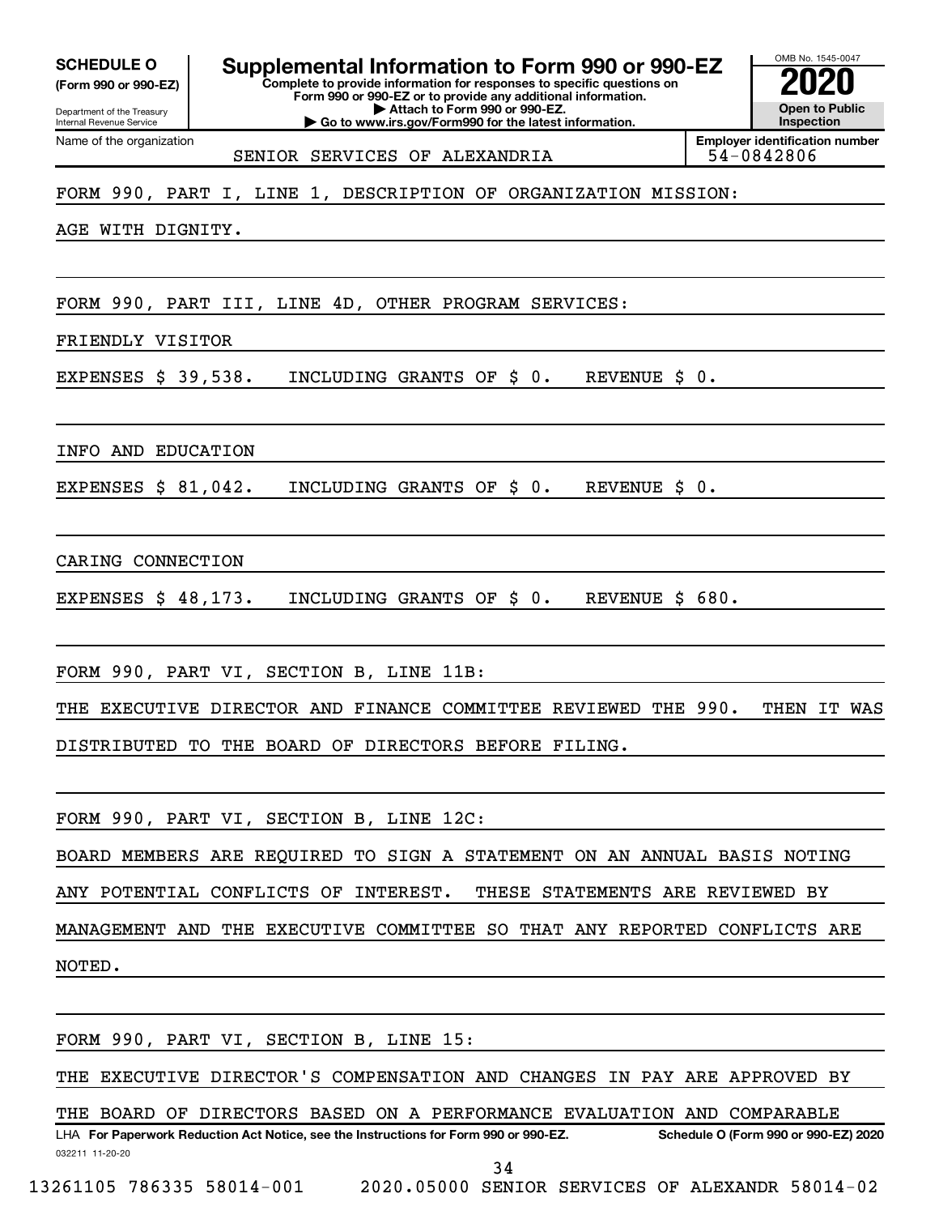**SCHEDULE O (Form 990 or 990-EZ)**

Department of the Treasury
Internal Revenue Service

# Supplemental Information to Form 990 or 990-EZ

**Complete to provide information for responses to specific questions on Form 990 or 990-EZ or to provide any additional information.**
**▶ Attach to Form 990 or 990-EZ.**
**▶ Go to www.irs.gov/Form990 for the latest information.**

OMB No. 1545-0047

**2020**

**Open to Public Inspection**

Name of the organization: SENIOR SERVICES OF ALEXANDRIA

**Employer identification number**: 54-0842806

FORM 990, PART I, LINE 1, DESCRIPTION OF ORGANIZATION MISSION:

AGE WITH DIGNITY.

FORM 990, PART III, LINE 4D, OTHER PROGRAM SERVICES:

FRIENDLY VISITOR

EXPENSES $ 39,538. INCLUDING GRANTS OF $ 0. REVENUE $ 0.

INFO AND EDUCATION

EXPENSES $ 81,042. INCLUDING GRANTS OF $ 0. REVENUE $ 0.

CARING CONNECTION

EXPENSES $ 48,173. INCLUDING GRANTS OF $ 0. REVENUE $ 680.

FORM 990, PART VI, SECTION B, LINE 11B:

THE EXECUTIVE DIRECTOR AND FINANCE COMMITTEE REVIEWED THE 990. THEN IT WAS DISTRIBUTED TO THE BOARD OF DIRECTORS BEFORE FILING.

FORM 990, PART VI, SECTION B, LINE 12C:

BOARD MEMBERS ARE REQUIRED TO SIGN A STATEMENT ON AN ANNUAL BASIS NOTING ANY POTENTIAL CONFLICTS OF INTEREST. THESE STATEMENTS ARE REVIEWED BY MANAGEMENT AND THE EXECUTIVE COMMITTEE SO THAT ANY REPORTED CONFLICTS ARE NOTED.

FORM 990, PART VI, SECTION B, LINE 15:

THE EXECUTIVE DIRECTOR'S COMPENSATION AND CHANGES IN PAY ARE APPROVED BY THE BOARD OF DIRECTORS BASED ON A PERFORMANCE EVALUATION AND COMPARABLE

LHA **For Paperwork Reduction Act Notice, see the Instructions for Form 990 or 990-EZ.** **Schedule O (Form 990 or 990-EZ) 2020**

032211 11-20-20

13261105 786335 58014-001 2020.05000 SENIOR SERVICES OF ALEXANDR 58014-02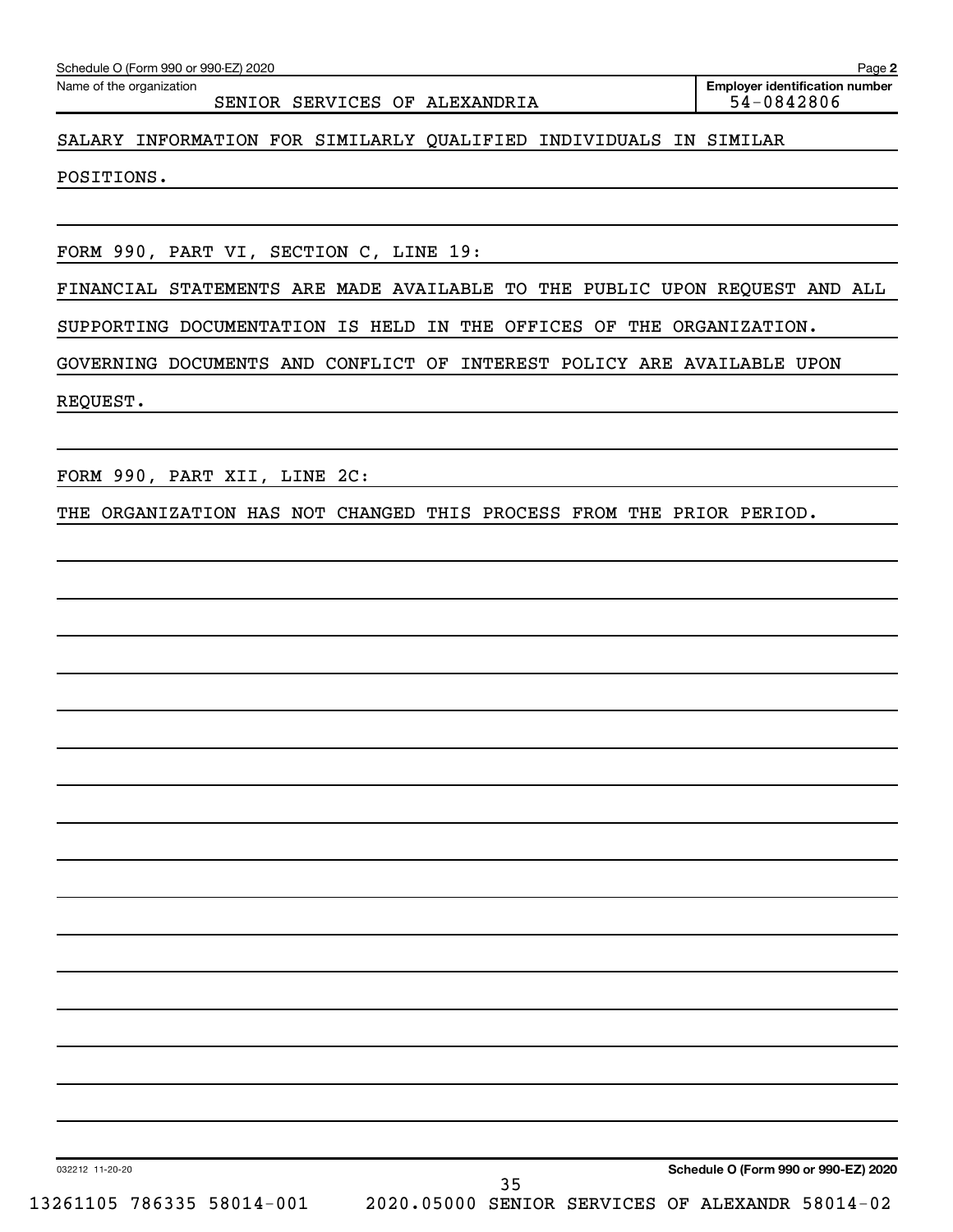Name of the organization: SENIOR SERVICES OF ALEXANDRIA

Employer identification number: 54-0842806

SALARY INFORMATION FOR SIMILARLY QUALIFIED INDIVIDUALS IN SIMILAR POSITIONS.

FORM 990, PART VI, SECTION C, LINE 19:

FINANCIAL STATEMENTS ARE MADE AVAILABLE TO THE PUBLIC UPON REQUEST AND ALL SUPPORTING DOCUMENTATION IS HELD IN THE OFFICES OF THE ORGANIZATION. GOVERNING DOCUMENTS AND CONFLICT OF INTEREST POLICY ARE AVAILABLE UPON REQUEST.

FORM 990, PART XII, LINE 2C:

THE ORGANIZATION HAS NOT CHANGED THIS PROCESS FROM THE PRIOR PERIOD.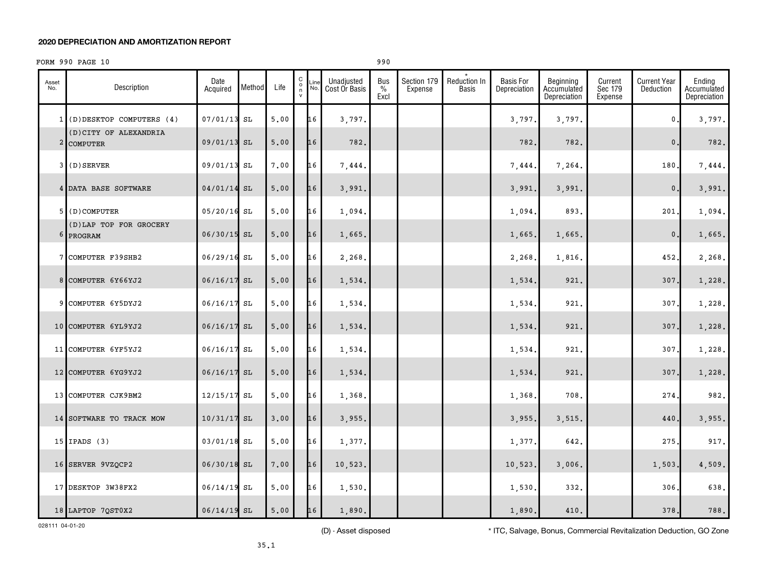## 2020 DEPRECIATION AND AMORTIZATION REPORT

FORM 990 PAGE 10 990

| Asset No. | Description | Date Acquired | Method | Life | Conv | Line No. | Unadjusted Cost Or Basis | Bus % Excl | Section 179 Expense | * Reduction In Basis | Basis For Depreciation | Beginning Accumulated Depreciation | Current Sec 179 Expense | Current Year Deduction | Ending Accumulated Depreciation |
|---|---|---|---|---|---|---|---|---|---|---|---|---|---|---|---|
| 1 | (D)DESKTOP COMPUTERS (4) | 07/01/13 | SL | 5.00 | | 16 | 3,797. | | | | 3,797. | 3,797. | | 0. | 3,797. |
| 2 | (D)CITY OF ALEXANDRIA COMPUTER | 09/01/13 | SL | 5.00 | | 16 | 782. | | | | 782. | 782. | | 0. | 782. |
| 3 | (D)SERVER | 09/01/13 | SL | 7.00 | | 16 | 7,444. | | | | 7,444. | 7,264. | | 180. | 7,444. |
| 4 | DATA BASE SOFTWARE | 04/01/14 | SL | 5.00 | | 16 | 3,991. | | | | 3,991. | 3,991. | | 0. | 3,991. |
| 5 | (D)COMPUTER | 05/20/16 | SL | 5.00 | | 16 | 1,094. | | | | 1,094. | 893. | | 201. | 1,094. |
| 6 | (D)LAP TOP FOR GROCERY PROGRAM | 06/30/15 | SL | 5.00 | | 16 | 1,665. | | | | 1,665. | 1,665. | | 0. | 1,665. |
| 7 | COMPUTER F39SHB2 | 06/29/16 | SL | 5.00 | | 16 | 2,268. | | | | 2,268. | 1,816. | | 452. | 2,268. |
| 8 | COMPUTER 6Y66YJ2 | 06/16/17 | SL | 5.00 | | 16 | 1,534. | | | | 1,534. | 921. | | 307. | 1,228. |
| 9 | COMPUTER 6Y5DYJ2 | 06/16/17 | SL | 5.00 | | 16 | 1,534. | | | | 1,534. | 921. | | 307. | 1,228. |
| 10 | COMPUTER 6YL9YJ2 | 06/16/17 | SL | 5.00 | | 16 | 1,534. | | | | 1,534. | 921. | | 307. | 1,228. |
| 11 | COMPUTER 6YF5YJ2 | 06/16/17 | SL | 5.00 | | 16 | 1,534. | | | | 1,534. | 921. | | 307. | 1,228. |
| 12 | COMPUTER 6YG9YJ2 | 06/16/17 | SL | 5.00 | | 16 | 1,534. | | | | 1,534. | 921. | | 307. | 1,228. |
| 13 | COMPUTER CJK9BM2 | 12/15/17 | SL | 5.00 | | 16 | 1,368. | | | | 1,368. | 708. | | 274. | 982. |
| 14 | SOFTWARE TO TRACK MOW | 10/31/17 | SL | 3.00 | | 16 | 3,955. | | | | 3,955. | 3,515. | | 440. | 3,955. |
| 15 | IPADS (3) | 03/01/18 | SL | 5.00 | | 16 | 1,377. | | | | 1,377. | 642. | | 275. | 917. |
| 16 | SERVER 9VZQCP2 | 06/30/18 | SL | 7.00 | | 16 | 10,523. | | | | 10,523. | 3,006. | | 1,503. | 4,509. |
| 17 | DESKTOP 3W38FX2 | 06/14/19 | SL | 5.00 | | 16 | 1,530. | | | | 1,530. | 332. | | 306. | 638. |
| 18 | LAPTOP 7QST0X2 | 06/14/19 | SL | 5.00 | | 16 | 1,890. | | | | 1,890. | 410. | | 378. | 788. |

028111 04-01-20

(D) - Asset disposed

* ITC, Salvage, Bonus, Commercial Revitalization Deduction, GO Zone

35.1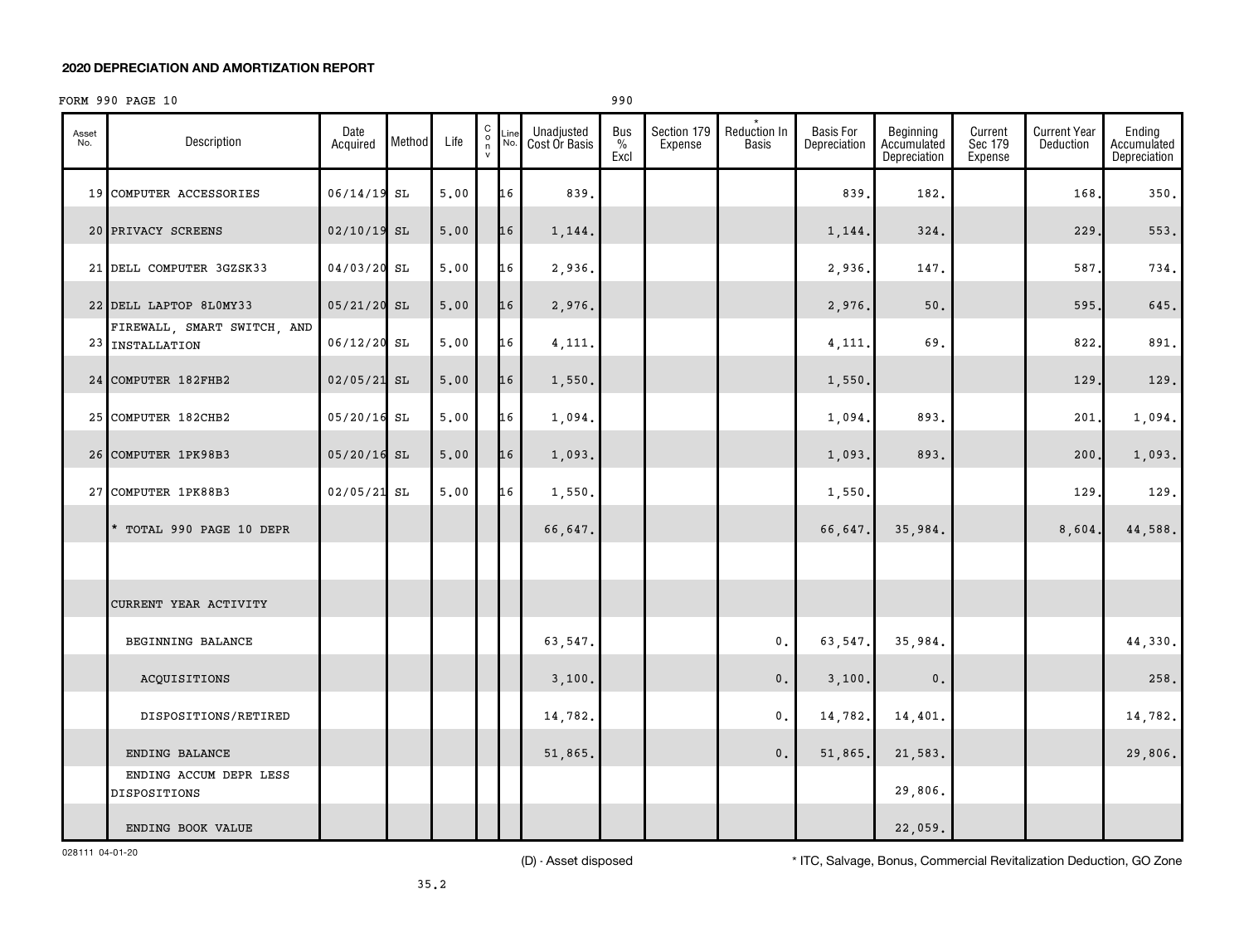**2020 DEPRECIATION AND AMORTIZATION REPORT**

FORM 990 PAGE 10 990

| Asset No. | Description | Date Acquired | Method | Life | C o n v | Line No. | Unadjusted Cost Or Basis | Bus % Excl | Section 179 Expense | * Reduction In Basis | Basis For Depreciation | Beginning Accumulated Depreciation | Current Sec 179 Expense | Current Year Deduction | Ending Accumulated Depreciation |
|---|---|---|---|---|---|---|---|---|---|---|---|---|---|---|---|
| 19 | COMPUTER ACCESSORIES | 06/14/19 | SL | 5.00 | | 16 | 839. | | | | 839. | 182. | | 168. | 350. |
| 20 | PRIVACY SCREENS | 02/10/19 | SL | 5.00 | | 16 | 1,144. | | | | 1,144. | 324. | | 229. | 553. |
| 21 | DELL COMPUTER 3GZSK33 | 04/03/20 | SL | 5.00 | | 16 | 2,936. | | | | 2,936. | 147. | | 587. | 734. |
| 22 | DELL LAPTOP 8L0MY33 | 05/21/20 | SL | 5.00 | | 16 | 2,976. | | | | 2,976. | 50. | | 595. | 645. |
| 23 | FIREWALL, SMART SWITCH, AND INSTALLATION | 06/12/20 | SL | 5.00 | | 16 | 4,111. | | | | 4,111. | 69. | | 822. | 891. |
| 24 | COMPUTER 182FHB2 | 02/05/21 | SL | 5.00 | | 16 | 1,550. | | | | 1,550. | | | 129. | 129. |
| 25 | COMPUTER 182CHB2 | 05/20/16 | SL | 5.00 | | 16 | 1,094. | | | | 1,094. | 893. | | 201. | 1,094. |
| 26 | COMPUTER 1PK98B3 | 05/20/16 | SL | 5.00 | | 16 | 1,093. | | | | 1,093. | 893. | | 200. | 1,093. |
| 27 | COMPUTER 1PK88B3 | 02/05/21 | SL | 5.00 | | 16 | 1,550. | | | | 1,550. | | | 129. | 129. |
| | * TOTAL 990 PAGE 10 DEPR | | | | | | 66,647. | | | | 66,647. | 35,984. | | 8,604. | 44,588. |
| | | | | | | | | | | | | | | | |
| | CURRENT YEAR ACTIVITY | | | | | | | | | | | | | | |
| | BEGINNING BALANCE | | | | | | 63,547. | | | 0. | 63,547. | 35,984. | | | 44,330. |
| | ACQUISITIONS | | | | | | 3,100. | | | 0. | 3,100. | 0. | | | 258. |
| | DISPOSITIONS/RETIRED | | | | | | 14,782. | | | 0. | 14,782. | 14,401. | | | 14,782. |
| | ENDING BALANCE | | | | | | 51,865. | | | 0. | 51,865. | 21,583. | | | 29,806. |
| | ENDING ACCUM DEPR LESS DISPOSITIONS | | | | | | | | | | | 29,806. | | | |
| | ENDING BOOK VALUE | | | | | | | | | | | 22,059. | | | |

028111 04-01-20

(D) - Asset disposed

* ITC, Salvage, Bonus, Commercial Revitalization Deduction, GO Zone

35.2